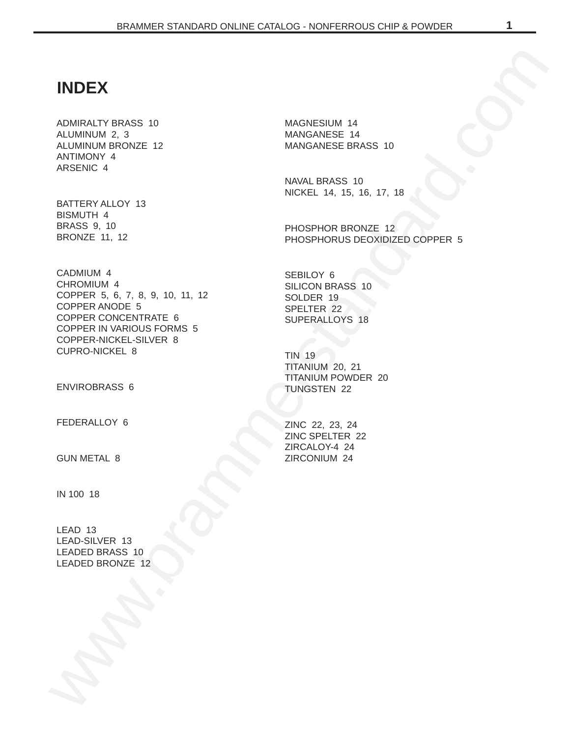# INDEX

ADMIRALTY BRASS 10
ALUMINUM 2, 3
ALUMINUM BRONZE 12
ANTIMONY 4
ARSENIC 4

BATTERY ALLOY 13
BISMUTH 4
BRASS 9, 10
BRONZE 11, 12

CADMIUM 4
CHROMIUM 4
COPPER 5, 6, 7, 8, 9, 10, 11, 12
COPPER ANODE 5
COPPER CONCENTRATE 6
COPPER IN VARIOUS FORMS 5
COPPER-NICKEL-SILVER 8
CUPRO-NICKEL 8

ENVIROBRASS 6

FEDERALLOY 6

GUN METAL 8

IN 100 18

LEAD 13
LEAD-SILVER 13
LEADED BRASS 10
LEADED BRONZE 12

MAGNESIUM 14
MANGANESE 14
MANGANESE BRASS 10

NAVAL BRASS 10
NICKEL 14, 15, 16, 17, 18

PHOSPHOR BRONZE 12
PHOSPHORUS DEOXIDIZED COPPER 5

SEBILOY 6
SILICON BRASS 10
SOLDER 19
SPELTER 22
SUPERALLOYS 18

TIN 19
TITANIUM 20, 21
TITANIUM POWDER 20
TUNGSTEN 22

ZINC 22, 23, 24
ZINC SPELTER 22
ZIRCALOY-4 24
ZIRCONIUM 24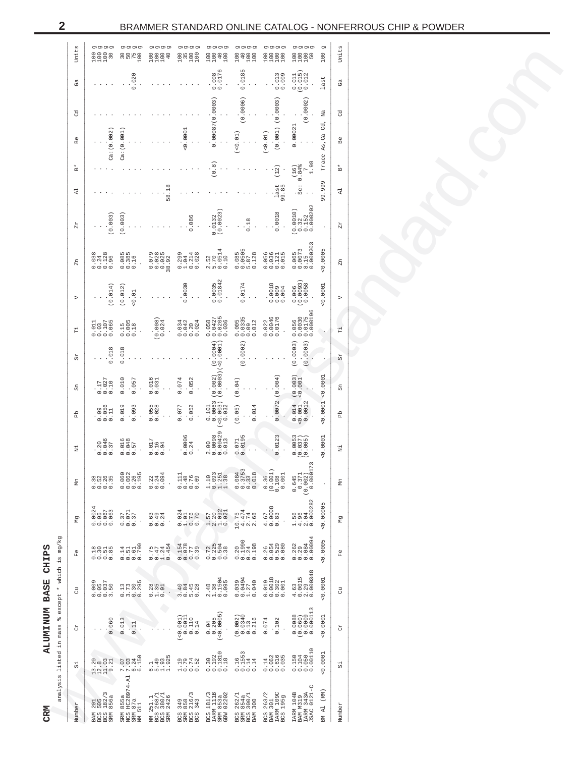# CRM ALUMINUM BASE CHIPS

analysis listed in mass % except * which is mg/kg

| Number | Si | Cr | Cu | Fe | Mg | Mn | Ni | Pb | Sn | Sr | Ti | V | Zn | Zr | Al | B* | Be | Cd | Ga | Units |
|---|---|---|---|---|---|---|---|---|---|---|---|---|---|---|---|---|---|---|---|---|
| BAM 201 | 13.20 | . | 0.009 | 0.18 | 0.0024 | 0.38 | . | . | . | . | 0.011 | . | 0.038 | . | . | . | . | . | . | 100 g |
| BCS 385 | 12.8 | . | 0.05 | 0.30 | 0.05 | 0.52 | 0.20 | 0.09 | 0.17 | . | 0.03 | . | 0.24 | . | . | . | . | . | . | 100 g |
| BCS 182/3 | 11.03 | . | 0.037 | 0.51 | 0.067 | 0.26 | 0.046 | 0.056 | 0.027 | . | 0.107 | . | 0.128 | . | . | . | . | . | . | 100 g |
| SRM 856a | 9.21 | 0.060 | 3.50 | 0.85 | 0.063 | 0.35 | 0.37 | 0.11 | 0.10 | 0.018 | 0.065 | (0.014) | 0.96 | (0.003) | . | . | Ca:(0.002) | . | . | 30 g |
| SRM 855a | 7.07 | 0.013 | 0.13 | 0.14 | 0.37 | 0.060 | 0.016 | 0.019 | 0.010 | 0.018 | 0.15 | (0.012) | 0.085 | (0.003) | . | . | Ca:(0.001) | . | . | 30 g |
| NCS HC28974-Al | 7.03 | . | 3.73 | 0.51 | 0.071 | 0.062 | 0.048 | . | . | . | 0.005 | . | 0.385 | . | . | . | . | . | . | 50 g |
| SRM 87a | 6.24 | 0.11 | 0.30 | 0.61 | 0.37 | 0.26 | 0.57 | 0.093 | 0.057 | . | 0.18 | <0.01 | 0.16 | . | . | . | . | . | 0.020 | 75 g |
| NM 511 | 6.150 | . | 0.295 | 0.790 | . | 0.195 | . | . | . | . | . | . | . | . | . | . | . | . | . | 100 g |
| NM 251.1 | 6.1 | . | 0.28 | 0.75 | 0.63 | 0.22 | 0.017 | 0.055 | 0.016 | . | (0.008) | . | 0.079 | . | . | . | . | . | . | 100 g |
| BCS 268/1 | 5.49 | . | 1.35 | 0.47 | 0.49 | 0.24 | 0.16 | 0.028 | 0.031 | . | 0.024 | . | 0.028 | . | . | . | . | . | . | 100 g |
| BCS 380/1 | 1.93 | . | 0.91 | 1.24 | 0.24 | 0.094 | 0.94 | . | . | . | . | . | 0.025 | . | . | . | . | . | . | 100 g |
| SRM 2426 | 1.925 | . | . | 0.454 | . | . | . | . | . | . | . | . | 38.92 | . | 58.18 | . | . | . | . | 40 g |
| BCS 349 | 1.19 | (<0.001) | 3.40 | 0.154 | 0.024 | 0.111 | . | 0.077 | 0.074 | . | 0.034 | . | 0.299 | . | . | . | . | . | . | 100 g |
| SRM 858 | 0.79 | 0.0011 | 0.84 | 0.078 | 1.01 | 0.48 | 0.0006 | . | . | . | 0.042 | 0.0030 | 1.04 | 0.086 | . | . | <0.0001 | . | . | 35 g |
| BCS 216/3 | 0.74 | 0.110 | 5.45 | 0.77 | 0.76 | 0.76 | 0.24 | 0.052 | 0.052 | . | 0.20 | . | 0.214 | . | . | . | . | . | . | 100 g |
| BCS 343 | 0.52 | 0.14 | 0.28 | 0.39 | 0.70 | 0.69 | . | . | . | . | 0.024 | . | 0.028 | . | . | . | . | . | . | 100 g |
| BCS 181/3 | 0.30 | 0.04 | 2.48 | 0.72 | 1.57 | 1.10 | 2.00 | 0.101 | . | . | 0.058 | . | 2.52 | . | . | . | . | . | . | 100 g |
| IARM 111B | 0.192 | 0.205 | 1.38 | 0.225 | 2.20 | 0.093 | 0.0098 | 0.0063 | (0.002) | (0.0004) | 0.0427 | 0.0035 | 5.70 | 0.0132 | . | (0.8) | 0.00087 | (0.0003) | 0.008 | 100 g |
| SRM 853a | 0.1810 | (<0.0005) | 0.1504 | 0.504 | 1.092 | 1.251 | 0.00429 | (<0.003) | (0.0003) | (<0.0001) | 0.0205 | 0.01842 | 0.0514 | (0.0023) | . | . | . | . | 0.0176 | 40 g |
| GBW 02202 | 0.18 | . | 0.095 | 0.38 | 0.021 | 1.38 | 0.013 | 0.032 | . | . | 0.036 | . | 0.10 | . | . | . | . | . | . | 100 g |
| BCS 262/1 | 0.16 | (0.002) | 0.039 | 0.20 | 10.75 | 0.084 | 0.071 | (0.05) | (0.04) | . | 0.005 | . | 0.085 | . | . | . | (<0.01) | . | . | 100 g |
| SRM 854a | 0.1553 | 0.0340 | 0.0494 | 0.1990 | 4.474 | 0.3753 | 0.0195 | . | . | (0.0002) | 0.0335 | 0.0174 | 0.0505 | . | . | . | . | (0.0006) | 0.0185 | 40 g |
| BCS 300/1 | 0.14 | 0.13 | 1.27 | 0.24 | 2.74 | 0.33 | . | 0.014 | . | . | 0.09 | . | 5.87 | 0.18 | . | . | . | . | . | 100 g |
| BAM 300 | 0.14 | 0.216 | 0.040 | 0.198 | 2.68 | 0.018 | . | . | . | . | 0.012 | . | 0.128 | . | . | . | . | . | . | 100 g |
| BCS 263/2 | 0.14 | 0.074 | 0.019 | 0.26 | 4.67 | 0.36 | . | . | . | . | 0.022 | . | 0.056 | . | . | . | (<0.01) | . | . | 100 g |
| BAM 301 | 0.062 | . | 0.0018 | 0.054 | 0.0008 | (0.001) | . | . | . | . | 0.0046 | 0.0018 | 0.036 | . | . | . | . | . | . | 100 g |
| IARM 109C | 0.616 | 0.102 | 0.302 | 0.529 | 0.83 | 0.108 | 0.0123 | 0.0072 | (0.004) | . | 0.0176 | 0.009 | 0.121 | 0.0018 | last | (12) | (0.001) | (0.0003) | 0.013 | 100 g |
| BCS 195g | 0.035 | . | 0.001 | 0.080 | . | 0.001 | . | . | . | . | . | 0.004 | 0.015 | . | 99.85 | . | . | . | 0.009 | 100 g |
| IARM 104B | 0.150 | 0.0088 | 4.63 | 0.262 | 1.56 | 0.645 | 0.0053 | 0.014 | (0.003) | (0.0003) | 0.056 | 0.006 | 0.065 | (0.0010) | . | (16) | 0.00021 | . | 0.011 | 100 g |
| BAM M319 | 0.104 | (0.060) | 0.0015 | 0.29 | 4.96 | 0.371 | (0.037) | <0.001 | <0.001 | . | 0.0030 | (0.0093) | 0.0073 | 0.32 | Sc: 0.84% | . | . | . | (0.015) | 100 g |
| IARM 343A | 0.050 | 0.0009 | 2.29 | 0.084 | 2.04 | (0.002) | (0.005) | 0.0012 | . | (0.0003) | 0.0175 | 0.0058 | 8.15 | 0.152 | . | 7 | . | (0.0002) | 0.012 | 100 g |
| JSAC 0121-C | 0.00110 | 0.000113 | 0.000348 | 0.00094 | 0.000282 | 0.000173 | . | . | . | . | 0.000196 | . | 0.000203 | 0.000202 | . | 1.98 | . | . | . | 50 g |
| BM Al (RM) | <0.0001 | <0.0001 | <0.0001 | <0.0005 | <0.00005 | . | <0.0001 | <0.0001 | <0.0001 | . | . | <0.0001 | <0.0005 | . | 99.999 | Trace As, Ca Cd, Na | | | last | 100 g |
| Number | Si | Cr | Cu | Fe | Mg | Mn | Ni | Pb | Sn | Sr | Ti | V | Zn | Zr | Al | B* | Be | Cd | Ga | Units |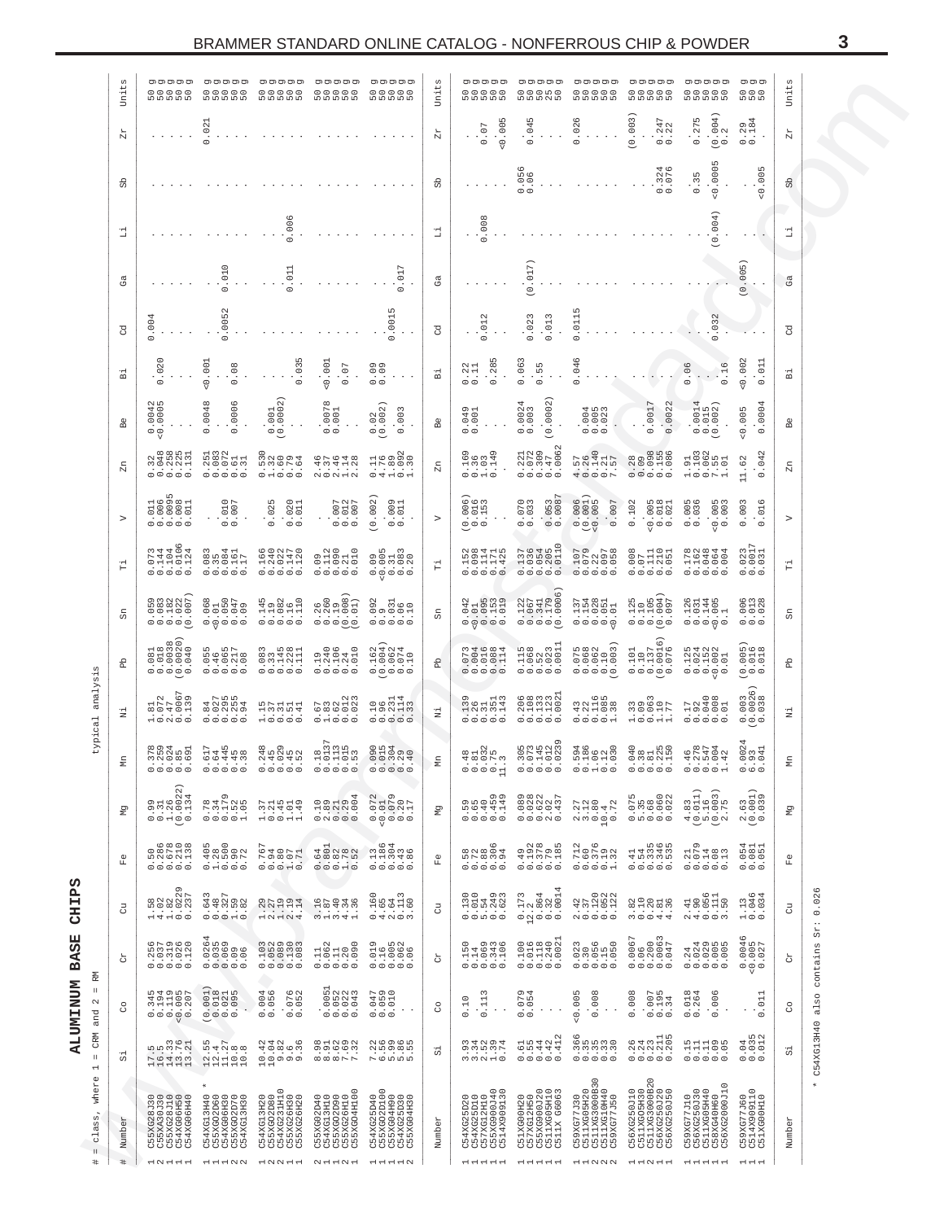# ALUMINUM BASE CHIPS

# = class, where 1 = CRM and 2 = RM

typical analysis

| # | Number | Si | Co | Cr | Cu | Fe | Mg | Mn | Ni | Pb | Sn | Ti | V | Zn | Be | Bi | Cd | Ga | Li | Sb | Zr | Units |
|---|---|---|---|---|---|---|---|---|---|---|---|---|---|---|---|---|---|---|---|---|---|---|
| 1 | C55XG28J30 | 17.5 | 0.345 | 0.256 | 1.58 | 0.50 | 0.99 | 0.378 | 1.81 | 0.081 | 0.059 | 0.073 | 0.011 | 0.32 | 0.0042 | . | 0.004 | . | . | . | . | 50 g |
| 2 | C55XA30J30 | 16.5 | 0.194 | 0.037 | 4.02 | 0.286 | 0.31 | 0.259 | 0.072 | 0.018 | 0.083 | 0.144 | 0.006 | 0.048 | <0.0005 | 0.020 | . | . | . | . | . | 50 g |
| 1 | C55XG23J10 | 14.33 | 0.119 | 0.319 | 1.82 | 0.678 | 1.26 | 0.024 | 2.47 | 0.0038 | 0.182 | 0.104 | 0.0095 | 0.298 | . | . | . | . | . | . | . | 50 g |
| 1 | C54XG06H50 | 13.76 | <0.005 | 0.026 | 0.0229 | 0.210 | (0.0022) | 0.85 | 0.0067 | (0.0020) | 0.022 | 0.0106 | 0.008 | 0.225 | . | . | . | . | . | . | . | 50 g |
| 1 | C54XG06H40 | 13.21 | 0.207 | 0.120 | 0.237 | 0.138 | 0.134 | 0.691 | 0.139 | 0.040 | (0.007) | 0.124 | 0.011 | 0.131 | . | . | . | . | . | . | . | 50 g |
| 1 | C54XG13H40 * | 12.55 | (0.001) | 0.0264 | 0.643 | 0.405 | 0.78 | 0.617 | 0.84 | 0.055 | 0.068 | 0.083 | . | 0.251 | 0.0048 | <0.001 | . | . | . | . | 0.021 | 50 g |
| 1 | C55XG02D60 | 12.4 | 0.018 | 0.033 | 2.48 | 1.28 | 0.34 | 0.64 | 0.027 | 0.46 | <0.01 | 0.35 | . | 0.083 | . | . | 0.0052 | 0.010 | . | . | . | 50 g |
| 1 | C54XG06H30 | 11.27 | 0.021 | 0.069 | 0.327 | 0.500 | 0.179 | 0.445 | 0.295 | 0.065 | 0.050 | 0.084 | 0.010 | 0.072 | . | . | . | . | . | . | . | 50 g |
| 2 | C55XG02D70 | 10.8 | 0.095 | 0.09 | 1.59 | 0.90 | 0.52 | 0.45 | 0.255 | 0.217 | 0.047 | 0.161 | 0.007 | 0.61 | 0.0006 | 0.08 | . | . | . | . | . | 50 g |
| 2 | C54XG13H30 | 10.8 | . | 0.06 | 0.82 | 0.72 | 1.05 | 0.38 | 0.94 | 0.08 | 0.09 | 0.17 | . | 0.31 | . | . | . | . | . | . | . | 50 g |
| 1 | C55XG13H20 | 10.42 | 0.004 | 0.103 | 1.29 | 0.767 | 1.37 | 0.248 | 1.15 | 0.083 | 0.145 | 0.166 | . | 0.530 | 0.001 | . | . | . | . | . | . | 50 g |
| 2 | C55XG02D80 | 10.04 | 0.056 | 0.052 | 2.27 | 0.94 | 0.21 | 0.45 | 0.37 | 0.33 | 0.19 | 0.240 | 0.025 | 1.32 | (0.0002) | . | . | . | . | . | . | 50 g |
| 1 | C54XG231H10 | 9.82 | . | 0.089 | 1.19 | 0.80 | 0.45 | 0.029 | 0.31 | 0.145 | 0.082 | 0.022 | . | 0.60 | . | . | . | . | . | . | . | 50 g |
| 1 | C55XG26H30 | 9.6 | 0.076 | 0.130 | 2.19 | 1.07 | 1.01 | 0.45 | 0.51 | 0.228 | 0.16 | 0.147 | 0.020 | 0.79 | . | . | . | . | 0.006 | . | . | 50 g |
| 2 | C55XG26H20 | 9.36 | 0.052 | 0.083 | 4.14 | 0.71 | 1.49 | 0.52 | 0.41 | 0.111 | 0.110 | 0.120 | 0.011 | 0.64 | . | 0.035 | . | 0.011 | . | . | . | 50 g |
| 2 | C55XG02D40 | 8.98 | . | 0.11 | 3.16 | 0.64 | 0.10 | 0.18 | 0.67 | 0.19 | 0.26 | 0.09 | . | 2.46 | . | . | . | . | . | . | . | 50 g |
| 1 | C54XG13H10 | 8.91 | 0.0051 | 0.062 | 1.87 | 0.801 | 2.89 | 0.0137 | 1.83 | 0.240 | 0.260 | 0.112 | 0.007 | 0.37 | 0.0078 | <0.001 | . | . | . | . | . | 50 g |
| 1 | C55XG02D90 | 8.62 | 0.052 | 0.11 | 3.40 | 0.82 | 0.21 | 0.113 | 0.62 | 0.106 | 0.19 | 0.090 | 0.012 | 2.46 | 0.001 | . | . | . | . | . | . | 50 g |
| 2 | C55XG26H10 | 7.69 | 0.022 | 0.20 | 4.34 | 1.78 | 0.29 | 0.015 | 0.012 | 0.24 | (0.008) | 0.21 | 0.007 | 1.14 | . | 0.07 | . | . | . | . | . | 50 g |
| 1 | C55XG04H100 | 7.32 | 0.043 | 0.090 | 1.36 | 0.52 | 0.004 | 0.53 | 0.023 | 0.010 | (0.01) | 0.010 | . | 2.28 | . | . | . | . | . | . | . | 50 g |
| 1 | C54XG25D40 | 7.22 | 0.047 | 0.019 | 0.160 | 0.13 | 0.072 | 0.090 | 0.10 | 0.162 | 0.092 | 0.09 | (0.002) | 0.11 | 0.02 | 0.09 | . | . | . | . | . | 50 g |
| 1 | C55XG02D100 | 6.56 | 0.059 | 0.16 | 4.65 | 0.186 | <0.01 | 0.015 | 0.96 | (0.004) | 0.9 | <0.005 | . | 4.76 | (0.002) | 0.09 | . | . | . | . | . | 50 g |
| 1 | C55XG04H90 | 5.99 | 0.010 | 0.005 | 2.64 | 0.304 | 0.079 | 0.304 | 0.231 | 0.062 | 0.031 | 0.31 | 0.009 | 1.89 | . | . | . | . | . | . | . | 50 g |
| 1 | C54XG25D30 | 5.86 | . | 0.062 | 0.113 | 0.43 | 0.20 | 0.29 | 0.114 | 0.074 | 0.06 | 0.083 | 0.011 | 0.092 | 0.003 | . | 0.0015 | 0.017 | . | . | . | 50 g |
| 2 | C55XG04H80 | 5.55 | . | 0.06 | 3.60 | 0.86 | 0.17 | 0.40 | 0.33 | 0.10 | 0.10 | 0.20 | . | 1.30 | . | . | . | . | . | . | . | 50 g |
| # | Number | Si | Co | Cr | Cu | Fe | Mg | Mn | Ni | Pb | Sn | Ti | V | Zn | Be | Bi | Cd | Ga | Li | Sb | Zr | Units |
| 1 | C54XG25D20 | 3.93 | 0.10 | 0.150 | 0.130 | 0.58 | 0.59 | 0.48 | 0.139 | 0.073 | 0.042 | 0.152 | (0.006) | 0.169 | 0.049 | 0.22 | . | . | . | . | . | 50 g |
| 1 | C54XG22H30 | 3.34 | . | 0.14 | 0.010 | 0.72 | 0.65 | 0.81 | 0.26 | 0.004 | <0.01 | 0.098 | 0.016 | 0.36 | 0.001 | 0.11 | . | . | . | . | . | 50 g |
| 1 | C57XG12H10 | 2.52 | 0.113 | 0.069 | 5.54 | 0.88 | 0.40 | 0.032 | 0.31 | 0.016 | 0.095 | 0.114 | 0.153 | 1.03 | . | . | 0.012 | . | 0.008 | . | 0.07 | 50 g |
| 1 | C55XG900J40 | 1.39 | . | 0.343 | 0.249 | 0.306 | 0.459 | 0.75 | 0.351 | 0.088 | 0.153 | 0.171 | . | 0.149 | . | 0.285 | . | . | . | . | <0.005 | 50 g |
| 1 | C514X909130 | 0.74 | . | 0.106 | 0.623 | 0.94 | 0.149 | 11.3 | 0.143 | 0.114 | 0.019 | 0.425 | . | . | . | . | . | . | . | . | . | 50 g |
| 1 | C51XG00H20 | 0.61 | 0.079 | 0.100 | 0.173 | 0.49 | 0.089 | 0.305 | 0.206 | 0.115 | 0.122 | 0.137 | 0.070 | 0.221 | 0.0024 | 0.063 | 0.023 | . | . | 0.056 | 0.045 | 50 g |
| 1 | C57XG12H50 | 0.55 | 0.054 | 0.016 | 12.2 | 0.192 | 0.028 | 0.073 | 0.108 | 0.068 | 0.067 | 0.036 | 0.033 | 0.072 | 0.003 | . | . | (0.017) | . | 0.06 | . | 50 g |
| 1 | C55XG900J20 | 0.44 | . | 0.118 | 0.864 | 0.378 | 0.622 | 0.145 | 0.133 | 0.52 | 0.341 | 0.054 | . | 0.309 | . | 0.55 | 0.013 | . | . | . | . | 50 g |
| 2 | C511XG05H10 | 0.42 | . | 0.240 | 0.32 | 0.79 | 2.02 | 0.012 | 0.123 | 0.023 | 0.179 | 0.205 | 0.053 | 0.47 | (0.0002) | . | . | . | . | . | . | 25 g |
| 1 | C511X G0063 | 0.412 | . | 0.0021 | 0.0014 | 0.185 | 0.437 | 0.0239 | 0.0021 | 0.0011 | (0.0006) | 0.0110 | 0.0087 | 0.0062 | . | . | . | . | . | . | . | 50 g |
| 1 | C59XG77J30 | 0.366 | <0.005 | 0.023 | 2.42 | 0.712 | 2.27 | 0.594 | 0.43 | 0.075 | 0.137 | 0.107 | 0.006 | 4.57 | . | 0.046 | 0.0115 | . | . | . | 0.026 | 50 g |
| 1 | C511XG05H70 | 0.35 | . | 0.30 | 0.37 | 0.60 | 3.12 | 0.186 | 0.22 | 0.068 | 0.154 | 0.079 | (0.001) | 0.26 | 0.004 | . | . | . | . | . | . | 50 g |
| 1 | C511XG3000B30 | 0.35 | 0.008 | 0.056 | 0.120 | 0.376 | 0.80 | 1.06 | 0.116 | 0.062 | 0.028 | 0.22 | <0.005 | 0.140 | 0.005 | . | . | . | . | . | . | 50 g |
| 2 | C511XG10H40 | 0.33 | . | 0.15 | 0.022 | 0.19 | 10.4 | 0.12 | 0.085 | 0.10 | 0.061 | 0.097 | . | 0.21 | 0.023 | . | . | . | . | . | . | 50 g |
| 2 | C59XG77J50 | 0.30 | . | 0.050 | 0.122 | 1.32 | 0.72 | 0.030 | 1.38 | (0.003) | <0.01 | 0.058 | 0.007 | 7.57 | . | . | . | . | . | . | . | 50 g |
| 1 | C56XG250J10 | 0.26 | 0.008 | 0.0067 | 3.82 | 0.41 | 0.075 | 0.040 | 1.33 | 0.101 | 0.125 | 0.008 | 0.102 | 0.28 | . | . | . | . | . | . | (0.003) | 50 g |
| 2 | C511XG05H30 | 0.24 | . | 0.06 | 0.10 | 0.54 | 5.35 | 0.38 | 0.09 | 0.10 | 0.10 | 0.07 | . | 0.09 | . | . | . | . | . | . | . | 50 g |
| 1 | C511XG3000B20 | 0.23 | 0.007 | 0.200 | 0.20 | 0.335 | 0.68 | 0.81 | 0.063 | 0.137 | 0.105 | 0.111 | <0.005 | 0.098 | 0.0017 | . | . | . | . | . | . | 50 g |
| 2 | C56XG250J20 | 0.211 | 0.195 | 0.0063 | 4.81 | 0.346 | 0.060 | 0.225 | 1.10 | (0.0016) | (0.004) | 0.210 | 0.018 | 0.155 | . | . | . | . | . | 0.324 | 0.247 | 50 g |
| 1 | C56XG250J50 | 0.205 | 0.34 | 0.047 | 4.36 | 0.535 | 0.022 | 0.150 | 1.77 | 0.076 | 0.097 | 0.051 | 0.021 | 0.086 | 0.0022 | . | . | . | . | 0.076 | 0.22 | 50 g |
| 1 | C59XG77J10 | 0.15 | 0.018 | 0.24 | 2.41 | 0.21 | 4.83 | 0.46 | 0.17 | 0.125 | 0.126 | 0.178 | 0.005 | 1.91 | 0.0014 | . | . | . | . | . | . | 50 g |
| 1 | C56XG250J30 | 0.11 | 0.264 | 0.024 | 4.90 | 0.079 | (0.011) | 0.278 | 0.92 | 0.024 | 0.031 | 0.162 | 0.036 | 0.103 | 0.015 | 0.06 | . | . | . | 0.35 | 0.275 | 50 g |
| 1 | C511XG05H40 | 0.11 | . | 0.029 | 0.056 | 0.14 | 5.16 | 0.547 | 0.040 | 0.152 | 0.144 | 0.048 | . | 0.062 | (0.002) | . | 0.032 | . | . | . | . | 50 g |
| 1 | C58XG40H60 | 0.09 | 0.006 | 0.005 | 0.111 | 0.08 | (0.003) | 0.004 | 0.008 | <0.002 | <0.005 | 0.064 | <0.005 | 7.55 | . | . | . | . | (0.004) | <0.0005 | (0.004) | 50 g |
| 1 | C56XG2000J10 | 0.05 | . | 0.005 | 3.50 | 0.13 | 2.75 | 1.42 | 0.01 | 0.01 | 0.1 | 0.004 | 0.003 | 1.01 | . | 0.16 | . | . | . | . | 0.2 | 50 g |
| 1 | C59XG77J60 | 0.04 | . | 0.0046 | 1.13 | 0.054 | 2.63 | 0.0024 | 0.003 | (0.005) | 0.006 | 0.023 | 0.003 | 11.62 | <0.005 | <0.002 | . | (0.005) | . | . | 0.29 | 50 g |
| 1 | C514XG909H10 | 0.035 | . | <0.005 | 0.046 | 0.181 | (0.0001) | 6.80 | (0.0026) | 0.016 | 0.033 | 0.017 | . | . | . | . | . | . | . | <0.005 | 0.184 | 50 g |
| 1 | C51XG00H10 | 0.012 | 0.011 | 0.027 | 0.034 | 0.051 | 0.039 | 0.041 | 0.038 | 0.018 | 0.028 | 0.031 | 0.016 | 0.042 | 0.0004 | 0.011 | . | . | . | . | . | 50 g |
| | Number | Si | Co | Cr | Cu | Fe | Mg | Mn | Ni | Pb | Sn | Ti | V | Zn | Be | Bi | Cd | Ga | Li | Sb | Zr | Units |

* C54XG13H40 also contains Sr: 0.026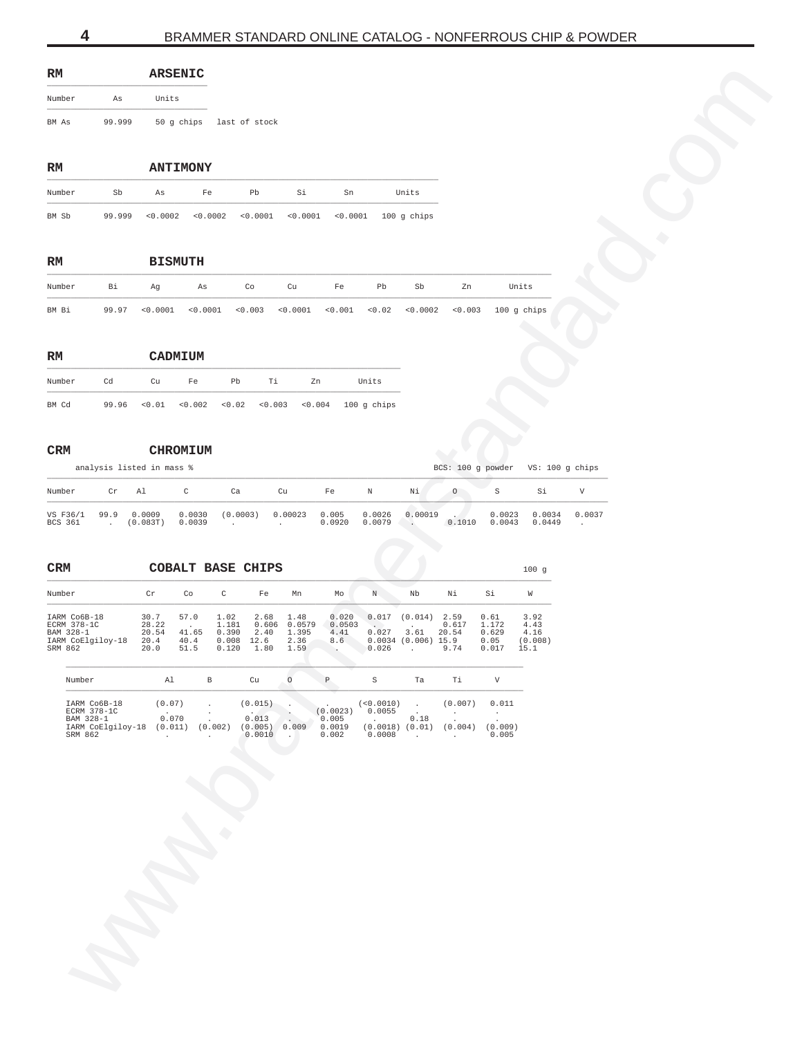## RM ARSENIC

| Number | As | Units | |
|---|---|---|---|
| BM As | 99.999 | 50 g chips | last of stock |

## RM ANTIMONY

| Number | Sb | As | Fe | Pb | Si | Sn | Units |
|---|---|---|---|---|---|---|---|
| BM Sb | 99.999 | <0.0002 | <0.0002 | <0.0001 | <0.0001 | <0.0001 | 100 g chips |

## RM BISMUTH

| Number | Bi | Ag | As | Co | Cu | Fe | Pb | Sb | Zn | Units |
|---|---|---|---|---|---|---|---|---|---|---|
| BM Bi | 99.97 | <0.0001 | <0.0001 | <0.003 | <0.0001 | <0.001 | <0.02 | <0.0002 | <0.003 | 100 g chips |

## RM CADMIUM

| Number | Cd | Cu | Fe | Pb | Ti | Zn | Units |
|---|---|---|---|---|---|---|---|
| BM Cd | 99.96 | <0.01 | <0.002 | <0.02 | <0.003 | <0.004 | 100 g chips |

## CRM CHROMIUM

analysis listed in mass %

BCS: 100 g powder VS: 100 g chips

| Number | Cr | Al | C | Ca | Cu | Fe | N | Ni | O | S | Si | V |
|---|---|---|---|---|---|---|---|---|---|---|---|---|
| VS F36/1 | 99.9 | 0.0009 | 0.0030 | (0.0003) | 0.00023 | 0.005 | 0.0026 | 0.00019 | . | 0.0023 | 0.0034 | 0.0037 |
| BCS 361 | . | (0.083T) | 0.0039 | . | . | 0.0920 | 0.0079 | . | 0.1010 | 0.0043 | 0.0449 | . |

## CRM COBALT BASE CHIPS

100 g

| Number | Cr | Co | C | Fe | Mn | Mo | N | Nb | Ni | Si | W |
|---|---|---|---|---|---|---|---|---|---|---|---|
| IARM Co6B-18 | 30.7 | 57.0 | 1.02 | 2.68 | 1.48 | 0.020 | 0.017 | (0.014) | 2.59 | 0.61 | 3.92 |
| ECRM 378-1C | 28.22 | . | 1.181 | 0.606 | 0.0579 | 0.0503 | . | . | 0.617 | 1.172 | 4.43 |
| BAM 328-1 | 20.54 | 41.65 | 0.390 | 2.40 | 1.395 | 4.41 | 0.027 | 3.61 | 20.54 | 0.629 | 4.16 |
| IARM CoElgiloy-18 | 20.4 | 40.4 | 0.008 | 12.6 | 2.36 | 8.6 | 0.0034 | (0.006) | 15.9 | 0.05 | (0.008) |
| SRM 862 | 20.0 | 51.5 | 0.120 | 1.80 | 1.59 | . | 0.026 | . | 9.74 | 0.017 | 15.1 |

| Number | Al | B | Cu | O | P | S | Ta | Ti | V |
|---|---|---|---|---|---|---|---|---|---|
| IARM Co6B-18 | (0.07) | . | (0.015) | . | . | (<0.0010) | . | (0.007) | 0.011 |
| ECRM 378-1C | . | . | . | . | (0.0023) | 0.0055 | . | . | . |
| BAM 328-1 | 0.070 | . | 0.013 | . | 0.005 | . | 0.18 | . | . |
| IARM CoElgiloy-18 | (0.011) | (0.002) | (0.005) | 0.009 | 0.0019 | (0.0018) | (0.01) | (0.004) | (0.009) |
| SRM 862 | . | . | 0.0010 | . | 0.002 | 0.0008 | . | . | 0.005 |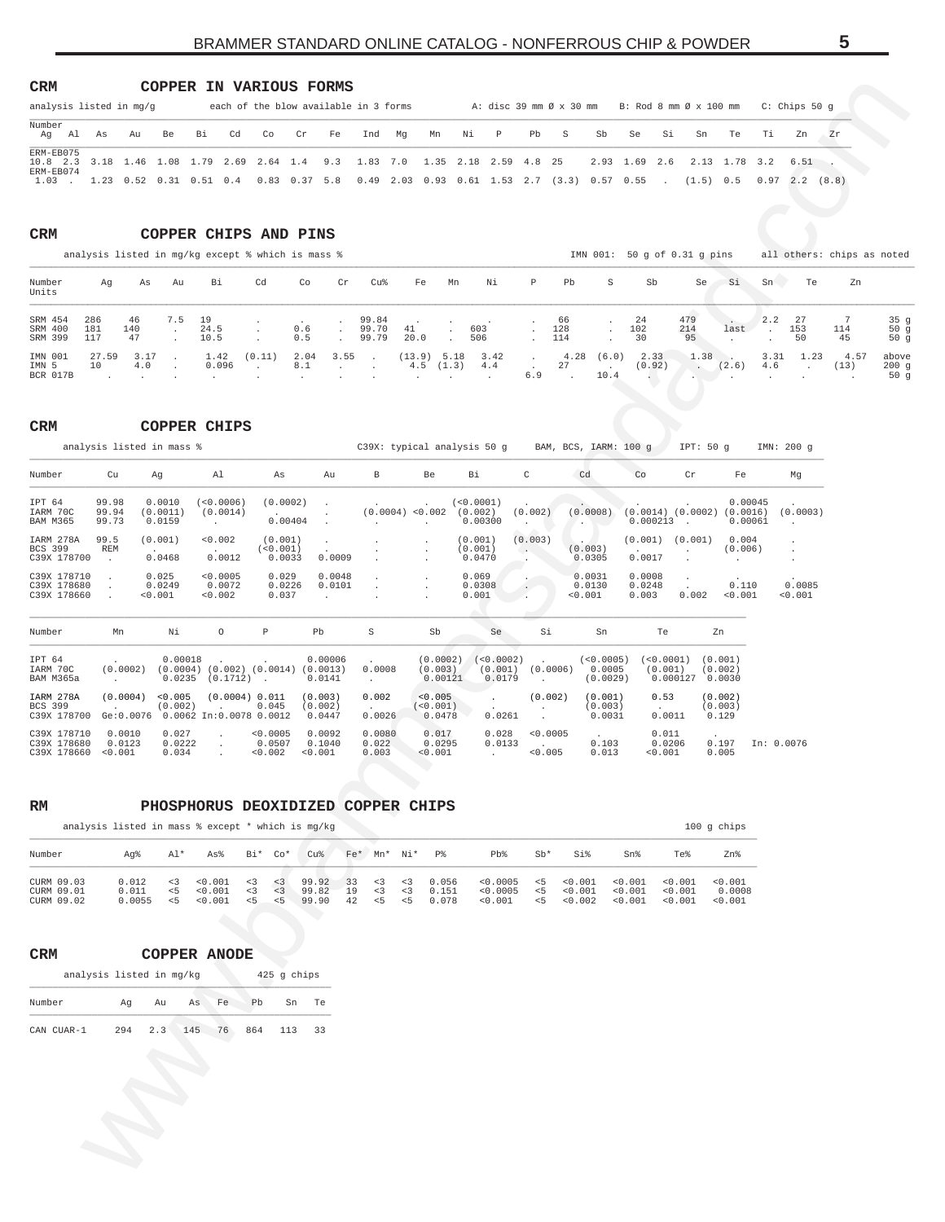## CRM COPPER IN VARIOUS FORMS

analysis listed in mg/g — each of the blow available in 3 forms — A: disc 39 mm Ø x 30 mm — B: Rod 8 mm Ø x 100 mm — C: Chips 50 g

| Number | Ag | Al | As | Au | Be | Bi | Cd | Co | Cr | Fe | Ind | Mg | Mn | Ni | P | Pb | S | Sb | Se | Si | Sn | Te | Ti | Zn | Zr |
|---|---|---|---|---|---|---|---|---|---|---|---|---|---|---|---|---|---|---|---|---|---|---|---|---|---|
| ERM-EB075 | 10.8 | 2.3 | 3.18 | 1.46 | 1.08 | 1.79 | 2.69 | 2.64 | 1.4 | 9.3 | 1.83 | 7.0 | 1.35 | 2.18 | 2.59 | 4.8 | 25 | 2.93 | 1.69 | 2.6 | 2.13 | 1.78 | 3.2 | 6.51 | . |
| ERM-EB074 | 1.03 | . | 1.23 | 0.52 | 0.31 | 0.51 | 0.4 | 0.83 | 0.37 | 5.8 | 0.49 | 2.03 | 0.93 | 0.61 | 1.53 | 2.7 | (3.3) | 0.57 | 0.55 | . | (1.5) | 0.5 | 0.97 | 2.2 | (8.8) |

## CRM COPPER CHIPS AND PINS

analysis listed in mg/kg except % which is mass % — IMN 001: 50 g of 0.31 g pins — all others: chips as noted

| Number | Ag | As | Au | Bi | Cd | Co | Cr | Cu% | Fe | Mn | Ni | P | Pb | S | Sb | Se | Si | Sn | Te | Zn | Units |
|---|---|---|---|---|---|---|---|---|---|---|---|---|---|---|---|---|---|---|---|---|---|
| SRM 454 | 286 | 46 | 7.5 | 19 | . | . | . | 99.84 | . | . | . | . | 66 | . | 24 | 479 | . | 2.2 | 27 | 7 | 35 g |
| SRM 400 | 181 | 140 | . | 24.5 | . | 0.6 | . | 99.70 | 41 | . | 603 | . | 128 | . | 102 | 214 | last | . | 153 | 114 | 50 g |
| SRM 399 | 117 | 47 | . | 10.5 | . | 0.5 | . | 99.79 | 20.0 | . | 506 | . | 114 | . | 30 | 95 | . | . | 50 | 45 | 50 g |
| IMN 001 | 27.59 | 3.17 | . | 1.42 | (0.11) | 2.04 | 3.55 | . | (13.9) | 5.18 | 3.42 | . | 4.28 | (6.0) | 2.33 | 1.38 | . | 3.31 | 1.23 | 4.57 | above |
| IMN 5 | 10 | 4.0 | . | 0.096 | . | 8.1 | . | . | 4.5 | (1.3) | 4.4 | . | 27 | . | (0.92) | . | (2.6) | 4.6 | . | (13) | 200 g |
| BCR 017B | . | . | . | . | . | . | . | . | . | . | . | 6.9 | . | 10.4 | . | . | . | . | . | . | 50 g |

## CRM COPPER CHIPS

analysis listed in mass % — C39X: typical analysis 50 g — BAM, BCS, IARM: 100 g — IPT: 50 g — IMN: 200 g

| Number | Cu | Ag | Al | As | Au | B | Be | Bi | C | Cd | Co | Cr | Fe | Mg |
|---|---|---|---|---|---|---|---|---|---|---|---|---|---|---|
| IPT 64 | 99.98 | 0.0010 | (<0.0006) | (0.0002) | . | . | . | (<0.0001) | . | . | . | . | 0.00045 | . |
| IARM 70C | 99.94 | (0.0011) | (0.0014) | . | . | (0.0004) | <0.002 | (0.002) | (0.002) | (0.0008) | (0.0014) | (0.0002) | (0.0016) | (0.0003) |
| BAM M365 | 99.73 | 0.0159 | . | 0.00404 | . | . | . | 0.00300 | . | . | 0.000213 | . | 0.00061 | . |
| IARM 278A | 99.5 | (0.001) | <0.002 | (0.001) | . | . | . | (0.001) | (0.003) | . | (0.001) | (0.001) | 0.004 | . |
| BCS 399 | REM | . | . | (<0.001) | . | . | . | (0.001) | . | (0.003) | . | . | (0.006) | . |
| C39X 178700 | . | 0.0468 | 0.0012 | 0.0033 | 0.0009 | . | . | 0.0470 | . | 0.0305 | 0.0017 | . | . | . |
| C39X 178710 | . | 0.025 | <0.0005 | 0.029 | 0.0048 | . | . | 0.069 | . | 0.0031 | 0.0008 | . | . | . |
| C39X 178680 | . | 0.0249 | 0.0072 | 0.0226 | 0.0101 | . | . | 0.0308 | . | 0.0130 | 0.0248 | . | 0.110 | 0.0085 |
| C39X 178660 | . | <0.001 | <0.002 | 0.037 | . | . | . | 0.001 | . | <0.001 | 0.003 | 0.002 | <0.001 | <0.001 |

| Number | Mn | Ni | O | P | Pb | S | Sb | Se | Si | Sn | Te | Zn | |
|---|---|---|---|---|---|---|---|---|---|---|---|---|---|
| IPT 64 | . | 0.00018 | . | . | 0.00006 | . | (0.0002) | (<0.0002) | . | (<0.0005) | (<0.0001) | (0.001) | |
| IARM 70C | (0.0002) | (0.0004) | (0.002) | (0.0014) | (0.0013) | 0.0008 | (0.003) | (0.001) | (0.0006) | 0.0005 | (0.001) | (0.002) | |
| BAM M365a | . | 0.0235 | (0.1712) | . | 0.0141 | . | 0.00121 | 0.0179 | . | (0.0029) | 0.000127 | 0.0030 | |
| IARM 278A | (0.0004) | <0.005 | (0.0004) | 0.011 | (0.003) | 0.002 | <0.005 | . | (0.002) | (0.001) | 0.53 | (0.002) | |
| BCS 399 | . | (0.002) | . | 0.045 | (0.002) | . | (<0.001) | . | . | (0.003) | . | (0.003) | |
| C39X 178700 | Ge:0.0076 | 0.0062 | In:0.0078 | 0.0012 | 0.0447 | 0.0026 | 0.0478 | 0.0261 | . | 0.0031 | 0.0011 | 0.129 | |
| C39X 178710 | 0.0010 | 0.027 | . | <0.0005 | 0.0092 | 0.0080 | 0.017 | 0.028 | <0.0005 | . | 0.011 | . | |
| C39X 178680 | 0.0123 | 0.0222 | . | 0.0507 | 0.1040 | 0.022 | 0.0295 | 0.0133 | . | 0.103 | 0.0206 | 0.197 | In: 0.0076 |
| C39X 178660 | <0.001 | 0.034 | . | <0.002 | <0.001 | 0.003 | <0.001 | . | <0.005 | 0.013 | <0.001 | 0.005 | |

## RM PHOSPHORUS DEOXIDIZED COPPER CHIPS

analysis listed in mass % except * which is mg/kg — 100 g chips

| Number | Ag% | Al* | As% | Bi* | Co* | Cu% | Fe* | Mn* | Ni* | P% | Pb% | Sb* | Si% | Sn% | Te% | Zn% |
|---|---|---|---|---|---|---|---|---|---|---|---|---|---|---|---|---|
| CURM 09.03 | 0.012 | <3 | <0.001 | <3 | <3 | 99.92 | 33 | <3 | <3 | 0.056 | <0.0005 | <5 | <0.001 | <0.001 | <0.001 | <0.001 |
| CURM 09.01 | 0.011 | <5 | <0.001 | <3 | <3 | 99.82 | 19 | <3 | <3 | 0.151 | <0.0005 | <5 | <0.001 | <0.001 | <0.001 | 0.0008 |
| CURM 09.02 | 0.0055 | <5 | <0.001 | <5 | <5 | 99.90 | 42 | <5 | <5 | 0.078 | <0.001 | <5 | <0.002 | <0.001 | <0.001 | <0.001 |

## CRM COPPER ANODE

analysis listed in mg/kg — 425 g chips

| Number | Ag | Au | As | Fe | Pb | Sn | Te |
|---|---|---|---|---|---|---|---|
| CAN CUAR-1 | 294 | 2.3 | 145 | 76 | 864 | 113 | 33 |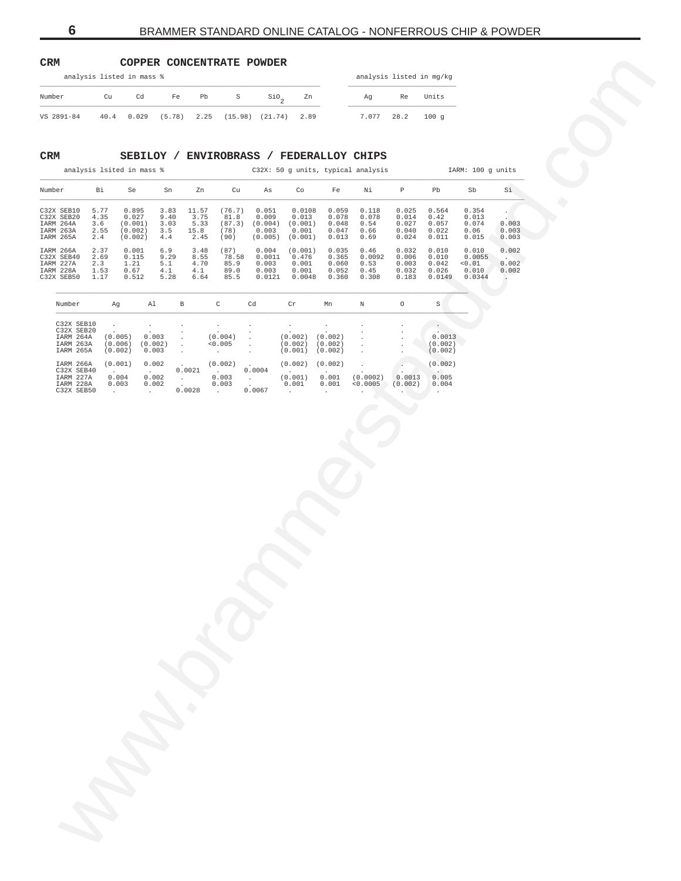## CRM COPPER CONCENTRATE POWDER

| | analysis listed in mass % | | | | | | | analysis listed in mg/kg | | |
|---|---|---|---|---|---|---|---|---|---|---|
| Number | Cu | Cd | Fe | Pb | S | $SiO_2$ | Zn | Ag | Re | Units |
| VS 2891-84 | 40.4 | 0.029 | (5.78) | 2.25 | (15.98) | (21.74) | 2.89 | 7.077 | 28.2 | 100 g |

## CRM SEBILOY / ENVIROBRASS / FEDERALLOY CHIPS

analysis lsited in mass % — C32X: 50 g units, typical analysis — IARM: 100 g units

| Number | Bi | Se | Sn | Zn | Cu | As | Co | Fe | Ni | P | Pb | Sb | Si |
|---|---|---|---|---|---|---|---|---|---|---|---|---|---|
| C32X SEB10 | 5.77 | 0.895 | 3.83 | 11.57 | (76.7) | 0.051 | 0.0108 | 0.059 | 0.118 | 0.025 | 0.564 | 0.354 | . |
| C32X SEB20 | 4.35 | 0.027 | 9.40 | 3.75 | 81.8 | 0.009 | 0.013 | 0.078 | 0.078 | 0.014 | 0.42 | 0.013 | . |
| IARM 264A | 3.6 | (0.001) | 3.03 | 5.33 | (87.3) | (0.004) | (0.001) | 0.048 | 0.54 | 0.027 | 0.057 | 0.074 | 0.003 |
| IARM 263A | 2.55 | (0.002) | 3.5 | 15.8 | (78) | 0.003 | 0.001 | 0.047 | 0.66 | 0.040 | 0.022 | 0.06 | 0.003 |
| IARM 265A | 2.4 | (0.002) | 4.4 | 2.45 | (90) | (0.005) | (0.001) | 0.013 | 0.69 | 0.024 | 0.011 | 0.015 | 0.003 |
| IARM 266A | 2.37 | 0.001 | 6.9 | 3.48 | (87) | 0.004 | (0.001) | 0.035 | 0.46 | 0.032 | 0.010 | 0.010 | 0.002 |
| C32X SEB40 | 2.69 | 0.115 | 9.29 | 8.55 | 78.58 | 0.0011 | 0.476 | 0.365 | 0.0092 | 0.006 | 0.010 | 0.0055 | . |
| IARM 227A | 2.3 | 1.21 | 5.1 | 4.70 | 85.9 | 0.003 | 0.001 | 0.060 | 0.53 | 0.003 | 0.042 | <0.01 | 0.002 |
| IARM 228A | 1.53 | 0.67 | 4.1 | 4.1 | 89.0 | 0.003 | 0.001 | 0.052 | 0.45 | 0.032 | 0.026 | 0.010 | 0.002 |
| C32X SEB50 | 1.17 | 0.512 | 5.28 | 6.64 | 85.5 | 0.0121 | 0.0048 | 0.360 | 0.308 | 0.183 | 0.0149 | 0.0344 | . |

| Number | Ag | Al | B | C | Cd | Cr | Mn | N | O | S |
|---|---|---|---|---|---|---|---|---|---|---|
| C32X SEB10 | . | . | . | . | . | . | . | . | . | . |
| C32X SEB20 | . | . | . | . | . | . | . | . | . | . |
| IARM 264A | (0.005) | 0.003 | . | (0.004) | . | (0.002) | (0.002) | . | . | 0.0013 |
| IARM 263A | (0.006) | (0.002) | . | <0.005 | . | (0.002) | (0.002) | . | . | (0.002) |
| IARM 265A | (0.002) | 0.003 | . | . | . | (0.001) | (0.002) | . | . | (0.002) |
| IARM 266A | (0.001) | 0.002 | . | (0.002) | . | (0.002) | (0.002) | . | . | (0.002) |
| C32X SEB40 | . | . | 0.0021 | . | 0.0004 | . | . | . | . | . |
| IARM 227A | 0.004 | 0.002 | . | 0.003 | . | (0.001) | 0.001 | (0.0002) | 0.0013 | 0.005 |
| IARM 228A | 0.003 | 0.002 | . | 0.003 | . | 0.001 | 0.001 | <0.0005 | (0.002) | 0.004 |
| C32X SEB50 | . | . | 0.0028 | . | 0.0067 | . | . | . | . | . |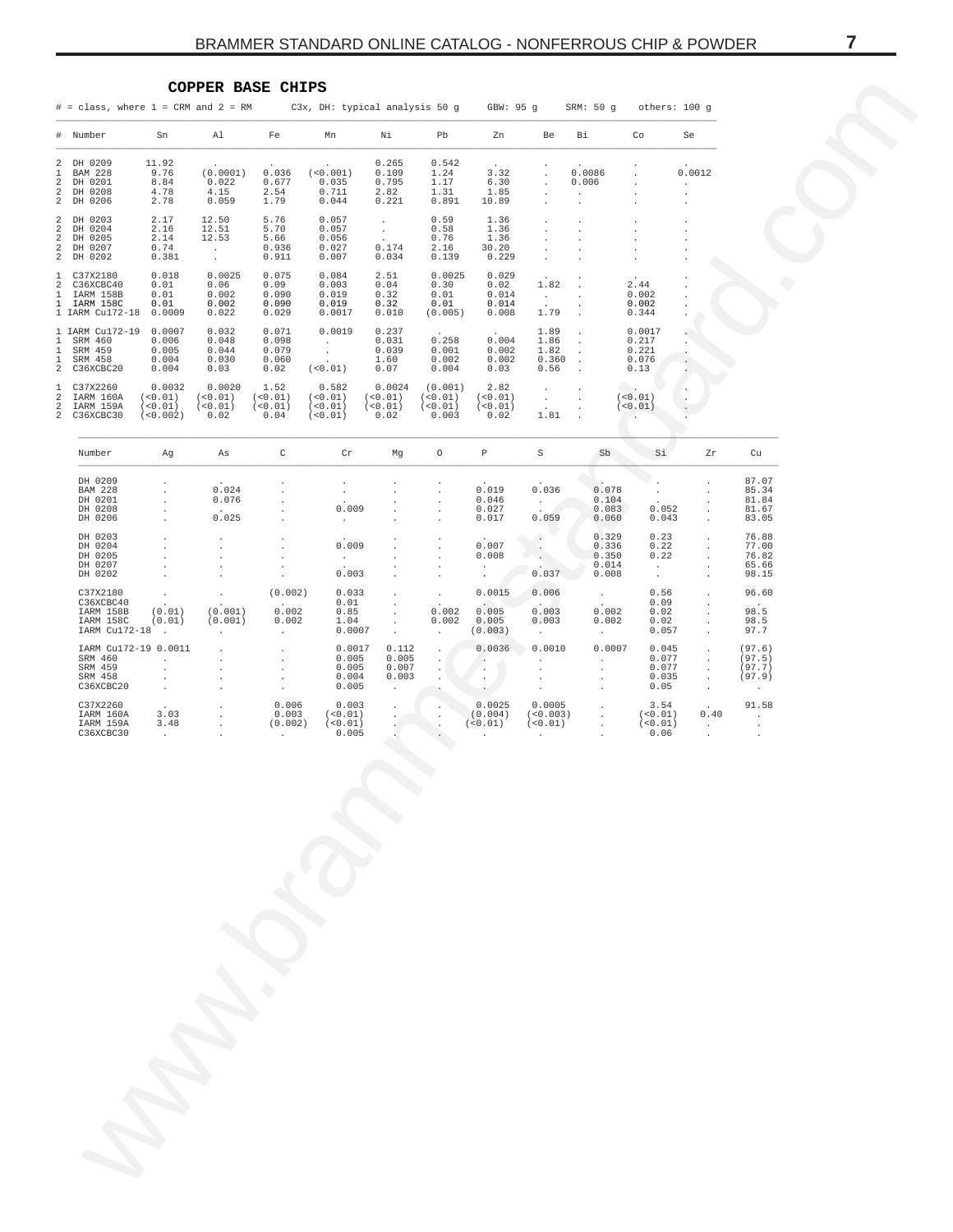## COPPER BASE CHIPS

# = class, where 1 = CRM and 2 = RM    C3x, DH: typical analysis 50 g    GBW: 95 g    SRM: 50 g    others: 100 g

| # | Number | Sn | Al | Fe | Mn | Ni | Pb | Zn | Be | Bi | Co | Se |
|---|---|---|---|---|---|---|---|---|---|---|---|---|
| 2 | DH 0209 | 11.92 | . | . | . | 0.265 | 0.542 | . | . | . | . | . |
| 1 | BAM 228 | 9.76 | (0.0001) | 0.036 | (<0.001) | 0.109 | 1.24 | 3.32 | . | 0.0086 | . | 0.0012 |
| 2 | DH 0201 | 8.84 | 0.022 | 0.677 | 0.035 | 0.795 | 1.17 | 6.30 | . | 0.006 | . | . |
| 2 | DH 0208 | 4.78 | 4.15 | 2.54 | 0.711 | 2.82 | 1.31 | 1.85 | . | . | . | . |
| 2 | DH 0206 | 2.78 | 0.059 | 1.79 | 0.044 | 0.221 | 0.891 | 10.89 | . | . | . | . |
| 2 | DH 0203 | 2.17 | 12.50 | 5.76 | 0.057 | . | 0.59 | 1.36 | . | . | . | . |
| 2 | DH 0204 | 2.16 | 12.51 | 5.70 | 0.057 | . | 0.58 | 1.36 | . | . | . | . |
| 2 | DH 0205 | 2.14 | 12.53 | 5.66 | 0.056 | . | 0.76 | 1.36 | . | . | . | . |
| 2 | DH 0207 | 0.74 | . | 0.936 | 0.027 | 0.174 | 2.16 | 30.20 | . | . | . | . |
| 2 | DH 0202 | 0.381 | . | 0.911 | 0.007 | 0.034 | 0.139 | 0.229 | . | . | . | . |
| 1 | C37X2180 | 0.018 | 0.0025 | 0.075 | 0.084 | 2.51 | 0.0025 | 0.029 | . | . | . | . |
| 2 | C36XCBC40 | 0.01 | 0.06 | 0.09 | 0.003 | 0.04 | 0.30 | 0.02 | 1.82 | . | 2.44 | . |
| 1 | IARM 158B | 0.01 | 0.002 | 0.090 | 0.019 | 0.32 | 0.01 | 0.014 | . | . | 0.002 | . |
| 1 | IARM 158C | 0.01 | 0.002 | 0.090 | 0.019 | 0.32 | 0.01 | 0.014 | . | . | 0.002 | . |
| 1 | IARM Cu172-18 | 0.0009 | 0.022 | 0.029 | 0.0017 | 0.010 | (0.005) | 0.008 | 1.79 | . | 0.344 | . |
| 1 | IARM Cu172-19 | 0.0007 | 0.032 | 0.071 | 0.0019 | 0.237 | . | . | 1.89 | . | 0.0017 | . |
| 1 | SRM 460 | 0.006 | 0.048 | 0.098 | . | 0.031 | 0.258 | 0.004 | 1.86 | . | 0.217 | . |
| 1 | SRM 459 | 0.005 | 0.044 | 0.079 | . | 0.039 | 0.001 | 0.002 | 1.82 | . | 0.221 | . |
| 1 | SRM 458 | 0.004 | 0.030 | 0.060 | . | 1.60 | 0.002 | 0.002 | 0.360 | . | 0.076 | . |
| 2 | C36XCBC20 | 0.004 | 0.03 | 0.02 | (<0.01) | 0.07 | 0.004 | 0.03 | 0.56 | . | 0.13 | . |
| 1 | C37X2260 | 0.0032 | 0.0020 | 1.52 | 0.582 | 0.0024 | (0.001) | 2.82 | . | . | . | . |
| 2 | IARM 160A | (<0.01) | (<0.01) | (<0.01) | (<0.01) | (<0.01) | (<0.01) | (<0.01) | . | . | (<0.01) | . |
| 2 | IARM 159A | (<0.01) | (<0.01) | (<0.01) | (<0.01) | (<0.01) | (<0.01) | (<0.01) | . | . | (<0.01) | . |
| 2 | C36XCBC30 | (<0.002) | 0.02 | 0.04 | (<0.01) | 0.02 | 0.003 | 0.02 | 1.81 | . | . | . |

| Number | Ag | As | C | Cr | Mg | O | P | S | Sb | Si | Zr | Cu |
|---|---|---|---|---|---|---|---|---|---|---|---|---|
| DH 0209 | . | . | . | . | . | . | . | . | . | . | . | 87.07 |
| BAM 228 | . | 0.024 | . | . | . | . | 0.019 | 0.036 | 0.078 | . | . | 85.34 |
| DH 0201 | . | 0.076 | . | . | . | . | 0.046 | . | 0.104 | . | . | 81.84 |
| DH 0208 | . | . | . | 0.009 | . | . | 0.027 | . | 0.083 | 0.052 | . | 81.67 |
| DH 0206 | . | 0.025 | . | . | . | . | 0.017 | 0.059 | 0.060 | 0.043 | . | 83.05 |
| DH 0203 | . | . | . | . | . | . | . | . | 0.329 | 0.23 | . | 76.88 |
| DH 0204 | . | . | . | 0.009 | . | . | 0.007 | . | 0.336 | 0.22 | . | 77.00 |
| DH 0205 | . | . | . | . | . | . | 0.008 | . | 0.350 | 0.22 | . | 76.82 |
| DH 0207 | . | . | . | . | . | . | . | . | 0.014 | . | . | 65.66 |
| DH 0202 | . | . | . | 0.003 | . | . | . | 0.037 | 0.008 | . | . | 98.15 |
| C37X2180 | . | . | (0.002) | 0.033 | . | . | 0.0015 | 0.006 | . | 0.56 | . | 96.60 |
| C36XCBC40 | . | . | . | 0.01 | . | . | . | . | . | 0.09 | . | . |
| IARM 158B | (0.01) | (0.001) | 0.002 | 0.85 | . | 0.002 | 0.005 | 0.003 | 0.002 | 0.02 | . | 98.5 |
| IARM 158C | (0.01) | (0.001) | 0.002 | 1.04 | . | 0.002 | 0.005 | 0.003 | 0.002 | 0.02 | . | 98.5 |
| IARM Cu172-18 | . | . | . | 0.0007 | . | . | (0.003) | . | . | 0.057 | . | 97.7 |
| IARM Cu172-19 | 0.0011 | . | . | 0.0017 | 0.112 | . | 0.0036 | 0.0010 | 0.0007 | 0.045 | . | (97.6) |
| SRM 460 | . | . | . | 0.005 | 0.005 | . | . | . | . | 0.077 | . | (97.5) |
| SRM 459 | . | . | . | 0.005 | 0.007 | . | . | . | . | 0.077 | . | (97.7) |
| SRM 458 | . | . | . | 0.004 | 0.003 | . | . | . | . | 0.035 | . | (97.9) |
| C36XCBC20 | . | . | . | 0.005 | . | . | . | . | . | 0.05 | . | . |
| C37X2260 | . | . | 0.006 | 0.003 | . | . | 0.0025 | 0.0005 | . | 3.54 | . | 91.58 |
| IARM 160A | 3.03 | . | 0.003 | (<0.01) | . | . | (0.004) | (<0.003) | . | (<0.01) | 0.40 | . |
| IARM 159A | 3.48 | . | (0.002) | (<0.01) | . | . | (<0.01) | (<0.01) | . | (<0.01) | . | . |
| C36XCBC30 | . | . | . | 0.005 | . | . | . | . | . | 0.06 | . | . |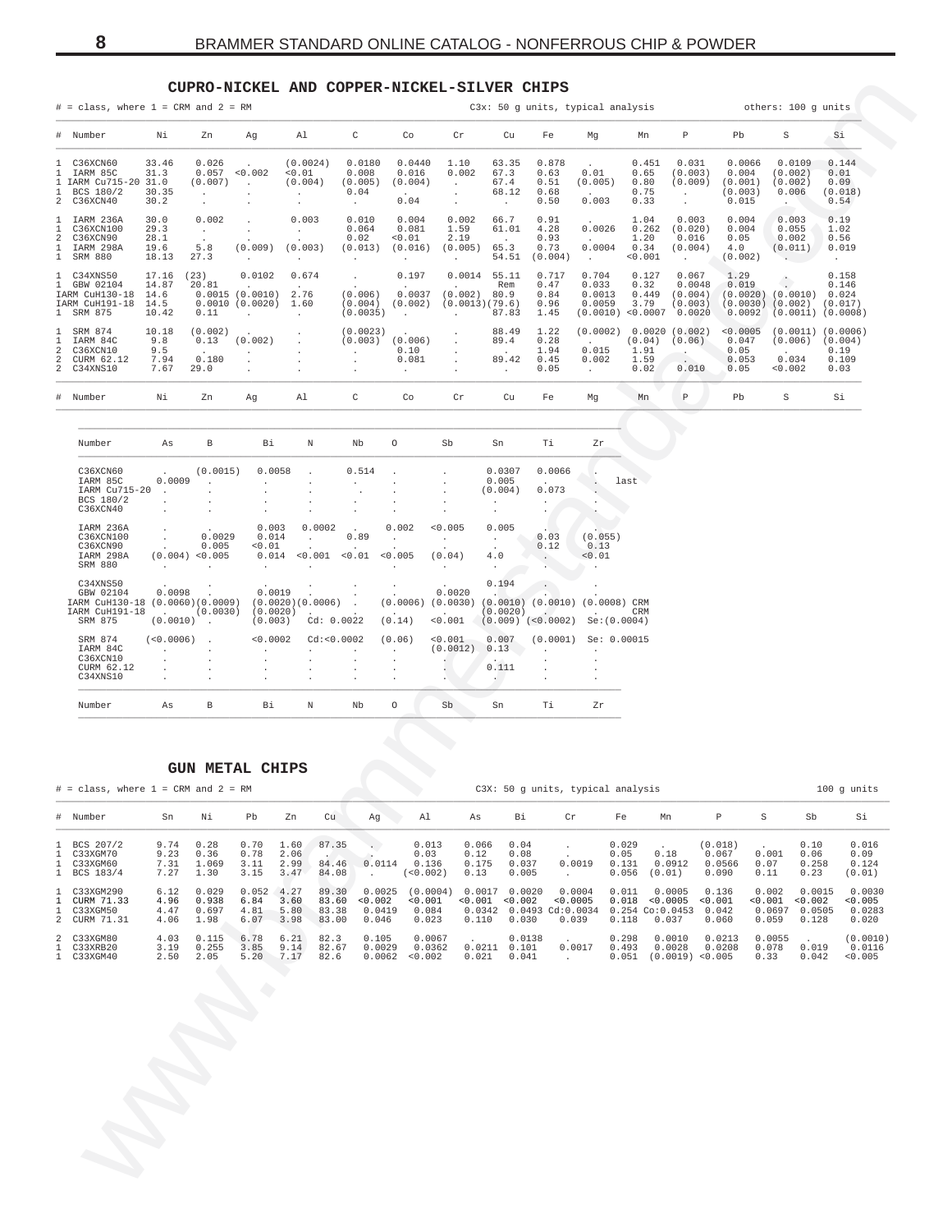## CUPRO-NICKEL AND COPPER-NICKEL-SILVER CHIPS

# = class, where 1 = CRM and 2 = RM — C3x: 50 g units, typical analysis — others: 100 g units

| # | Number | Ni | Zn | Ag | Al | C | Co | Cr | Cu | Fe | Mg | Mn | P | Pb | S | Si |
|---|---|---|---|---|---|---|---|---|---|---|---|---|---|---|---|---|
| 1 | C36XCN60 | 33.46 | 0.026 | . | (0.0024) | 0.0180 | 0.0440 | 1.10 | 63.35 | 0.878 | . | 0.451 | 0.031 | 0.0066 | 0.0109 | 0.144 |
| 1 | IARM 85C | 31.3 | 0.057 | <0.002 | <0.01 | 0.008 | 0.016 | 0.002 | 67.3 | 0.63 | 0.01 | 0.65 | (0.003) | 0.004 | (0.002) | 0.01 |
| 1 | IARM Cu715-20 | 31.0 | (0.007) | . | (0.004) | (0.005) | (0.004) | . | 67.4 | 0.51 | (0.005) | 0.80 | (0.009) | (0.001) | (0.002) | 0.09 |
| 1 | BCS 180/2 | 30.35 | . | . | . | 0.04 | . | . | 68.12 | 0.68 | . | 0.75 | . | (0.003) | 0.006 | (0.018) |
| 2 | C36XCN40 | 30.2 | . | . | . | . | 0.04 | . | . | 0.50 | 0.003 | 0.33 | . | 0.015 | . | 0.54 |
| 1 | IARM 236A | 30.0 | 0.002 | . | 0.003 | 0.010 | 0.004 | 0.002 | 66.7 | 0.91 | . | 1.04 | 0.003 | 0.004 | 0.003 | 0.19 |
| 1 | C36XCN100 | 29.3 | . | . | . | 0.064 | 0.081 | 1.59 | 61.01 | 4.28 | 0.0026 | 0.262 | (0.020) | 0.004 | 0.055 | 1.02 |
| 2 | C36XCN90 | 28.1 | . | . | . | 0.02 | <0.01 | 2.19 | . | 0.93 | . | 1.20 | 0.016 | 0.05 | 0.002 | 0.56 |
| 1 | IARM 298A | 19.6 | 5.8 | (0.009) | (0.003) | (0.013) | (0.016) | (0.005) | 65.3 | 0.73 | 0.0004 | 0.34 | (0.004) | 4.0 | (0.011) | 0.019 |
| 1 | SRM 880 | 18.13 | 27.3 | . | . | . | . | . | 54.51 | (0.004) | . | <0.001 | . | (0.002) | . | . |
| 1 | C34XNS50 | 17.16 | (23) | 0.0102 | 0.674 | . | 0.197 | 0.0014 | 55.11 | 0.717 | 0.704 | 0.127 | 0.067 | 1.29 | . | 0.158 |
| 1 | GBW 02104 | 14.87 | 20.81 | . | . | . | . | . | Rem | 0.47 | 0.033 | 0.32 | 0.0048 | 0.019 | . | 0.146 |
| | IARM CuH130-18 | 14.6 | 0.0015 | (0.0010) | 2.76 | (0.006) | 0.0037 | (0.002) | 80.9 | 0.84 | 0.0013 | 0.449 | (0.004) | (0.0020) | (0.0010) | 0.024 |
| | IARM CuH191-18 | 14.5 | 0.0010 | (0.0020) | 1.60 | (0.004) | (0.002) | (0.0013) | (79.6) | 0.96 | 0.0059 | 3.79 | (0.003) | (0.0030) | (0.002) | (0.017) |
| 1 | SRM 875 | 10.42 | 0.11 | . | . | (0.0035) | . | . | 87.83 | 1.45 | (0.0010) | <0.0007 | 0.0020 | 0.0092 | (0.0011) | (0.0008) |
| 1 | SRM 874 | 10.18 | (0.002) | . | . | (0.0023) | . | . | 88.49 | 1.22 | (0.0002) | 0.0020 | (0.002) | <0.0005 | (0.0011) | (0.0006) |
| 1 | IARM 84C | 9.8 | 0.13 | (0.002) | . | (0.003) | (0.006) | . | 89.4 | 0.28 | . | (0.04) | (0.06) | 0.047 | (0.006) | (0.004) |
| 2 | C36XCN10 | 9.5 | . | . | . | . | 0.10 | . | . | 1.94 | 0.015 | 1.91 | . | 0.05 | . | 0.19 |
| 2 | CURM 62.12 | 7.94 | 0.180 | . | . | . | 0.081 | . | 89.42 | 0.45 | 0.002 | 1.59 | . | 0.053 | 0.034 | 0.109 |
| 2 | C34XNS10 | 7.67 | 29.0 | . | . | . | . | . | . | 0.05 | . | 0.02 | 0.010 | 0.05 | <0.002 | 0.03 |
| # | Number | Ni | Zn | Ag | Al | C | Co | Cr | Cu | Fe | Mg | Mn | P | Pb | S | Si |

| Number | As | B | Bi | N | Nb | O | Sb | Sn | Ti | Zr | |
|---|---|---|---|---|---|---|---|---|---|---|---|
| C36XCN60 | . | (0.0015) | 0.0058 | . | 0.514 | . | . | 0.0307 | 0.0066 | . | |
| IARM 85C | 0.0009 | . | . | . | . | . | . | 0.005 | . | . | last |
| IARM Cu715-20 | . | . | . | . | . | . | . | (0.004) | 0.073 | . | |
| BCS 180/2 | . | . | . | . | . | . | . | . | . | . | |
| C36XCN40 | . | . | . | . | . | . | . | . | . | . | |
| IARM 236A | . | . | 0.003 | 0.0002 | . | 0.002 | <0.005 | 0.005 | . | . | |
| C36XCN100 | . | 0.0029 | 0.014 | . | 0.89 | . | . | . | 0.03 | (0.055) | |
| C36XCN90 | . | 0.005 | <0.01 | . | . | . | . | . | 0.12 | 0.13 | |
| IARM 298A | (0.004) | <0.005 | 0.014 | <0.001 | <0.01 | <0.005 | (0.04) | 4.0 | . | <0.01 | |
| SRM 880 | . | . | . | . | . | . | . | . | . | . | |
| C34XNS50 | . | . | . | . | . | . | . | 0.194 | . | . | |
| GBW 02104 | 0.0098 | . | 0.0019 | . | . | . | 0.0020 | . | . | . | |
| IARM CuH130-18 | (0.0060) | (0.0009) | (0.0020) | (0.0006) | . | (0.0006) | (0.0030) | (0.0010) | (0.0010) | (0.0008) | CRM |
| IARM CuH191-18 | . | (0.0030) | (0.0020) | . | . | . | . | (0.0020) | . | . | CRM |
| SRM 875 | (0.0010) | . | (0.003) | Cd: 0.0022 | | (0.14) | <0.001 | (0.009) | (<0.0002) | | Se:(0.0004) |
| SRM 874 | (<0.0006) | . | <0.0002 | Cd:<0.0002 | | (0.06) | <0.001 | 0.007 | (0.0001) | | Se: 0.00015 |
| IARM 84C | . | . | . | . | . | . | (0.0012) | 0.13 | . | . | |
| C36XCN10 | . | . | . | . | . | . | . | . | . | . | |
| CURM 62.12 | . | . | . | . | . | . | . | 0.111 | . | . | |
| C34XNS10 | . | . | . | . | . | . | . | . | . | . | |
| Number | As | B | Bi | N | Nb | O | Sb | Sn | Ti | Zr | |

## GUN METAL CHIPS

# = class, where 1 = CRM and 2 = RM — C3X: 50 g units, typical analysis — 100 g units

| # | Number | Sn | Ni | Pb | Zn | Cu | Ag | Al | As | Bi | Cr | Fe | Mn | P | S | Sb | Si |
|---|---|---|---|---|---|---|---|---|---|---|---|---|---|---|---|---|---|
| 1 | BCS 207/2 | 9.74 | 0.28 | 0.70 | 1.60 | 87.35 | . | 0.013 | 0.066 | 0.04 | . | 0.029 | . | (0.018) | . | 0.10 | 0.016 |
| 1 | C33XGM70 | 9.23 | 0.36 | 0.78 | 2.06 | . | . | 0.03 | 0.12 | 0.08 | . | 0.05 | 0.18 | 0.067 | 0.001 | 0.06 | 0.09 |
| 1 | C33XGM60 | 7.31 | 1.069 | 3.11 | 2.99 | 84.46 | 0.0114 | 0.136 | 0.175 | 0.037 | 0.0019 | 0.131 | 0.0912 | 0.0566 | 0.07 | 0.258 | 0.124 |
| 1 | BCS 183/4 | 7.27 | 1.30 | 3.15 | 3.47 | 84.08 | . | (<0.002) | 0.13 | 0.005 | . | 0.056 | (0.01) | 0.090 | 0.11 | 0.23 | (0.01) |
| 1 | C33XGM290 | 6.12 | 0.029 | 0.052 | 4.27 | 89.30 | 0.0025 | (0.0004) | 0.0017 | 0.0020 | 0.0004 | 0.011 | 0.0005 | 0.136 | 0.002 | 0.0015 | 0.0030 |
| 1 | CURM 71.33 | 4.96 | 0.938 | 6.84 | 3.60 | 83.60 | <0.002 | <0.001 | <0.001 | <0.002 | <0.0005 | 0.018 | <0.0005 | <0.001 | <0.001 | <0.002 | <0.005 |
| 1 | C33XGM50 | 4.47 | 0.697 | 4.81 | 5.80 | 83.38 | 0.0419 | 0.084 | 0.0342 | 0.0493 | Cd:0.0034 | 0.254 | Co:0.0453 | 0.042 | 0.0697 | 0.0505 | 0.0283 |
| 2 | CURM 71.31 | 4.06 | 1.98 | 6.07 | 3.98 | 83.00 | 0.046 | 0.023 | 0.110 | 0.030 | 0.039 | 0.118 | 0.037 | 0.060 | 0.059 | 0.128 | 0.020 |
| 2 | C33XGM80 | 4.03 | 0.115 | 6.78 | 6.21 | 82.3 | 0.105 | 0.0067 | . | 0.0138 | . | 0.298 | 0.0010 | 0.0213 | 0.0055 | . | (0.0010) |
| 1 | C33XRB20 | 3.19 | 0.255 | 3.85 | 9.14 | 82.67 | 0.0029 | 0.0362 | 0.0211 | 0.101 | 0.0017 | 0.493 | 0.0028 | 0.0208 | 0.078 | 0.019 | 0.0116 |
| 1 | C33XGM40 | 2.50 | 2.05 | 5.20 | 7.17 | 82.6 | 0.0062 | <0.002 | 0.021 | 0.041 | . | 0.051 | (0.0019) | <0.005 | 0.33 | 0.042 | <0.005 |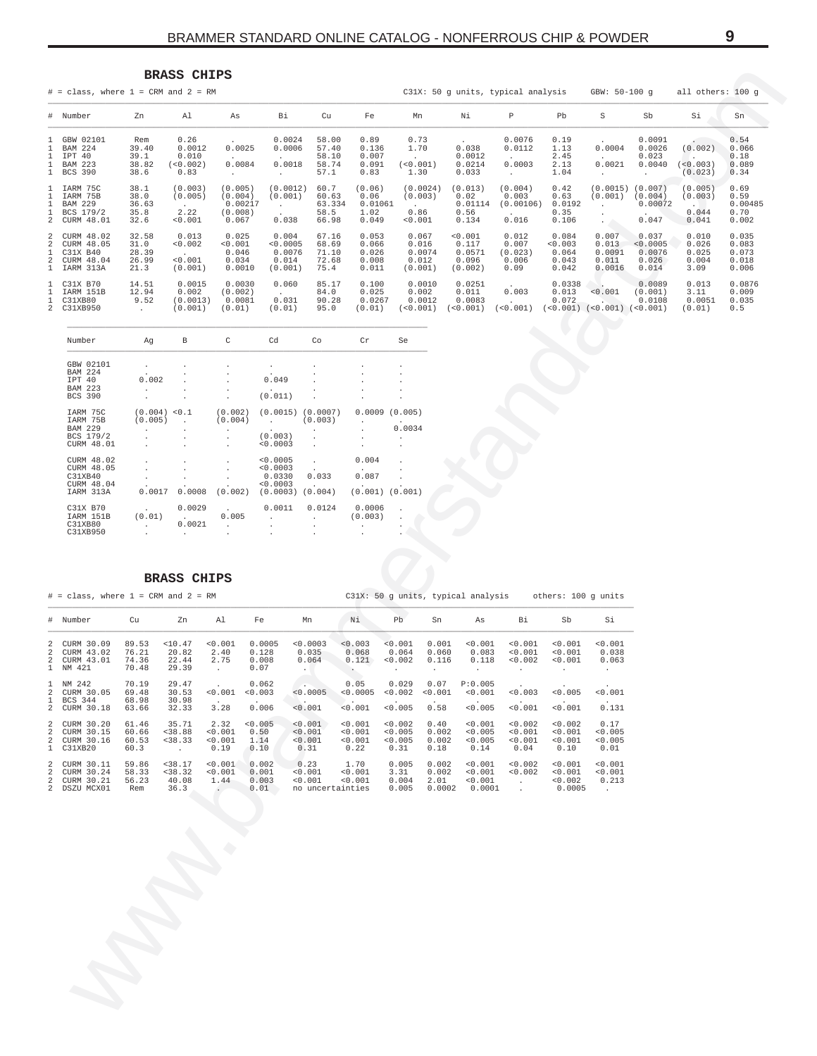## BRASS CHIPS

# = class, where 1 = CRM and 2 = RM  C31X: 50 g units, typical analysis  GBW: 50-100 g  all others: 100 g

| # | Number | Zn | Al | As | Bi | Cu | Fe | Mn | Ni | P | Pb | S | Sb | Si | Sn |
|---|---|---|---|---|---|---|---|---|---|---|---|---|---|---|---|
| 1 | GBW 02101 | Rem | 0.26 | . | 0.0024 | 58.00 | 0.89 | 0.73 | . | 0.0076 | 0.19 | . | 0.0091 | . | 0.54 |
| 1 | BAM 224 | 39.40 | 0.0012 | 0.0025 | 0.0006 | 57.40 | 0.136 | 1.70 | 0.038 | 0.0112 | 1.13 | 0.0004 | 0.0026 | (0.002) | 0.066 |
| 1 | IPT 40 | 39.1 | 0.010 | . | . | 58.10 | 0.007 | . | 0.0012 | . | 2.45 | . | 0.023 | . | 0.18 |
| 1 | BAM 223 | 38.82 | (<0.002) | 0.0084 | 0.0018 | 58.74 | 0.091 | (<0.001) | 0.0214 | 0.0003 | 2.13 | 0.0021 | 0.0040 | (<0.003) | 0.089 |
| 1 | BCS 390 | 38.6 | 0.83 | . | . | 57.1 | 0.83 | 1.30 | 0.033 | . | 1.04 | . | . | (0.023) | 0.34 |
| 1 | IARM 75C | 38.1 | (0.003) | (0.005) | (0.0012) | 60.7 | (0.06) | (0.0024) | (0.013) | (0.004) | 0.42 | (0.0015) | (0.007) | (0.005) | 0.69 |
| 1 | IARM 75B | 38.0 | (0.005) | (0.004) | (0.001) | 60.63 | 0.06 | (0.003) | 0.02 | 0.003 | 0.63 | (0.001) | (0.004) | (0.003) | 0.59 |
| 1 | BAM 229 | 36.63 | . | 0.00217 | . | 63.334 | 0.01061 | . | 0.01114 | (0.00106) | 0.0192 | . | 0.00072 | . | 0.00485 |
| 1 | BCS 179/2 | 35.8 | 2.22 | (0.008) | . | 58.5 | 1.02 | 0.86 | 0.56 | . | 0.35 | . | . | 0.044 | 0.70 |
| 2 | CURM 48.01 | 32.6 | <0.001 | 0.067 | 0.038 | 66.98 | 0.049 | <0.001 | 0.134 | 0.016 | 0.106 | . | 0.047 | 0.041 | 0.002 |
| 2 | CURM 48.02 | 32.58 | 0.013 | 0.025 | 0.004 | 67.16 | 0.053 | 0.067 | <0.001 | 0.012 | 0.084 | 0.007 | 0.037 | 0.010 | 0.035 |
| 2 | CURM 48.05 | 31.0 | <0.002 | <0.001 | <0.0005 | 68.69 | 0.066 | 0.016 | 0.117 | 0.007 | <0.003 | 0.013 | <0.0005 | 0.026 | 0.083 |
| 1 | C31X B40 | 28.39 | . | 0.046 | 0.0076 | 71.10 | 0.026 | 0.0074 | 0.0571 | (0.023) | 0.064 | 0.0091 | 0.0076 | 0.025 | 0.073 |
| 2 | CURM 48.04 | 26.99 | <0.001 | 0.034 | 0.014 | 72.68 | 0.008 | 0.012 | 0.096 | 0.006 | 0.043 | 0.011 | 0.026 | 0.004 | 0.018 |
| 1 | IARM 313A | 21.3 | (0.001) | 0.0010 | (0.001) | 75.4 | 0.011 | (0.001) | (0.002) | 0.09 | 0.042 | 0.0016 | 0.014 | 3.09 | 0.006 |
| 1 | C31X B70 | 14.51 | 0.0015 | 0.0030 | 0.060 | 85.17 | 0.100 | 0.0010 | 0.0251 | . | 0.0338 | . | 0.0089 | 0.013 | 0.0876 |
| 1 | IARM 151B | 12.94 | 0.002 | (0.002) | . | 84.0 | 0.025 | 0.002 | 0.011 | 0.003 | 0.013 | <0.001 | (0.001) | 3.11 | 0.009 |
| 1 | C31XB80 | 9.52 | (0.0013) | 0.0081 | 0.031 | 90.28 | 0.0267 | 0.0012 | 0.0083 | . | 0.072 | . | 0.0108 | 0.0051 | 0.035 |
| 2 | C31XB950 | . | (0.001) | (0.01) | (0.01) | 95.0 | (0.01) | (<0.001) | (<0.001) | (<0.001) | (<0.001) | (<0.001) | (<0.001) | (0.01) | 0.5 |

| Number | Ag | B | C | Cd | Co | Cr | Se |
|---|---|---|---|---|---|---|---|
| GBW 02101 | . | . | . | . | . | . | . |
| BAM 224 | . | . | . | . | . | . | . |
| IPT 40 | 0.002 | . | . | 0.049 | . | . | . |
| BAM 223 | . | . | . | . | . | . | . |
| BCS 390 | . | . | . | (0.011) | . | . | . |
| IARM 75C | (0.004) | <0.1 | (0.002) | (0.0015) | (0.0007) | 0.0009 | (0.005) |
| IARM 75B | (0.005) | . | (0.004) | . | (0.003) | . | . |
| BAM 229 | . | . | . | . | . | . | 0.0034 |
| BCS 179/2 | . | . | . | (0.003) | . | . | . |
| CURM 48.01 | . | . | . | <0.0003 | . | . | . |
| CURM 48.02 | . | . | . | <0.0005 | . | 0.004 | . |
| CURM 48.05 | . | . | . | <0.0003 | . | . | . |
| C31XB40 | . | . | . | 0.0330 | 0.033 | 0.087 | . |
| CURM 48.04 | . | . | . | <0.0003 | . | . | . |
| IARM 313A | 0.0017 | 0.0008 | (0.002) | (0.0003) | (0.004) | (0.001) | (0.001) |
| C31X B70 | . | 0.0029 | . | 0.0011 | 0.0124 | 0.0006 | . |
| IARM 151B | (0.01) | . | 0.005 | . | . | (0.003) | . |
| C31XB80 | . | 0.0021 | . | . | . | . | . |
| C31XB950 | . | . | . | . | . | . | . |

## BRASS CHIPS

# = class, where 1 = CRM and 2 = RM  C31X: 50 g units, typical analysis  others: 100 g units

| # | Number | Cu | Zn | Al | Fe | Mn | Ni | Pb | Sn | As | Bi | Sb | Si |
|---|---|---|---|---|---|---|---|---|---|---|---|---|---|
| 2 | CURM 30.09 | 89.53 | <10.47 | <0.001 | 0.0005 | <0.0003 | <0.003 | <0.001 | 0.001 | <0.001 | <0.001 | <0.001 | <0.001 |
| 2 | CURM 43.02 | 76.21 | 20.82 | 2.40 | 0.128 | 0.035 | 0.068 | 0.064 | 0.060 | 0.083 | <0.001 | <0.001 | 0.038 |
| 2 | CURM 43.01 | 74.36 | 22.44 | 2.75 | 0.008 | 0.064 | 0.121 | <0.002 | 0.116 | 0.118 | <0.002 | <0.001 | 0.063 |
| 1 | NM 421 | 70.48 | 29.39 | . | 0.07 | . | . | . | . | . | . | . | . |
| 1 | NM 242 | 70.19 | 29.47 | . | 0.062 | . | 0.05 | 0.029 | 0.07 | P:0.005 | . | . | . |
| 2 | CURM 30.05 | 69.48 | 30.53 | <0.001 | <0.003 | <0.0005 | <0.0005 | <0.002 | <0.001 | <0.001 | <0.003 | <0.005 | <0.001 |
| 1 | BCS 344 | 68.98 | 30.98 | . | . | . | . | . | . | . | . | . | . |
| 2 | CURM 30.18 | 63.66 | 32.33 | 3.28 | 0.006 | <0.001 | <0.001 | <0.005 | 0.58 | <0.005 | <0.001 | <0.001 | 0.131 |
| 2 | CURM 30.20 | 61.46 | 35.71 | 2.32 | <0.005 | <0.001 | <0.001 | <0.002 | 0.40 | <0.001 | <0.002 | <0.002 | 0.17 |
| 2 | CURM 30.15 | 60.66 | <38.88 | <0.001 | 0.50 | <0.001 | <0.001 | <0.005 | 0.002 | <0.005 | <0.001 | <0.001 | <0.005 |
| 2 | CURM 30.16 | 60.53 | <38.33 | <0.001 | 1.14 | <0.001 | <0.001 | <0.005 | 0.002 | <0.005 | <0.001 | <0.001 | <0.005 |
| 1 | C31XB20 | 60.3 | . | 0.19 | 0.10 | 0.31 | 0.22 | 0.31 | 0.18 | 0.14 | 0.04 | 0.10 | 0.01 |
| 2 | CURM 30.11 | 59.86 | <38.17 | <0.001 | 0.002 | 0.23 | 1.70 | 0.005 | 0.002 | <0.001 | <0.002 | <0.001 | <0.001 |
| 2 | CURM 30.24 | 58.33 | <38.32 | <0.001 | 0.001 | <0.001 | <0.001 | 3.31 | 0.002 | <0.001 | <0.002 | <0.001 | <0.001 |
| 2 | CURM 30.21 | 56.23 | 40.08 | 1.44 | 0.003 | <0.001 | <0.001 | 0.004 | 2.01 | <0.001 | . | <0.002 | 0.213 |
| 2 | DSZU MCX01 | Rem | 36.3 | . | 0.01 | no uncertainties | | 0.005 | 0.0002 | 0.0001 | . | 0.0005 | . |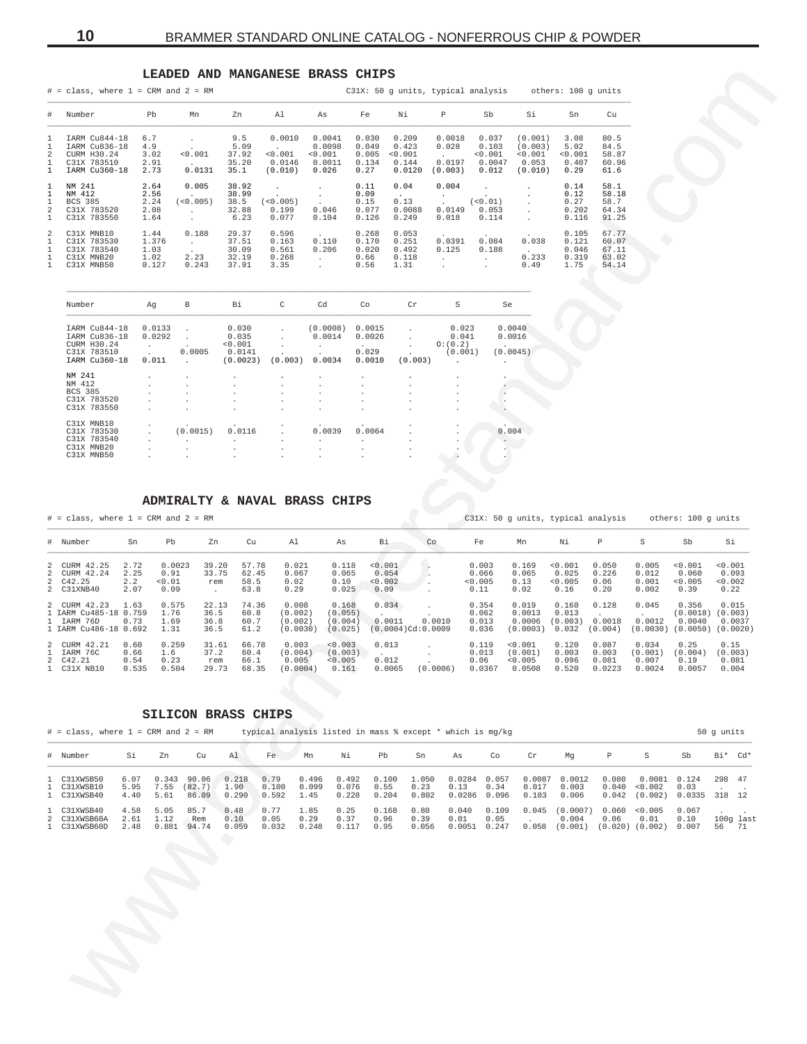## LEADED AND MANGANESE BRASS CHIPS

# = class, where 1 = CRM and 2 = RM — C31X: 50 g units, typical analysis — others: 100 g units

| # | Number | Pb | Mn | Zn | Al | As | Fe | Ni | P | Sb | Si | Sn | Cu |
|---|---|---|---|---|---|---|---|---|---|---|---|---|---|
| 1 | IARM Cu844-18 | 6.7 | . | 9.5 | 0.0010 | 0.0041 | 0.030 | 0.209 | 0.0018 | 0.037 | (0.001) | 3.08 | 80.5 |
| 1 | IARM Cu836-18 | 4.9 | . | 5.09 | . | 0.0098 | 0.049 | 0.423 | 0.028 | 0.103 | (0.003) | 5.02 | 84.5 |
| 2 | CURM H30.24 | 3.02 | <0.001 | 37.92 | <0.001 | <0.001 | 0.005 | <0.001 | . | <0.001 | <0.001 | <0.001 | 58.87 |
| 1 | C31X 783510 | 2.91 | . | 35.20 | 0.0146 | 0.0011 | 0.134 | 0.144 | 0.0197 | 0.0047 | 0.053 | 0.407 | 60.96 |
| 1 | IARM Cu360-18 | 2.73 | 0.0131 | 35.1 | (0.010) | 0.026 | 0.27 | 0.0120 | (0.003) | 0.012 | (0.010) | 0.29 | 61.6 |
| 1 | NM 241 | 2.64 | 0.005 | 38.92 | . | . | 0.11 | 0.04 | 0.004 | . | . | 0.14 | 58.1 |
| 1 | NM 412 | 2.56 | . | 38.99 | . | . | 0.09 | . | . | . | . | 0.12 | 58.18 |
| 1 | BCS 385 | 2.24 | (<0.005) | 38.5 | (<0.005) | . | 0.15 | 0.13 | . | (<0.01) | . | 0.27 | 58.7 |
| 2 | C31X 783520 | 2.08 | . | 32.88 | 0.199 | 0.046 | 0.077 | 0.0088 | 0.0149 | 0.053 | . | 0.202 | 64.34 |
| 1 | C31X 783550 | 1.64 | . | 6.23 | 0.077 | 0.104 | 0.126 | 0.249 | 0.018 | 0.114 | . | 0.116 | 91.25 |
| 2 | C31X MNB10 | 1.44 | 0.188 | 29.37 | 0.596 | . | 0.268 | 0.053 | . | . | . | 0.105 | 67.77 |
| 1 | C31X 783530 | 1.376 | . | 37.51 | 0.163 | 0.110 | 0.170 | 0.251 | 0.0391 | 0.084 | 0.038 | 0.121 | 60.07 |
| 1 | C31X 783540 | 1.03 | . | 30.09 | 0.561 | 0.206 | 0.020 | 0.492 | 0.125 | 0.188 | . | 0.046 | 67.11 |
| 1 | C31X MNB20 | 1.02 | 2.23 | 32.19 | 0.268 | . | 0.66 | 0.118 | . | . | 0.233 | 0.319 | 63.02 |
| 1 | C31X MNB50 | 0.127 | 0.243 | 37.91 | 3.35 | . | 0.56 | 1.31 | . | . | 0.49 | 1.75 | 54.14 |

| Number | Ag | B | Bi | C | Cd | Co | Cr | S | Se |
|---|---|---|---|---|---|---|---|---|---|
| IARM Cu844-18 | 0.0133 | . | 0.030 | . | (0.0008) | 0.0015 | . | 0.023 | 0.0040 |
| IARM Cu836-18 | 0.0292 | . | 0.035 | . | 0.0014 | 0.0026 | . | 0.041 | 0.0016 |
| CURM H30.24 | . | . | <0.001 | . | . | . | . | O:(0.2) | . |
| C31X 783510 | . | 0.0005 | 0.0141 | . | . | 0.029 | . | (0.001) | (0.0045) |
| IARM Cu360-18 | 0.011 | . | (0.0023) | (0.003) | 0.0034 | 0.0010 | (0.003) | . | . |
| NM 241 | . | . | . | . | . | . | . | . | . |
| NM 412 | . | . | . | . | . | . | . | . | . |
| BCS 385 | . | . | . | . | . | . | . | . | . |
| C31X 783520 | . | . | . | . | . | . | . | . | . |
| C31X 783550 | . | . | . | . | . | . | . | . | . |
| C31X MNB10 | . | . | . | . | . | . | . | . | . |
| C31X 783530 | . | (0.0015) | 0.0116 | . | 0.0039 | 0.0064 | . | . | 0.004 |
| C31X 783540 | . | . | . | . | . | . | . | . | . |
| C31X MNB20 | . | . | . | . | . | . | . | . | . |
| C31X MNB50 | . | . | . | . | . | . | . | . | . |

## ADMIRALTY & NAVAL BRASS CHIPS

# = class, where 1 = CRM and 2 = RM — C31X: 50 g units, typical analysis — others: 100 g units

| # | Number | Sn | Pb | Zn | Cu | Al | As | Bi | Co | Fe | Mn | Ni | P | S | Sb | Si |
|---|---|---|---|---|---|---|---|---|---|---|---|---|---|---|---|---|
| 2 | CURM 42.25 | 2.72 | 0.0023 | 39.20 | 57.78 | 0.021 | 0.118 | <0.001 | . | 0.003 | 0.169 | <0.001 | 0.050 | 0.005 | <0.001 | <0.001 |
| 2 | CURM 42.24 | 2.25 | 0.91 | 33.75 | 62.45 | 0.067 | 0.065 | 0.054 | . | 0.066 | 0.065 | 0.025 | 0.226 | 0.012 | 0.060 | 0.093 |
| 2 | C42.25 | 2.2 | <0.01 | rem | 58.5 | 0.02 | 0.10 | <0.002 | . | <0.005 | 0.13 | <0.005 | 0.06 | 0.001 | <0.005 | <0.002 |
| 2 | C31XNB40 | 2.07 | 0.09 | . | 63.8 | 0.29 | 0.025 | 0.09 | . | 0.11 | 0.02 | 0.16 | 0.20 | 0.002 | 0.39 | 0.22 |
| 2 | CURM 42.23 | 1.63 | 0.575 | 22.13 | 74.36 | 0.008 | 0.168 | 0.034 | . | 0.354 | 0.019 | 0.168 | 0.128 | 0.045 | 0.356 | 0.015 |
| 1 | IARM Cu485-18 | 0.759 | 1.76 | 36.5 | 60.8 | (0.002) | (0.055) | . | . | 0.062 | 0.0013 | 0.013 | . | . | (0.0018) | (0.003) |
| 1 | IARM 76D | 0.73 | 1.69 | 36.8 | 60.7 | (0.002) | (0.004) | 0.0011 | 0.0010 | 0.013 | 0.0006 | (0.003) | 0.0018 | 0.0012 | 0.0040 | 0.0037 |
| 1 | IARM Cu486-18 | 0.692 | 1.31 | 36.5 | 61.2 | (0.0030) | (0.025) | (0.0004)Cd:0.0009 | | 0.036 | (0.0003) | 0.032 | (0.004) | (0.0030) | (0.0050) | (0.0020) |
| 2 | CURM 42.21 | 0.60 | 0.259 | 31.61 | 66.78 | 0.003 | <0.003 | 0.013 | . | 0.119 | <0.001 | 0.120 | 0.087 | 0.034 | 0.25 | 0.15 |
| 1 | IARM 76C | 0.66 | 1.6 | 37.2 | 60.4 | (0.004) | (0.003) | . | . | 0.013 | (0.001) | 0.003 | 0.003 | (0.001) | (0.004) | (0.003) |
| 2 | C42.21 | 0.54 | 0.23 | rem | 66.1 | 0.005 | <0.005 | 0.012 | . | 0.06 | <0.005 | 0.096 | 0.081 | 0.007 | 0.19 | 0.081 |
| 1 | C31X NB10 | 0.535 | 0.504 | 29.73 | 68.35 | (0.0004) | 0.161 | 0.0065 | (0.0006) | 0.0367 | 0.0508 | 0.520 | 0.0223 | 0.0024 | 0.0057 | 0.004 |

## SILICON BRASS CHIPS

# = class, where 1 = CRM and 2 = RM — typical analysis listed in mass % except * which is mg/kg — 50 g units

| # | Number | Si | Zn | Cu | Al | Fe | Mn | Ni | Pb | Sn | As | Co | Cr | Mg | P | S | Sb | Bi* | Cd* |
|---|---|---|---|---|---|---|---|---|---|---|---|---|---|---|---|---|---|---|---|
| 1 | C31XWSB50 | 6.07 | 0.343 | 90.06 | 0.218 | 0.79 | 0.496 | 0.492 | 0.100 | 1.050 | 0.0284 | 0.057 | 0.0087 | 0.0012 | 0.080 | 0.0081 | 0.124 | 298 | 47 |
| 1 | C31XWSB10 | 5.95 | 7.55 | (82.7) | 1.90 | 0.100 | 0.099 | 0.076 | 0.55 | 0.23 | 0.13 | 0.34 | 0.017 | 0.003 | 0.040 | <0.002 | 0.03 | . | . |
| 1 | C31XWSB40 | 4.40 | 5.61 | 86.09 | 0.290 | 0.592 | 1.45 | 0.228 | 0.204 | 0.802 | 0.0286 | 0.096 | 0.103 | 0.006 | 0.042 | (0.002) | 0.0335 | 318 | 12 |
| 1 | C31XWSB40 | 4.58 | 5.05 | 85.7 | 0.48 | 0.77 | 1.85 | 0.25 | 0.168 | 0.80 | 0.040 | 0.109 | 0.045 | (0.0007) | 0.060 | <0.005 | 0.067 | . | . |
| 2 | C31XWSB60A | 2.61 | 1.12 | Rem | 0.10 | 0.05 | 0.29 | 0.37 | 0.96 | 0.39 | 0.01 | 0.05 | . | 0.004 | 0.06 | 0.01 | 0.10 | 100g last | |
| 1 | C31XWSB60D | 2.48 | 0.881 | 94.74 | 0.059 | 0.032 | 0.248 | 0.117 | 0.95 | 0.056 | 0.0051 | 0.247 | 0.058 | (0.001) | (0.020) | (0.002) | 0.007 | 56 | 71 |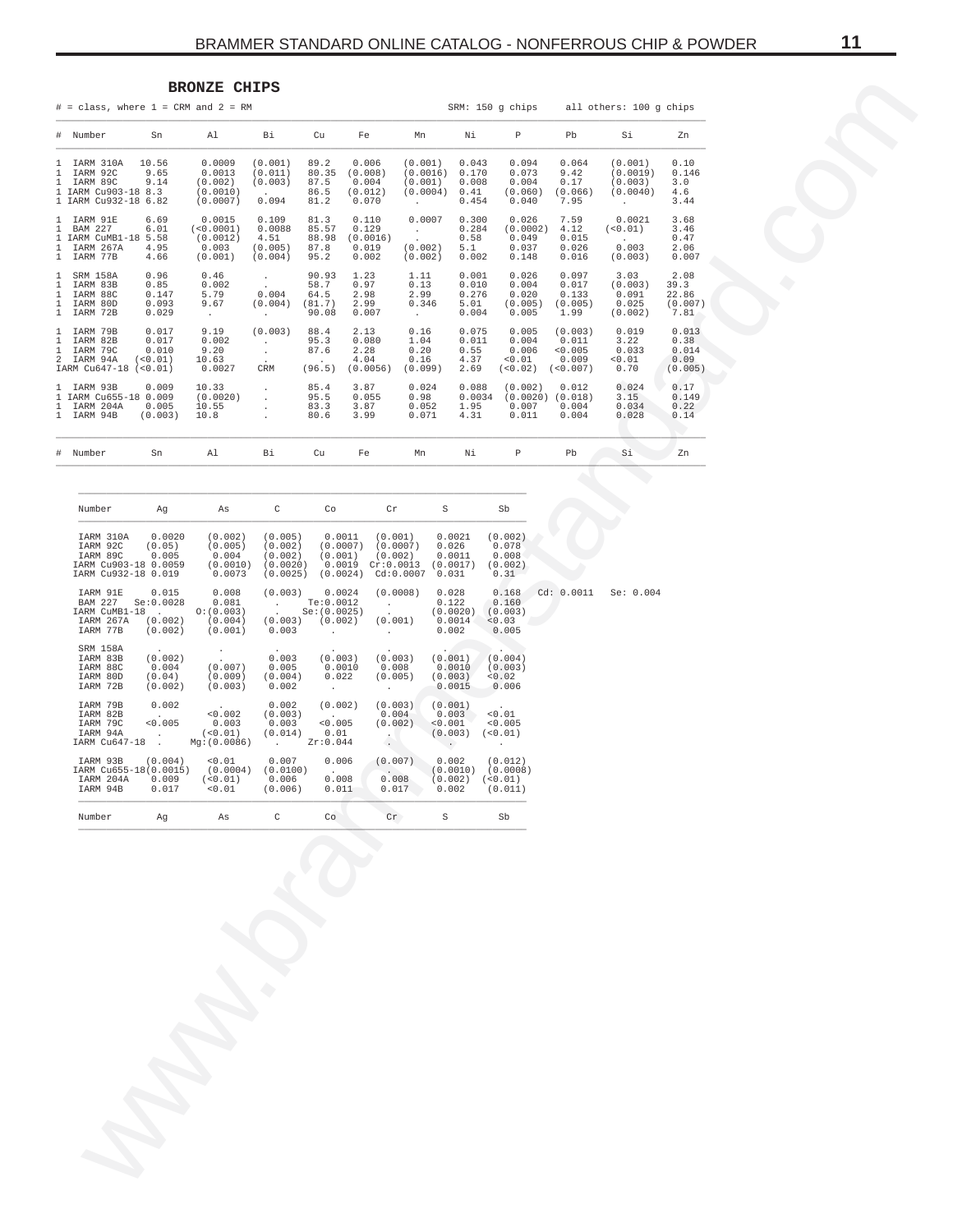## BRONZE CHIPS

# = class, where 1 = CRM and 2 = RM    SRM: 150 g chips    all others: 100 g chips

| # | Number | Sn | Al | Bi | Cu | Fe | Mn | Ni | P | Pb | Si | Zn |
|---|---|---|---|---|---|---|---|---|---|---|---|---|
| 1 | IARM 310A | 10.56 | 0.0009 | (0.001) | 89.2 | 0.006 | (0.001) | 0.043 | 0.094 | 0.064 | (0.001) | 0.10 |
| 1 | IARM 92C | 9.65 | 0.0013 | (0.011) | 80.35 | (0.008) | (0.0016) | 0.170 | 0.073 | 9.42 | (0.0019) | 0.146 |
| 1 | IARM 89C | 9.14 | (0.002) | (0.003) | 87.5 | 0.004 | (0.001) | 0.008 | 0.004 | 0.17 | (0.003) | 3.0 |
| 1 | IARM Cu903-18 | 8.3 | (0.0010) | . | 86.5 | (0.012) | (0.0004) | 0.41 | (0.060) | (0.066) | (0.0040) | 4.6 |
| 1 | IARM Cu932-18 | 6.82 | (0.0007) | 0.094 | 81.2 | 0.070 | . | 0.454 | 0.040 | 7.95 | . | 3.44 |
| 1 | IARM 91E | 6.69 | 0.0015 | 0.109 | 81.3 | 0.110 | 0.0007 | 0.300 | 0.026 | 7.59 | 0.0021 | 3.68 |
| 1 | BAM 227 | 6.01 | (<0.0001) | 0.0088 | 85.57 | 0.129 | . | 0.284 | (0.0002) | 4.12 | (<0.01) | 3.46 |
| 1 | IARM CuMB1-18 | 5.58 | (0.0012) | 4.51 | 88.98 | (0.0016) | . | 0.58 | 0.049 | 0.015 | . | 0.47 |
| 1 | IARM 267A | 4.95 | 0.003 | (0.005) | 87.8 | 0.019 | (0.002) | 5.1 | 0.037 | 0.026 | 0.003 | 2.06 |
| 1 | IARM 77B | 4.66 | (0.001) | (0.004) | 95.2 | 0.002 | (0.002) | 0.002 | 0.148 | 0.016 | (0.003) | 0.007 |
| 1 | SRM 158A | 0.96 | 0.46 | . | 90.93 | 1.23 | 1.11 | 0.001 | 0.026 | 0.097 | 3.03 | 2.08 |
| 1 | IARM 83B | 0.85 | 0.002 | . | 58.7 | 0.97 | 0.13 | 0.010 | 0.004 | 0.017 | (0.003) | 39.3 |
| 1 | IARM 88C | 0.147 | 5.79 | 0.004 | 64.5 | 2.98 | 2.99 | 0.276 | 0.020 | 0.133 | 0.091 | 22.86 |
| 1 | IARM 80D | 0.093 | 9.67 | (0.004) | (81.7) | 2.99 | 0.346 | 5.01 | (0.005) | (0.005) | 0.025 | (0.007) |
| 1 | IARM 72B | 0.029 | . | . | 90.08 | 0.007 | . | 0.004 | 0.005 | 1.99 | (0.002) | 7.81 |
| 1 | IARM 79B | 0.017 | 9.19 | (0.003) | 88.4 | 2.13 | 0.16 | 0.075 | 0.005 | (0.003) | 0.019 | 0.013 |
| 1 | IARM 82B | 0.017 | 0.002 | . | 95.3 | 0.080 | 1.04 | 0.011 | 0.004 | 0.011 | 3.22 | 0.38 |
| 1 | IARM 79C | 0.010 | 9.20 | . | 87.6 | 2.28 | 0.20 | 0.55 | 0.006 | <0.005 | 0.033 | 0.014 |
| 2 | IARM 94A | (<0.01) | 10.63 | . | . | 4.04 | 0.16 | 4.37 | <0.01 | 0.009 | <0.01 | 0.09 |
| | IARM Cu647-18 | (<0.01) | 0.0027 | CRM | (96.5) | (0.0056) | (0.099) | 2.69 | (<0.02) | (<0.007) | 0.70 | (0.005) |
| 1 | IARM 93B | 0.009 | 10.33 | . | 85.4 | 3.87 | 0.024 | 0.088 | (0.002) | 0.012 | 0.024 | 0.17 |
| 1 | IARM Cu655-18 | 0.009 | (0.0020) | . | 95.5 | 0.055 | 0.98 | 0.0034 | (0.0020) | (0.018) | 3.15 | 0.149 |
| 1 | IARM 204A | 0.005 | 10.55 | . | 83.3 | 3.87 | 0.052 | 1.95 | 0.007 | 0.004 | 0.034 | 0.22 |
| 1 | IARM 94B | (0.003) | 10.8 | . | 80.6 | 3.99 | 0.071 | 4.31 | 0.011 | 0.004 | 0.028 | 0.14 |
| # | Number | Sn | Al | Bi | Cu | Fe | Mn | Ni | P | Pb | Si | Zn |

| Number | Ag | As | C | Co | Cr | S | Sb | | |
|---|---|---|---|---|---|---|---|---|---|
| IARM 310A | 0.0020 | (0.002) | (0.005) | 0.0011 | (0.001) | 0.0021 | (0.002) | | |
| IARM 92C | (0.05) | (0.005) | (0.002) | (0.0007) | (0.0007) | 0.026 | 0.078 | | |
| IARM 89C | 0.005 | 0.004 | (0.002) | (0.001) | (0.002) | 0.0011 | 0.008 | | |
| IARM Cu903-18 | 0.0059 | (0.0010) | (0.0020) | 0.0019 | Cr:0.0013 | (0.0017) | (0.002) | | |
| IARM Cu932-18 | 0.019 | 0.0073 | (0.0025) | (0.0024) | Cd:0.0007 | 0.031 | 0.31 | | |
| IARM 91E | 0.015 | 0.008 | (0.003) | 0.0024 | (0.0008) | 0.028 | 0.168 | Cd: 0.0011 | Se: 0.004 |
| BAM 227 | Se:0.0028 | 0.081 | . | Te:0.0012 | . | 0.122 | 0.160 | | |
| IARM CuMB1-18 | . | O:(0.003) | . | Se:(0.0025) | . | (0.0020) | (0.003) | | |
| IARM 267A | (0.002) | (0.004) | (0.003) | (0.002) | (0.001) | 0.0014 | <0.03 | | |
| IARM 77B | (0.002) | (0.001) | 0.003 | . | . | 0.002 | 0.005 | | |
| SRM 158A | . | . | . | . | . | . | . | | |
| IARM 83B | (0.002) | . | 0.003 | (0.003) | (0.003) | (0.001) | (0.004) | | |
| IARM 88C | 0.004 | (0.007) | 0.005 | 0.0010 | 0.008 | 0.0010 | (0.003) | | |
| IARM 80D | (0.04) | (0.009) | (0.004) | 0.022 | (0.005) | (0.003) | <0.02 | | |
| IARM 72B | (0.002) | (0.003) | 0.002 | . | . | 0.0015 | 0.006 | | |
| IARM 79B | 0.002 | . | 0.002 | (0.002) | (0.003) | (0.001) | . | | |
| IARM 82B | . | <0.002 | (0.003) | . | 0.004 | 0.003 | <0.01 | | |
| IARM 79C | <0.005 | 0.003 | 0.003 | <0.005 | (0.002) | <0.001 | <0.005 | | |
| IARM 94A | . | (<0.01) | (0.014) | 0.01 | . | (0.003) | (<0.01) | | |
| IARM Cu647-18 | . | Mg:(0.0086) | . | Zr:0.044 | . | . | . | | |
| IARM 93B | (0.004) | <0.01 | 0.007 | 0.006 | (0.007) | 0.002 | (0.012) | | |
| IARM Cu655-18 | (0.0015) | (0.0004) | (0.0100) | . | . | (0.0010) | (0.0008) | | |
| IARM 204A | 0.009 | (<0.01) | 0.006 | 0.008 | 0.008 | (0.002) | (<0.01) | | |
| IARM 94B | 0.017 | <0.01 | (0.006) | 0.011 | 0.017 | 0.002 | (0.011) | | |
| Number | Ag | As | C | Co | Cr | S | Sb | | |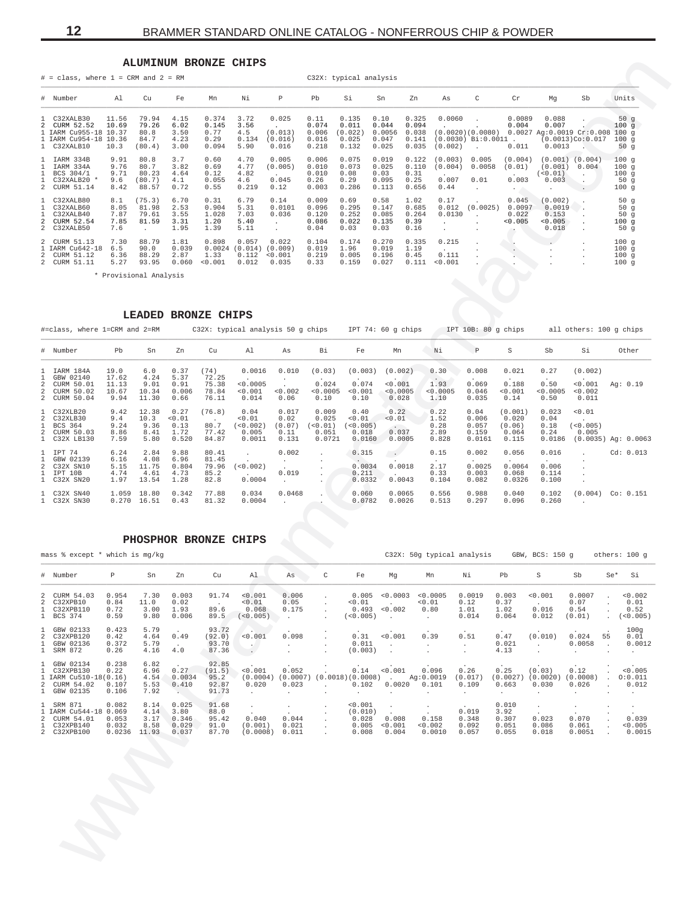## ALUMINUM BRONZE CHIPS

# = class, where 1 = CRM and 2 = RM

C32X: typical analysis

| # | Number | Al | Cu | Fe | Mn | Ni | P | Pb | Si | Sn | Zn | As | C | Cr | Mg | Sb | Units |
|---|---|---|---|---|---|---|---|---|---|---|---|---|---|---|---|---|---|
| 1 | C32XALB30 | 11.56 | 79.94 | 4.15 | 0.374 | 3.72 | 0.025 | 0.11 | 0.135 | 0.10 | 0.325 | 0.0060 | . | 0.0089 | 0.088 | . | 50 g |
| 2 | CURM 52.52 | 10.69 | 79.26 | 6.02 | 0.145 | 3.56 | . | 0.074 | 0.011 | 0.044 | 0.094 | . | . | 0.004 | 0.007 | . | 100 g |
| 1 | IARM Cu955-18 | 10.37 | 80.8 | 3.50 | 0.77 | 4.5 | (0.013) | 0.006 | (0.022) | 0.0056 | 0.038 | (0.0020) | (0.0080) | 0.0027 | Ag:0.0019 | Cr:0.008 | 100 g |
| 1 | IARM Cu954-18 | 10.36 | 84.7 | 4.23 | 0.29 | 0.134 | (0.016) | 0.016 | 0.025 | 0.047 | 0.141 | (0.0030) | Bi:0.0011 | . | (0.0013) | Co:0.017 | 100 g |
| 1 | C32XALB10 | 10.3 | (80.4) | 3.00 | 0.094 | 5.90 | 0.016 | 0.218 | 0.132 | 0.025 | 0.035 | (0.002) | . | 0.011 | 0.0013 | . | 50 g |
| 1 | IARM 334B | 9.91 | 80.8 | 3.7 | 0.60 | 4.70 | 0.005 | 0.006 | 0.075 | 0.019 | 0.122 | (0.003) | 0.005 | (0.004) | (0.001) | (0.004) | 100 g |
| 1 | IARM 334A | 9.76 | 80.7 | 3.82 | 0.69 | 4.77 | (0.005) | 0.010 | 0.073 | 0.025 | 0.110 | (0.004) | 0.0058 | (0.01) | (0.001) | 0.004 | 100 g |
| 1 | BCS 304/1 | 9.71 | 80.23 | 4.64 | 0.12 | 4.82 | . | 0.010 | 0.08 | 0.03 | 0.31 | . | . | . | (<0.01) | . | 100 g |
| 1 | C32XALB20 * | 9.6 | (80.7) | 4.1 | 0.055 | 4.6 | 0.045 | 0.26 | 0.29 | 0.095 | 0.25 | 0.007 | 0.01 | 0.003 | 0.003 | . | 50 g |
| 2 | CURM 51.14 | 8.42 | 88.57 | 0.72 | 0.55 | 0.219 | 0.12 | 0.003 | 0.286 | 0.113 | 0.656 | 0.44 | . | . | . | . | 100 g |
| 1 | C32XALB80 | 8.1 | (75.3) | 6.70 | 0.31 | 6.79 | 0.14 | 0.009 | 0.69 | 0.58 | 1.02 | 0.17 | . | 0.045 | (0.002) | . | 50 g |
| 1 | C32XALB60 | 8.05 | 81.98 | 2.53 | 0.904 | 5.31 | 0.0101 | 0.096 | 0.295 | 0.147 | 0.685 | 0.012 | (0.0025) | 0.0097 | 0.0019 | . | 50 g |
| 1 | C32XALB40 | 7.87 | 79.61 | 3.55 | 1.028 | 7.03 | 0.036 | 0.120 | 0.252 | 0.085 | 0.264 | 0.0130 | . | 0.022 | 0.153 | . | 50 g |
| 2 | CURM 52.54 | 7.85 | 81.59 | 3.31 | 1.20 | 5.40 | . | 0.086 | 0.022 | 0.135 | 0.39 | . | . | <0.005 | <0.005 | . | 100 g |
| 2 | C32XALB50 | 7.6 | . | 1.95 | 1.39 | 5.11 | . | 0.04 | 0.03 | 0.03 | 0.16 | . | . | . | 0.018 | . | 50 g |
| 2 | CURM 51.13 | 7.30 | 88.79 | 1.81 | 0.898 | 0.057 | 0.022 | 0.104 | 0.174 | 0.270 | 0.335 | 0.215 | . | . | . | . | 100 g |
| 1 | IARM Cu642-18 | 6.5 | 90.0 | 0.039 | 0.0024 | (0.014) | (0.009) | 0.019 | 1.96 | 0.019 | 1.19 | . | . | . | . | . | 100 g |
| 2 | CURM 51.12 | 6.36 | 88.29 | 2.87 | 1.33 | 0.112 | <0.001 | 0.219 | 0.005 | 0.196 | 0.45 | 0.111 | . | . | . | . | 100 g |
| 2 | CURM 51.11 | 5.27 | 93.95 | 0.060 | <0.001 | 0.012 | 0.035 | 0.33 | 0.159 | 0.027 | 0.111 | <0.001 | . | . | . | . | 100 g |

\* Provisional Analysis

## LEADED BRONZE CHIPS

#=class, where 1=CRM and 2=RM     C32X: typical analysis 50 g chips     IPT 74: 60 g chips     IPT 10B: 80 g chips     all others: 100 g chips

| # | Number | Pb | Sn | Zn | Cu | Al | As | Bi | Fe | Mn | Ni | P | S | Sb | Si | Other |
|---|---|---|---|---|---|---|---|---|---|---|---|---|---|---|---|---|
| 1 | IARM 184A | 19.0 | 6.0 | 0.37 | (74) | 0.0016 | 0.010 | (0.03) | (0.003) | (0.002) | 0.30 | 0.008 | 0.021 | 0.27 | (0.002) | |
| 1 | GBW 02140 | 17.62 | 4.24 | 5.37 | 72.25 | . | . | . | . | . | . | . | . | . | . | |
| 2 | CURM 50.01 | 11.13 | 9.01 | 0.91 | 75.38 | <0.0005 | . | 0.024 | 0.074 | <0.001 | 1.93 | 0.069 | 0.188 | 0.50 | <0.001 | Ag: 0.19 |
| 2 | CURM 50.02 | 10.67 | 10.34 | 0.006 | 78.84 | <0.001 | <0.002 | <0.0005 | <0.001 | <0.0005 | <0.0005 | 0.046 | <0.001 | <0.0005 | <0.002 | |
| 2 | CURM 50.04 | 9.94 | 11.30 | 0.66 | 76.11 | 0.014 | 0.06 | 0.10 | 0.10 | 0.028 | 1.10 | 0.035 | 0.14 | 0.50 | 0.011 | |
| 1 | C32XLB20 | 9.42 | 12.38 | 0.27 | (76.8) | 0.04 | 0.017 | 0.009 | 0.40 | 0.22 | 0.22 | 0.04 | (0.001) | 0.023 | <0.01 | |
| 2 | C32XLB30 | 9.4 | 10.3 | <0.01 | . | <0.01 | 0.02 | 0.025 | <0.01 | <0.01 | 1.52 | 0.006 | 0.020 | 0.04 | . | |
| 1 | BCS 364 | 9.24 | 9.36 | 0.13 | 80.7 | (<0.002) | (0.07) | (<0.01) | (<0.005) | . | 0.28 | 0.057 | (0.06) | 0.18 | (<0.005) | |
| 2 | CURM 50.03 | 8.86 | 8.41 | 1.72 | 77.42 | 0.005 | 0.11 | 0.051 | 0.018 | 0.037 | 2.89 | 0.159 | 0.064 | 0.24 | 0.005 | |
| 1 | C32X LB130 | 7.59 | 5.80 | 0.520 | 84.87 | 0.0011 | 0.131 | 0.0721 | 0.0160 | 0.0005 | 0.828 | 0.0161 | 0.115 | 0.0186 | (0.0035) | Ag: 0.0063 |
| 1 | IPT 74 | 6.24 | 2.84 | 9.88 | 80.41 | . | 0.002 | . | 0.315 | . | 0.15 | 0.002 | 0.056 | 0.016 | . | Cd: 0.013 |
| 1 | GBW 02139 | 6.16 | 4.08 | 6.96 | 81.45 | . | . | . | . | . | . | . | . | . | . | |
| 2 | C32X SN10 | 5.15 | 11.75 | 0.804 | 79.96 | (<0.002) | . | . | 0.0034 | 0.0018 | 2.17 | 0.0025 | 0.0064 | 0.006 | . | |
| 1 | IPT 10B | 4.74 | 4.61 | 4.73 | 85.2 | . | 0.019 | . | 0.211 | . | 0.33 | 0.003 | 0.068 | 0.114 | . | |
| 1 | C32X SN20 | 1.97 | 13.54 | 1.28 | 82.8 | 0.0004 | . | . | 0.0332 | 0.0043 | 0.104 | 0.082 | 0.0326 | 0.100 | . | |
| 1 | C32X SN40 | 1.059 | 18.80 | 0.342 | 77.88 | 0.034 | 0.0468 | . | 0.060 | 0.0065 | 0.556 | 0.988 | 0.040 | 0.102 | (0.004) | Co: 0.151 |
| 1 | C32X SN30 | 0.270 | 16.51 | 0.43 | 81.32 | 0.0004 | . | . | 0.0782 | 0.0026 | 0.513 | 0.297 | 0.096 | 0.260 | . | |

## PHOSPHOR BRONZE CHIPS

mass % except * which is mg/kg     C32X: 50g typical analysis     GBW, BCS: 150 g     others: 100 g

| # | Number | P | Sn | Zn | Cu | Al | As | C | Fe | Mg | Mn | Ni | Pb | S | Sb | Se* | Si |
|---|---|---|---|---|---|---|---|---|---|---|---|---|---|---|---|---|---|
| 2 | CURM 54.03 | 0.954 | 7.30 | 0.003 | 91.74 | <0.001 | 0.006 | . | 0.005 | <0.0003 | <0.0005 | 0.0019 | 0.003 | <0.001 | 0.0007 | . | <0.002 |
| 2 | C32XPB10 | 0.84 | 11.0 | 0.02 | . | <0.01 | 0.05 | . | <0.01 | . | <0.01 | 0.12 | 0.37 | . | 0.07 | . | 0.01 |
| 1 | C32XPB110 | 0.72 | 3.00 | 1.93 | 89.6 | 0.068 | 0.175 | . | 0.493 | <0.002 | 0.80 | 1.01 | 1.02 | 0.016 | 0.54 | . | 0.52 |
| 1 | BCS 374 | 0.59 | 9.80 | 0.006 | 89.5 | (<0.005) | . | . | (<0.005) | . | . | 0.014 | 0.064 | 0.012 | (0.01) | . | (<0.005) |
| 1 | GBW 02133 | 0.423 | 5.79 | . | 93.72 | . | . | . | . | . | . | . | . | . | . | . | 100g |
| 2 | C32XPB120 | 0.42 | 4.64 | 0.49 | (92.0) | <0.001 | 0.098 | . | 0.31 | <0.001 | 0.39 | 0.51 | 0.47 | (0.010) | 0.024 | 55 | 0.01 |
| 1 | GBW 02136 | 0.372 | 5.79 | . | 93.70 | . | . | . | 0.011 | . | . | . | 0.021 | . | 0.0058 | . | 0.0012 |
| 1 | SRM 872 | 0.26 | 4.16 | 4.0 | 87.36 | . | . | . | (0.003) | . | . | . | 4.13 | . | . | . | . |
| 1 | GBW 02134 | 0.238 | 6.82 | . | 92.85 | . | . | . | . | . | . | . | . | . | . | . | . |
| 1 | C32XPB130 | 0.22 | 6.96 | 0.27 | (91.5) | <0.001 | 0.052 | . | 0.14 | <0.001 | 0.096 | 0.26 | 0.25 | (0.03) | 0.12 | . | <0.005 |
| 1 | IARM Cu510-18 | (0.16) | 4.54 | 0.0034 | 95.2 | (0.0004) | (0.0007) | (0.0018) | (0.0008) | . | Ag:0.0019 | (0.017) | (0.0027) | (0.0020) | (0.0008) | . | O:0.011 |
| 2 | CURM 54.02 | 0.107 | 5.53 | 0.410 | 92.87 | 0.020 | 0.023 | . | 0.102 | 0.0020 | 0.101 | 0.109 | 0.663 | 0.030 | 0.026 | . | 0.012 |
| 1 | GBW 02135 | 0.106 | 7.92 | . | 91.73 | . | . | . | . | . | . | . | . | . | . | . | . |
| 1 | SRM 871 | 0.082 | 8.14 | 0.025 | 91.68 | . | . | . | <0.001 | . | . | . | 0.010 | . | . | . | . |
| 1 | IARM Cu544-18 | 0.069 | 4.14 | 3.80 | 88.0 | . | . | . | (0.010) | . | . | 0.019 | 3.92 | . | . | . | . |
| 2 | CURM 54.01 | 0.053 | 3.17 | 0.346 | 95.42 | 0.040 | 0.044 | . | 0.028 | 0.008 | 0.158 | 0.348 | 0.307 | 0.023 | 0.070 | . | 0.039 |
| 1 | C32XPB140 | 0.032 | 8.58 | 0.029 | 91.0 | (0.001) | 0.021 | . | 0.005 | <0.001 | <0.002 | 0.092 | 0.051 | 0.086 | 0.061 | . | <0.005 |
| 2 | C32XPB100 | 0.0236 | 11.93 | 0.037 | 87.70 | (0.0008) | 0.011 | . | 0.008 | 0.004 | 0.0010 | 0.057 | 0.055 | 0.018 | 0.0051 | . | 0.0015 |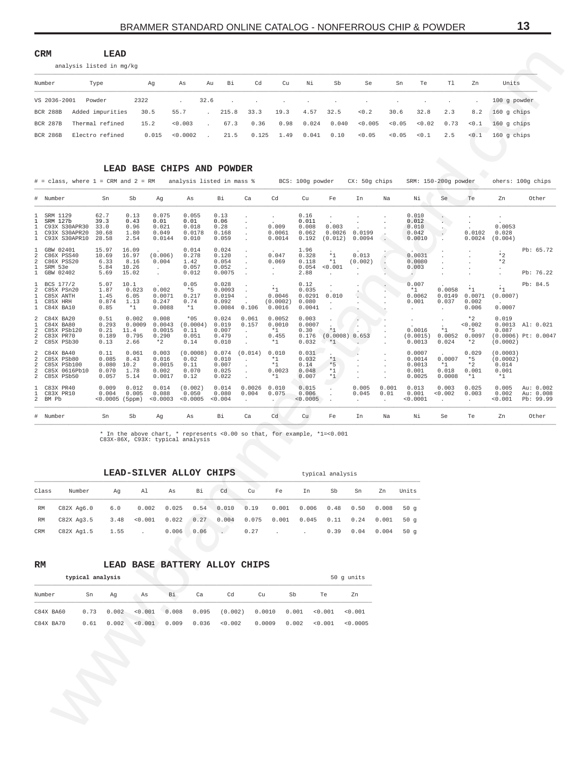## CRM LEAD

analysis listed in mg/kg

| Number | Type | Ag | As | Au | Bi | Cd | Cu | Ni | Sb | Se | Sn | Te | Tl | Zn | Units |
|---|---|---|---|---|---|---|---|---|---|---|---|---|---|---|---|
| VS 2036-2001 | Powder | 2322 | . | 32.6 | . | . | . | . | . | . | . | . | . | . | 100 g powder |
| BCR 288B | Added impurities | 30.5 | 55.7 | . | 215.8 | 33.3 | 19.3 | 4.57 | 32.5 | <0.2 | 30.6 | 32.8 | 2.3 | 8.2 | 160 g chips |
| BCR 287B | Thermal refined | 15.2 | <0.003 | . | 67.3 | 0.36 | 0.98 | 0.024 | 0.040 | <0.005 | <0.05 | <0.02 | 0.73 | <0.1 | 160 g chips |
| BCR 286B | Electro refined | 0.015 | <0.0002 | . | 21.5 | 0.125 | 1.49 | 0.041 | 0.10 | <0.05 | <0.05 | <0.1 | 2.5 | <0.1 | 160 g chips |

## LEAD BASE CHIPS AND POWDER

# = class, where 1 = CRM and 2 = RM    analysis listed in mass %    BCS: 100g powder    CX: 50g chips    SRM: 150-200g powder    ohers: 100g chips

| # | Number | Sn | Sb | Ag | As | Bi | Ca | Cd | Cu | Fe | In | Na | Ni | Se | Te | Zn | Other |
|---|---|---|---|---|---|---|---|---|---|---|---|---|---|---|---|---|---|
| 1 | SRM 1129 | 62.7 | 0.13 | 0.075 | 0.055 | 0.13 | . | . | 0.16 | . | . | . | 0.010 | . | . | . | |
| 1 | SRM 127b | 39.3 | 0.43 | 0.01 | 0.01 | 0.06 | . | . | 0.011 | . | . | . | 0.012 | . | . | . | |
| 1 | C93X S30APR30 | 33.0 | 0.96 | 0.021 | 0.018 | 0.28 | . | 0.009 | 0.008 | 0.003 | . | . | 0.010 | . | . | 0.0053 | |
| 1 | C93X S30APR20 | 30.68 | 1.80 | 0.049 | 0.0178 | 0.168 | . | 0.0061 | 0.062 | 0.0026 | 0.0199 | . | 0.042 | . | 0.0102 | 0.028 | |
| 1 | C93X S30APR10 | 28.58 | 2.54 | 0.0144 | 0.010 | 0.059 | . | 0.0014 | 0.192 | (0.012) | 0.0094 | . | 0.0010 | . | 0.0024 | (0.004) | |
| 1 | GBW 02401 | 15.97 | 16.09 | . | 0.014 | 0.024 | . | . | 1.96 | . | . | . | . | . | . | . | Pb: 65.72 |
| 2 | C86X PSS40 | 10.69 | 16.97 | (0.006) | 0.278 | 0.120 | . | 0.047 | 0.328 | *1 | 0.013 | . | 0.0031 | . | . | *2 | |
| 2 | C86X PSS20 | 6.33 | 8.16 | 0.004 | 1.42 | 0.054 | . | 0.069 | 0.118 | *1 | (0.002) | . | 0.0080 | . | . | *2 | |
| 1 | SRM 53e | 5.84 | 10.26 | . | 0.057 | 0.052 | . | . | 0.054 | <0.001 | . | . | 0.003 | . | . | . | |
| 1 | GBW 02402 | 5.69 | 15.02 | . | 0.012 | 0.0075 | . | . | 2.88 | . | . | . | . | . | . | . | Pb: 76.22 |
| 1 | BCS 177/2 | 5.07 | 10.1 | . | 0.05 | 0.028 | . | . | 0.12 | . | . | . | 0.007 | . | . | . | Pb: 84.5 |
| 2 | C85X PSn20 | 1.87 | 0.023 | 0.002 | *5 | 0.0093 | . | *1 | 0.035 | . | . | . | *1 | 0.0058 | *1 | *1 | |
| 1 | C85X ANTH | 1.45 | 6.05 | 0.0071 | 0.217 | 0.0194 | . | 0.0046 | 0.0291 | 0.010 | . | . | 0.0062 | 0.0149 | 0.0071 | (0.0007) | |
| 1 | C85X HRH | 0.874 | 1.13 | 0.247 | 0.74 | 0.092 | . | (0.0002) | 0.080 | . | . | . | 0.001 | 0.037 | 0.002 | . | |
| 1 | C84X BA10 | 0.85 | *1 | 0.0088 | *1 | 0.0084 | 0.106 | 0.0016 | 0.0041 | . | . | . | . | . | 0.006 | 0.0007 | |
| 2 | C84X BA20 | 0.51 | 0.002 | 0.008 | *05 | 0.024 | 0.061 | 0.0052 | 0.003 | . | . | . | . | . | *2 | 0.019 | |
| 1 | C84X BA80 | 0.293 | 0.0009 | 0.0043 | (0.0004) | 0.019 | 0.157 | 0.0010 | 0.0007 | . | . | . | . | . | <0.002 | 0.0013 | Al: 0.021 |
| 2 | C85X PSb120 | 0.21 | 11.4 | 0.0015 | 0.11 | 0.007 | . | *1 | 0.30 | *1 | . | . | 0.0016 | *1 | *5 | 0.087 | |
| 2 | C83X PR70 | 0.189 | 0.795 | 0.290 | 0.051 | 0.479 | . | 0.455 | 0.176 | (0.0008) | 0.653 | . | (0.0015) | 0.0052 | 0.0097 | (0.0006) | Pt: 0.0047 |
| 2 | C85X PSb30 | 0.13 | 2.66 | *2 | 0.14 | 0.010 | . | *1 | 0.032 | *1 | . | . | 0.0013 | 0.024 | *2 | (0.0002) | |
| 2 | C84X BA40 | 0.11 | 0.061 | 0.003 | (0.0008) | 0.074 | (0.014) | 0.010 | 0.031 | . | . | . | 0.0007 | . | 0.029 | (0.0003) | |
| 2 | C85X PSb80 | 0.085 | 8.43 | 0.016 | 0.02 | 0.010 | . | *1 | 0.032 | *1 | . | . | 0.0014 | 0.0007 | *5 | (0.0002) | |
| 2 | C85X PSb100 | 0.080 | 10.2 | 0.0015 | 0.11 | 0.007 | . | *1 | 0.14 | *5 | . | . | 0.0013 | *1 | *2 | 0.014 | |
| 2 | C85X 0616Pb10 | 0.070 | 1.78 | 0.002 | 0.070 | 0.025 | . | 0.0023 | 0.048 | *1 | . | . | 0.001 | 0.018 | 0.001 | 0.001 | |
| 2 | C85X PSb50 | 0.057 | 5.14 | 0.0017 | 0.12 | 0.022 | . | *1 | 0.007 | *1 | . | . | 0.0025 | 0.0008 | *1 | *1 | |
| 1 | C83X PR40 | 0.009 | 0.012 | 0.014 | (0.002) | 0.014 | 0.0026 | 0.010 | 0.015 | . | 0.005 | 0.001 | 0.013 | 0.003 | 0.025 | 0.005 | Au: 0.002 |
| 1 | C83X PR10 | 0.004 | 0.005 | 0.088 | 0.050 | 0.080 | 0.004 | 0.075 | 0.006 | . | 0.045 | 0.01 | 0.001 | <0.002 | 0.003 | 0.002 | Au: 0.008 |
| 2 | BM Pb | <0.0005 | (5ppm) | <0.0003 | <0.0005 | <0.004 | . | . | <0.0005 | . | . | . | <0.0001 | . | . | <0.001 | Pb: 99.99 |

\* In the above chart, * represents <0.00 so that, for example, *1=<0.001
C83X-86X, C93X: typical analysis

## LEAD-SILVER ALLOY CHIPS

typical analysis

| Class | Number | Ag | Al | As | Bi | Cd | Cu | Fe | In | Sb | Sn | Zn | Units |
|---|---|---|---|---|---|---|---|---|---|---|---|---|---|
| RM | C82X Ag6.0 | 6.0 | 0.002 | 0.025 | 0.54 | 0.010 | 0.19 | 0.001 | 0.006 | 0.48 | 0.50 | 0.008 | 50 g |
| RM | C82X Ag3.5 | 3.48 | <0.001 | 0.022 | 0.27 | 0.004 | 0.075 | 0.001 | 0.045 | 0.11 | 0.24 | 0.001 | 50 g |
| CRM | C82X Ag1.5 | 1.55 | . | 0.006 | 0.06 | . | 0.27 | . | . | 0.39 | 0.04 | 0.004 | 50 g |

## RM LEAD BASE BATTERY ALLOY CHIPS

typical analysis    50 g units

| Number | Sn | Ag | As | Bi | Ca | Cd | Cu | Sb | Te | Zn |
|---|---|---|---|---|---|---|---|---|---|---|
| C84X BA60 | 0.73 | 0.002 | <0.001 | 0.008 | 0.095 | (0.002) | 0.0010 | 0.001 | <0.001 | <0.001 |
| C84X BA70 | 0.61 | 0.002 | <0.001 | 0.009 | 0.036 | <0.002 | 0.0009 | 0.002 | <0.001 | <0.0005 |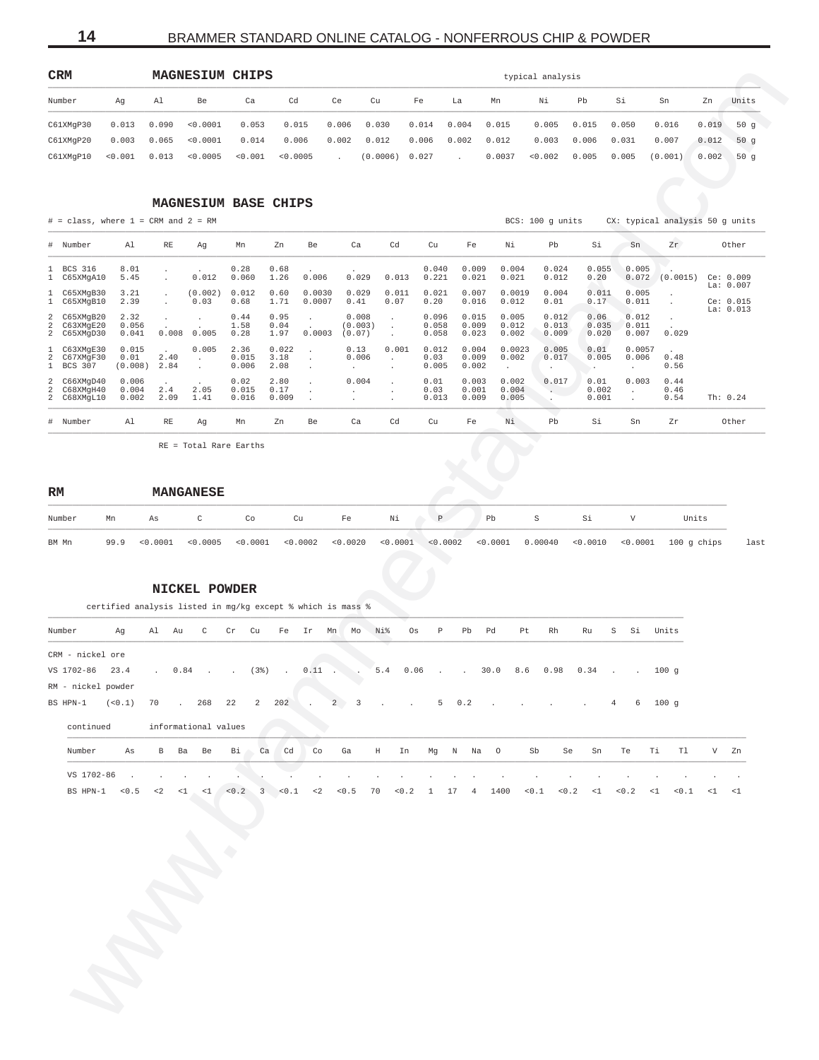## CRM MAGNESIUM CHIPS

typical analysis

| Number | Ag | Al | Be | Ca | Cd | Ce | Cu | Fe | La | Mn | Ni | Pb | Si | Sn | Zn | Units |
|---|---|---|---|---|---|---|---|---|---|---|---|---|---|---|---|---|
| C61XMgP30 | 0.013 | 0.090 | <0.0001 | 0.053 | 0.015 | 0.006 | 0.030 | 0.014 | 0.004 | 0.015 | 0.005 | 0.015 | 0.050 | 0.016 | 0.019 | 50 g |
| C61XMgP20 | 0.003 | 0.065 | <0.0001 | 0.014 | 0.006 | 0.002 | 0.012 | 0.006 | 0.002 | 0.012 | 0.003 | 0.006 | 0.031 | 0.007 | 0.012 | 50 g |
| C61XMgP10 | <0.001 | 0.013 | <0.0005 | <0.001 | <0.0005 | . | (0.0006) | 0.027 | . | 0.0037 | <0.002 | 0.005 | 0.005 | (0.001) | 0.002 | 50 g |

## MAGNESIUM BASE CHIPS

# = class, where 1 = CRM and 2 = RM

BCS: 100 g units CX: typical analysis 50 g units

| # | Number | Al | RE | Ag | Mn | Zn | Be | Ca | Cd | Cu | Fe | Ni | Pb | Si | Sn | Zr | Other |
|---|---|---|---|---|---|---|---|---|---|---|---|---|---|---|---|---|---|
| 1 | BCS 316 | 8.01 | . | . | 0.28 | 0.68 | . | . | . | 0.040 | 0.009 | 0.004 | 0.024 | 0.055 | 0.005 | . | |
| 1 | C65XMgA10 | 5.45 | . | 0.012 | 0.060 | 1.26 | 0.006 | 0.029 | 0.013 | 0.221 | 0.021 | 0.021 | 0.012 | 0.20 | 0.072 | (0.0015) | Ce: 0.009 La: 0.007 |
| 1 | C65XMgB30 | 3.21 | . | (0.002) | 0.012 | 0.60 | 0.0030 | 0.029 | 0.011 | 0.021 | 0.007 | 0.0019 | 0.004 | 0.011 | 0.005 | . | |
| 1 | C65XMgB10 | 2.39 | . | 0.03 | 0.68 | 1.71 | 0.0007 | 0.41 | 0.07 | 0.20 | 0.016 | 0.012 | 0.01 | 0.17 | 0.011 | . | Ce: 0.015 La: 0.013 |
| 2 | C65XMgB20 | 2.32 | . | . | 0.44 | 0.95 | . | 0.008 | . | 0.096 | 0.015 | 0.005 | 0.012 | 0.06 | 0.012 | . | |
| 2 | C63XMgE20 | 0.056 | . | . | 1.58 | 0.04 | . | (0.003) | . | 0.058 | 0.009 | 0.012 | 0.013 | 0.035 | 0.011 | . | |
| 2 | C65XMgD30 | 0.041 | 0.008 | 0.005 | 0.28 | 1.97 | 0.0003 | (0.07) | . | 0.058 | 0.023 | 0.002 | 0.009 | 0.020 | 0.007 | 0.029 | |
| 1 | C63XMgE30 | 0.015 | . | 0.005 | 2.36 | 0.022 | . | 0.13 | 0.001 | 0.012 | 0.004 | 0.0023 | 0.005 | 0.01 | 0.0057 | . | |
| 2 | C67XMgF30 | 0.01 | 2.40 | . | 0.015 | 3.18 | . | 0.006 | . | 0.03 | 0.009 | 0.002 | 0.017 | 0.005 | 0.006 | 0.48 | |
| 1 | BCS 307 | (0.008) | 2.84 | . | 0.006 | 2.08 | . | . | . | 0.005 | 0.002 | . | . | . | . | 0.56 | |
| 2 | C66XMgD40 | 0.006 | . | . | 0.02 | 2.80 | . | 0.004 | . | 0.01 | 0.003 | 0.002 | 0.017 | 0.01 | 0.003 | 0.44 | |
| 2 | C68XMgH40 | 0.004 | 2.4 | 2.05 | 0.015 | 0.17 | . | . | . | 0.03 | 0.001 | 0.004 | . | 0.002 | . | 0.46 | |
| 2 | C68XMgL10 | 0.002 | 2.09 | 1.41 | 0.016 | 0.009 | . | . | . | 0.013 | 0.009 | 0.005 | . | 0.001 | . | 0.54 | Th: 0.24 |
| # | Number | Al | RE | Ag | Mn | Zn | Be | Ca | Cd | Cu | Fe | Ni | Pb | Si | Sn | Zr | Other |

RE = Total Rare Earths

## RM MANGANESE

| Number | Mn | As | C | Co | Cu | Fe | Ni | P | Pb | S | Si | V | Units | |
|---|---|---|---|---|---|---|---|---|---|---|---|---|---|---|
| BM Mn | 99.9 | <0.0001 | <0.0005 | <0.0001 | <0.0002 | <0.0020 | <0.0001 | <0.0002 | <0.0001 | 0.00040 | <0.0010 | <0.0001 | 100 g chips | last |

## NICKEL POWDER

certified analysis listed in mg/kg except % which is mass %

| Number | Ag | Al | Au | C | Cr | Cu | Fe | Ir | Mn | Mo | Ni% | Os | P | Pb | Pd | Pt | Rh | Ru | S | Si | Units |
|---|---|---|---|---|---|---|---|---|---|---|---|---|---|---|---|---|---|---|---|---|---|
| CRM - nickel ore | | | | | | | | | | | | | | | | | | | | | |
| VS 1702-86 | 23.4 | . | 0.84 | . | . | (3%) | . | 0.11 | . | . | 5.4 | 0.06 | . | . | 30.0 | 8.6 | 0.98 | 0.34 | . | . | 100 g |
| RM - nickel powder | | | | | | | | | | | | | | | | | | | | | |
| BS HPN-1 | (<0.1) | 70 | . | 268 | 22 | 2 | 202 | . | 2 | 3 | . | . | 5 | 0.2 | . | . | . | . | 4 | 6 | 100 g |

continued — informational values

| Number | As | B | Ba | Be | Bi | Ca | Cd | Co | Ga | H | In | Mg | N | Na | O | Sb | Se | Sn | Te | Ti | Tl | V | Zn |
|---|---|---|---|---|---|---|---|---|---|---|---|---|---|---|---|---|---|---|---|---|---|---|---|
| VS 1702-86 | . | . | . | . | . | . | . | . | . | . | . | . | . | . | . | . | . | . | . | . | . | . | . |
| BS HPN-1 | <0.5 | <2 | <1 | <1 | <0.2 | 3 | <0.1 | <2 | <0.5 | 70 | <0.2 | 1 | 17 | 4 | 1400 | <0.1 | <0.2 | <1 | <0.2 | <1 | <0.1 | <1 | <1 |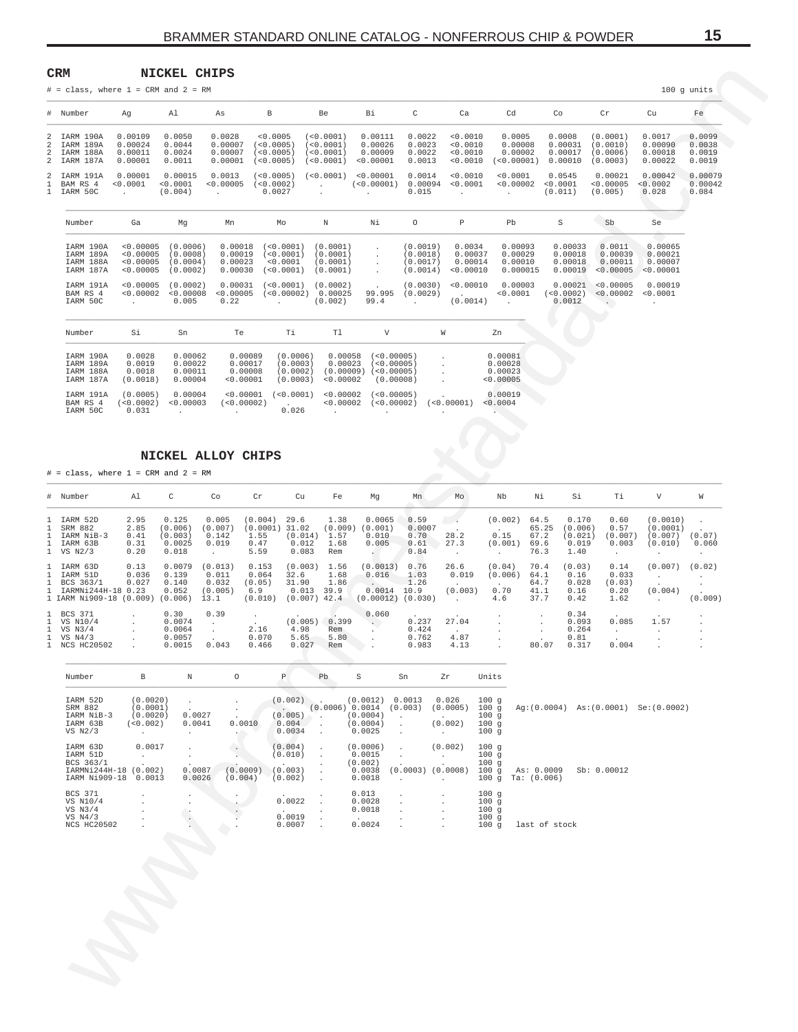## CRM

### NICKEL CHIPS

\# = class, where 1 = CRM and 2 = RM

100 g units

| # | Number | Ag | Al | As | B | Be | Bi | C | Ca | Cd | Co | Cr | Cu | Fe |
|---|---|---|---|---|---|---|---|---|---|---|---|---|---|---|
| 2 | IARM 190A | 0.00109 | 0.0050 | 0.0028 | <0.0005 | (<0.0001) | 0.00111 | 0.0022 | <0.0010 | 0.0005 | 0.0008 | (0.0001) | 0.0017 | 0.0099 |
| 2 | IARM 189A | 0.00024 | 0.0044 | 0.00007 | (<0.0005) | (<0.0001) | 0.00026 | 0.0023 | <0.0010 | 0.00008 | 0.00031 | (0.0010) | 0.00090 | 0.0038 |
| 2 | IARM 188A | 0.00011 | 0.0024 | 0.00007 | (<0.0005) | (<0.0001) | 0.00009 | 0.0022 | <0.0010 | 0.00002 | 0.00017 | (0.0006) | 0.00018 | 0.0019 |
| 2 | IARM 187A | 0.00001 | 0.0011 | 0.00001 | (<0.0005) | (<0.0001) | <0.00001 | 0.0013 | <0.0010 | (<0.00001) | 0.00010 | (0.0003) | 0.00022 | 0.0019 |
| 2 | IARM 191A | 0.00001 | 0.00015 | 0.0013 | (<0.0005) | (<0.0001) | <0.00001 | 0.0014 | <0.0010 | <0.0001 | 0.0545 | 0.00021 | 0.00042 | 0.00079 |
| 1 | BAM RS 4 | <0.0001 | <0.0001 | <0.00005 | (<0.0002) | . | (<0.00001) | 0.00094 | <0.0001 | <0.00002 | <0.0001 | <0.00005 | <0.0002 | 0.00042 |
| 1 | IARM 50C | . | (0.004) | . | 0.0027 | . | . | 0.015 | . | . | (0.011) | (0.005) | 0.028 | 0.084 |

| Number | Ga | Mg | Mn | Mo | N | Ni | O | P | Pb | S | Sb | Se |
|---|---|---|---|---|---|---|---|---|---|---|---|---|
| IARM 190A | <0.00005 | (0.0006) | 0.00018 | (<0.0001) | (0.0001) | . | (0.0019) | 0.0034 | 0.00093 | 0.00033 | 0.0011 | 0.00065 |
| IARM 189A | <0.00005 | (0.0008) | 0.00019 | (<0.0001) | (0.0001) | . | (0.0018) | 0.00037 | 0.00029 | 0.00018 | 0.00039 | 0.00021 |
| IARM 188A | <0.00005 | (0.0004) | 0.00023 | <0.0001 | (0.0001) | . | (0.0017) | 0.00014 | 0.00010 | 0.00018 | 0.00011 | 0.00007 |
| IARM 187A | <0.00005 | (0.0002) | 0.00030 | (<0.0001) | (0.0001) | . | (0.0014) | <0.00010 | 0.000015 | 0.00019 | <0.00005 | <0.00001 |
| IARM 191A | <0.00005 | (0.0002) | 0.00031 | (<0.0001) | (0.0002) | . | (0.0030) | <0.00010 | 0.00003 | 0.00021 | <0.00005 | 0.00019 |
| BAM RS 4 | <0.00002 | <0.00008 | <0.00005 | (<0.00002) | 0.00025 | 99.995 | (0.0029) | . | <0.0001 | (<0.0002) | <0.00002 | <0.0001 |
| IARM 50C | . | 0.005 | 0.22 | . | (0.002) | 99.4 | . | (0.0014) | . | 0.0012 | . | . |

| Number | Si | Sn | Te | Ti | Tl | V | W | Zn |
|---|---|---|---|---|---|---|---|---|
| IARM 190A | 0.0028 | 0.00062 | 0.00089 | (0.0006) | 0.00058 | (<0.00005) | . | 0.00081 |
| IARM 189A | 0.0019 | 0.00022 | 0.00017 | (0.0003) | 0.00023 | (<0.00005) | . | 0.00028 |
| IARM 188A | 0.0018 | 0.00011 | 0.00008 | (0.0002) | (0.00009) | (<0.00005) | . | 0.00023 |
| IARM 187A | (0.0018) | 0.00004 | <0.00001 | (0.0003) | <0.00002 | (0.00008) | . | <0.00005 |
| IARM 191A | (0.0005) | 0.00004 | <0.00001 | (<0.0001) | <0.00002 | (<0.00005) | . | 0.00019 |
| BAM RS 4 | (<0.0002) | <0.00003 | (<0.00002) | . | <0.00002 | (<0.00002) | (<0.00001) | <0.0004 |
| IARM 50C | 0.031 | . | . | 0.026 | . | . | . | . |

### NICKEL ALLOY CHIPS

\# = class, where 1 = CRM and 2 = RM

| # | Number | Al | C | Co | Cr | Cu | Fe | Mg | Mn | Mo | Nb | Ni | Si | Ti | V | W |
|---|---|---|---|---|---|---|---|---|---|---|---|---|---|---|---|---|
| 1 | IARM 52D | 2.95 | 0.125 | 0.005 | (0.004) | 29.6 | 1.38 | 0.0065 | 0.59 | . | (0.002) | 64.5 | 0.170 | 0.60 | (0.0010) | . |
| 1 | SRM 882 | 2.85 | (0.006) | (0.007) | (0.0001) | 31.02 | (0.009) | (0.001) | 0.0007 | . | . | 65.25 | (0.006) | 0.57 | (0.0001) | . |
| 1 | IARM NiB-3 | 0.41 | (0.003) | 0.142 | 1.55 | (0.014) | 1.57 | 0.010 | 0.70 | 28.2 | 0.15 | 67.2 | (0.021) | (0.007) | (0.007) | (0.07) |
| 1 | IARM 63B | 0.31 | 0.0025 | 0.019 | 0.47 | 0.012 | 1.68 | 0.005 | 0.61 | 27.3 | (0.001) | 69.6 | 0.019 | 0.003 | (0.010) | 0.060 |
| 1 | VS N2/3 | 0.20 | 0.018 | . | 5.59 | 0.083 | Rem | . | 0.84 | . | . | 76.3 | 1.40 | . | . | . |
| 1 | IARM 63D | 0.13 | 0.0079 | (0.013) | 0.153 | (0.003) | 1.56 | (0.0013) | 0.76 | 26.6 | (0.04) | 70.4 | (0.03) | 0.14 | (0.007) | (0.02) |
| 1 | IARM 51D | 0.036 | 0.139 | 0.011 | 0.064 | 32.6 | 1.68 | 0.016 | 1.03 | 0.019 | (0.006) | 64.1 | 0.16 | 0.033 | . | . |
| 1 | BCS 363/1 | 0.027 | 0.140 | 0.032 | (0.05) | 31.90 | 1.86 | . | 1.26 | . | . | 64.7 | 0.028 | (0.03) | . | . |
| 1 | IARMNi244H-18 | 0.23 | 0.052 | (0.005) | 6.9 | 0.013 | 39.9 | 0.0014 | 10.9 | (0.003) | 0.70 | 41.1 | 0.16 | 0.20 | (0.004) | . |
| 1 | IARM Ni909-18 | (0.009) | (0.006) | 13.1 | (0.010) | (0.007) | 42.4 | (0.00012) | (0.030) | . | 4.6 | 37.7 | 0.42 | 1.62 | . | (0.009) |
| 1 | BCS 371 | . | 0.30 | 0.39 | . | . | . | 0.060 | . | . | . | . | 0.34 | . | . | . |
| 1 | VS N10/4 | . | 0.0074 | . | . | (0.005) | 0.399 | . | 0.237 | 27.04 | . | . | 0.093 | 0.085 | 1.57 | . |
| 1 | VS N3/4 | . | 0.0064 | . | 2.16 | 4.98 | Rem | . | 0.424 | . | . | . | 0.264 | . | . | . |
| 1 | VS N4/3 | . | 0.0057 | . | 0.070 | 5.65 | 5.80 | . | 0.762 | 4.87 | . | . | 0.81 | . | . | . |
| 1 | NCS HC20502 | . | 0.0015 | 0.043 | 0.466 | 0.027 | Rem | . | 0.983 | 4.13 | . | 80.07 | 0.317 | 0.004 | . | . |

| Number | B | N | O | P | Pb | S | Sn | Zr | Units | |
|---|---|---|---|---|---|---|---|---|---|---|
| IARM 52D | (0.0020) | . | . | (0.002) | . | (0.0012) | 0.0013 | 0.026 | 100 g | |
| SRM 882 | (0.0001) | . | . | . | (0.0006) | 0.0014 | (0.003) | (0.0005) | 100 g | Ag:(0.0004) As:(0.0001) Se:(0.0002) |
| IARM NiB-3 | (0.0020) | 0.0027 | . | (0.005) | . | (0.0004) | . | . | 100 g | |
| IARM 63B | (<0.002) | 0.0041 | 0.0010 | 0.004 | . | (0.0004) | . | (0.002) | 100 g | |
| VS N2/3 | . | . | . | 0.0034 | . | 0.0025 | . | . | 100 g | |
| IARM 63D | 0.0017 | . | . | (0.004) | . | (0.0006) | . | (0.002) | 100 g | |
| IARM 51D | . | . | . | (0.010) | . | 0.0015 | . | . | 100 g | |
| BCS 363/1 | . | . | . | . | . | (0.002) | . | . | 100 g | |
| IARMNi244H-18 | (0.002) | 0.0087 | (0.0009) | (0.003) | . | 0.0038 | (0.0003) | (0.0008) | 100 g | As: 0.0009 Sb: 0.00012 |
| IARM Ni909-18 | 0.0013 | 0.0026 | (0.004) | (0.002) | . | 0.0018 | . | . | 100 g | Ta: (0.006) |
| BCS 371 | . | . | . | . | . | 0.013 | . | . | 100 g | |
| VS N10/4 | . | . | . | 0.0022 | . | 0.0028 | . | . | 100 g | |
| VS N3/4 | . | . | . | . | . | 0.0018 | . | . | 100 g | |
| VS N4/3 | . | . | . | 0.0019 | . | . | . | . | 100 g | |
| NCS HC20502 | . | . | . | 0.0007 | . | 0.0024 | . | . | 100 g | last of stock |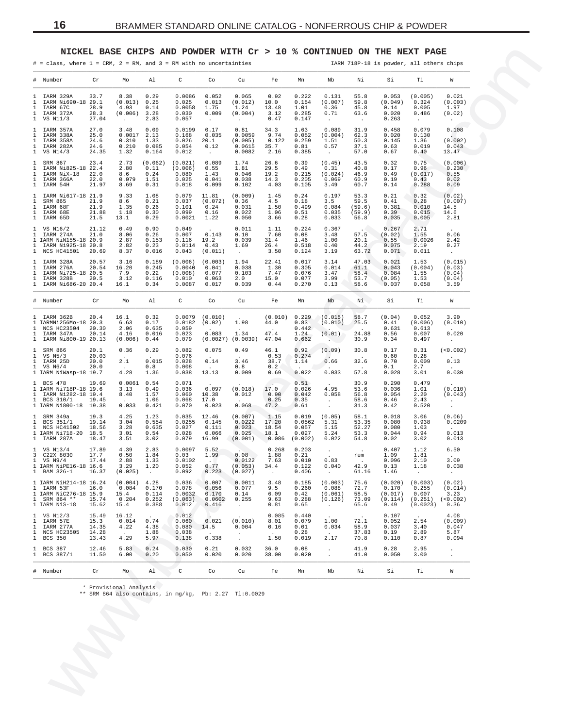## NICKEL BASE CHIPS AND POWDER WITH Cr > 10 % CONTINUED ON THE NEXT PAGE

# = class, where 1 = CRM, 2 = RM, and 3 = RM with no uncertainties

IARM 718P-18 is powder, all others chips

| # | Number | Cr | Mo | Al | C | Co | Cu | Fe | Mn | Nb | Ni | Si | Ti | W |
|---|---|---|---|---|---|---|---|---|---|---|---|---|---|---|
| 1 | IARM 329A | 33.7 | 8.38 | 0.29 | 0.0086 | 0.052 | 0.065 | 0.92 | 0.222 | 0.131 | 55.8 | 0.053 | (0.005) | 0.021 |
| 1 | IARM Ni690-18 | 29.1 | (0.013) | 0.25 | 0.025 | 0.013 | (0.012) | 10.0 | 0.154 | (0.007) | 59.8 | (0.049) | 0.324 | (0.003) |
| 1 | IARM 67C | 28.9 | 4.93 | 0.14 | 0.0058 | 1.75 | 1.24 | 13.48 | 1.01 | 0.36 | 45.8 | 0.14 | 0.005 | 1.97 |
| 1 | IARM 372A | 28.3 | (0.006) | 3.28 | 0.030 | 0.009 | (0.004) | 3.12 | 0.285 | 0.71 | 63.6 | 0.020 | 0.486 | (0.02) |
| 1 | VS N11/3 | 27.04 | . | 2.83 | 0.057 | . | . | 0.47 | 0.147 | . | . | 0.263 | . | . |
| 1 | IARM 357A | 27.0 | 3.48 | 0.09 | 0.0199 | 0.17 | 0.81 | 34.3 | 1.63 | 0.089 | 31.9 | 0.458 | 0.079 | 0.108 |
| 1 | IARM 338A | 25.0 | 0.0017 | 2.13 | 0.168 | 0.035 | 0.0059 | 9.74 | 0.052 | (0.004) | 62.3 | 0.020 | 0.130 | . |
| 1 | IARM 358A | 24.6 | 0.310 | 1.33 | 0.026 | 20.1 | (0.005) | 0.122 | 0.259 | 1.51 | 50.3 | 0.145 | 1.36 | (0.002) |
| 1 | IARM 282A | 24.6 | 0.210 | 0.085 | 0.054 | 0.12 | 0.0615 | 35.7 | 0.81 | 0.57 | 37.1 | 0.63 | 0.019 | 0.043 |
| 1 | VS N14/3 | 24.35 | 1.32 | 0.164 | 0.012 | . | 0.0082 | 2.16 | 0.385 | . | 57.0 | 0.67 | 0.40 | 13.47 |
| 1 | SRM 867 | 23.4 | 2.73 | (0.062) | (0.021) | 0.089 | 1.74 | 26.6 | 0.39 | (0.45) | 43.5 | 0.32 | 0.75 | (0.006) |
| 1 | IARM Ni825-18 | 22.4 | 2.80 | 0.11 | (0.006) | 0.55 | 1.81 | 29.5 | 0.49 | 0.31 | 40.8 | 0.17 | 0.96 | 0.230 |
| 1 | IARM NiX-18 | 22.0 | 8.6 | 0.24 | 0.080 | 1.43 | 0.046 | 19.2 | 0.215 | (0.024) | 46.9 | 0.49 | (0.017) | 0.55 |
| 1 | IARM 366A | 22.0 | 0.079 | 1.51 | 0.025 | 0.041 | 0.038 | 14.3 | 0.205 | 0.069 | 60.9 | 0.19 | 0.43 | 0.02 |
| 1 | IARM 54H | 21.97 | 8.69 | 0.31 | 0.018 | 0.099 | 0.102 | 4.03 | 0.105 | 3.49 | 60.7 | 0.14 | 0.288 | 0.09 |
| 1 | IARM Ni617-18 | 21.9 | 9.33 | 1.08 | 0.079 | 11.81 | (0.009) | 1.45 | 0.24 | 0.197 | 53.3 | 0.21 | 0.32 | (0.02) |
| 1 | SRM 865 | 21.9 | 8.6 | 0.21 | 0.037 | (0.072) | 0.36 | 4.5 | 0.18 | 3.5 | 59.5 | 0.41 | 0.28 | (0.007) |
| 1 | IARM 68F | 21.9 | 1.35 | 0.26 | 0.101 | 0.24 | 0.031 | 1.50 | 0.499 | 0.084 | (59.6) | 0.381 | 0.010 | 14.5 |
| 1 | IARM 68E | 21.88 | 1.18 | 0.30 | 0.099 | 0.16 | 0.022 | 1.06 | 0.51 | 0.035 | (59.9) | 0.39 | 0.015 | 14.6 |
| 1 | IARM 65D | 21.5 | 13.1 | 0.29 | 0.0021 | 1.22 | 0.050 | 3.66 | 0.28 | 0.033 | 56.8 | 0.035 | 0.005 | 2.81 |
| 1 | VS N16/2 | 21.12 | 0.49 | 0.90 | 0.049 | . | 0.011 | 1.11 | 0.224 | 0.367 | . | 0.267 | 2.71 | . |
| 1 | IARM 274A | 21.0 | 8.06 | 0.26 | 0.007 | 0.143 | 0.10 | 7.60 | 0.08 | 3.48 | 57.5 | (0.02) | 1.55 | 0.06 |
| 1 | IARM NiN155-18 | 20.9 | 2.87 | 0.153 | 0.116 | 19.2 | 0.039 | 31.4 | 1.46 | 1.00 | 20.1 | 0.55 | 0.0026 | 2.42 |
| 1 | IARM Ni925-18 | 20.8 | 2.82 | 0.23 | 0.0114 | 0.43 | 1.69 | 26.4 | 0.518 | 0.40 | 44.2 | 0.075 | 2.19 | 0.27 |
| 1 | NCS HC41501 | 20.69 | 8.37 | 0.016 | 0.043 | (0.011) | . | 3.50 | 0.124 | 3.19 | 63.72 | 0.071 | 0.011 | . |
| 1 | IARM 328A | 20.57 | 3.16 | 0.189 | (0.006) | (0.003) | 1.94 | 22.41 | 0.017 | 3.14 | 47.03 | 0.021 | 1.53 | (0.015) |
| 1 | IARM 276A | 20.54 | 16.20 | 0.245 | 0.0040 | 0.041 | 0.038 | 1.30 | 0.305 | 0.014 | 61.1 | 0.043 | (0.004) | (0.03) |
| 1 | IARM Ni725-18 | 20.5 | 7.9 | 0.22 | (0.008) | 0.077 | 0.103 | 7.47 | 0.076 | 3.47 | 58.4 | 0.084 | 1.55 | (0.04) |
| 1 | IARM 328B | 20.5 | 3.12 | 0.116 | 0.010 | 0.063 | 2.0 | 15.0 | 0.077 | 3.99 | 53.7 | (0.05) | 1.53 | (0.04) |
| 1 | IARM Ni686-20 | 20.4 | 16.1 | 0.34 | 0.0087 | 0.017 | 0.039 | 0.44 | 0.270 | 0.13 | 58.6 | 0.037 | 0.058 | 3.59 |
| # | Number | Cr | Mo | Al | C | Co | Cu | Fe | Mn | Nb | Ni | Si | Ti | W |
| 1 | IARM 362B | 20.4 | 16.1 | 0.32 | 0.0079 | (0.010) | . | (0.010) | 0.229 | (0.015) | 58.7 | (0.04) | 0.052 | 3.90 |
| 1 | IARMNi256Mo-18 | 20.3 | 6.63 | 0.17 | 0.0182 | (0.02) | 1.98 | 44.0 | 0.83 | (0.010) | 25.5 | 0.41 | (0.006) | (0.010) |
| 1 | NCS HC23504 | 20.30 | 2.06 | 0.635 | 0.059 | . | . | . | 0.442 | . | . | 0.631 | 0.613 | . |
| 1 | IARM 347A | 20.14 | 4.16 | 0.016 | 0.023 | 0.083 | 1.34 | 47.4 | 1.24 | (0.01) | 24.88 | 0.56 | 0.007 | 0.020 |
| 1 | IARM Ni800-19 | 20.13 | (0.006) | 0.44 | 0.079 | (0.0027) | (0.0039) | 47.04 | 0.662 | . | 30.9 | 0.34 | 0.497 | . |
| 1 | SRM 866 | 20.1 | 0.36 | 0.29 | 0.082 | 0.075 | 0.49 | 46.1 | 0.92 | (0.09) | 30.8 | 0.17 | 0.31 | (<0.002) |
| 1 | VS N5/3 | 20.03 | . | . | 0.076 | . | . | 0.53 | 0.274 | . | . | 0.60 | 0.28 | . |
| 1 | IARM 25D | 20.0 | 2.1 | 0.015 | 0.028 | 0.14 | 3.46 | 38.7 | 1.14 | 0.66 | 32.6 | 0.70 | 0.009 | 0.13 |
| 1 | VS N6/4 | 20.0 | . | 0.8 | 0.008 | . | 0.8 | 0.2 | . | . | . | 0.1 | 2.7 | . |
| 1 | IARM NiWasp-18 | 19.7 | 4.28 | 1.36 | 0.038 | 13.13 | 0.009 | 0.69 | 0.022 | 0.033 | 57.8 | 0.028 | 3.01 | 0.030 |
| 1 | BCS 478 | 19.69 | 0.0061 | 0.54 | 0.071 | . | . | . | 0.51 | . | 30.9 | 0.290 | 0.479 | . |
| 1 | IARM Ni718P-18 | 19.6 | 3.13 | 0.49 | 0.036 | 0.097 | (0.018) | 17.0 | 0.026 | 4.95 | 53.6 | 0.036 | 1.01 | (0.010) |
| 1 | IARM Ni282-18 | 19.4 | 8.40 | 1.57 | 0.060 | 10.38 | 0.012 | 0.90 | 0.042 | 0.058 | 56.8 | 0.054 | 2.20 | (0.043) |
| 1 | BCS 310/1 | 19.45 | . | 1.06 | 0.068 | 17.0 | . | 0.25 | 0.35 | . | 58.6 | 0.46 | 2.43 | . |
| 1 | IARM Ni800-18 | 19.38 | 0.033 | 0.421 | 0.070 | 0.023 | 0.068 | 47.2 | 0.61 | . | 31.3 | 0.42 | 0.520 | . |
| 1 | SRM 349a | 19.3 | 4.25 | 1.23 | 0.035 | 12.46 | (0.007) | 1.15 | 0.019 | (0.05) | 58.1 | 0.018 | 3.06 | (0.06) |
| 1 | BCS 351/1 | 19.14 | 3.04 | 0.554 | 0.0255 | 0.145 | 0.0222 | 17.20 | 0.0562 | 5.31 | 53.35 | 0.080 | 0.938 | 0.0209 |
| 1 | NCS HC41502 | 18.56 | 3.28 | 0.635 | 0.027 | 0.111 | 0.023 | 18.54 | 0.057 | 5.15 | 52.27 | 0.080 | 1.03 | . |
| 1 | IARM Ni718-20 | 18.5 | 3.01 | 0.54 | 0.028 | 0.066 | 0.025 | 18.1 | 0.027 | 5.24 | 53.3 | 0.044 | 0.94 | 0.013 |
| 1 | IARM 287A | 18.47 | 3.51 | 3.02 | 0.079 | 16.99 | (0.001) | 0.086 | (0.002) | 0.022 | 54.8 | 0.02 | 3.02 | 0.013 |
| 1 | VS N13/4 | 17.89 | 4.39 | 2.83 | 0.0097 | 5.52 | . | 0.268 | 0.203 | . | . | 0.407 | 1.12 | 6.50 |
| 3 | C22X 8030 | 17.7 | 0.50 | 1.84 | 0.03 | 1.99 | 0.08 | 1.88 | 0.21 | . | rem | 1.09 | 1.81 | . |
| 1 | VS N9/4 | 17.44 | 2.88 | 1.33 | 0.0102 | . | 0.0122 | 7.63 | 0.010 | 0.83 | . | 0.096 | 2.10 | 3.09 |
| 1 | IARM NiPE16-18 | 16.6 | 3.29 | 1.20 | 0.052 | 0.77 | (0.053) | 34.4 | 0.122 | 0.040 | 42.9 | 0.13 | 1.18 | 0.038 |
| 1 | BAM 326-1 | 16.37 | (0.025) | . | 0.092 | 0.223 | (0.027) | . | 0.406 | . | 61.16 | 1.46 | . | . |
| 1 | IARM NiH214-18 | 16.24 | (0.004) | 4.28 | 0.036 | 0.007 | 0.0011 | 3.48 | 0.185 | (0.003) | 75.6 | (0.020) | (0.003) | (0.02) |
| 1 | IARM 53F | 16.0 | 0.084 | 0.170 | 0.078 | 0.056 | 0.077 | 9.5 | 0.260 | 0.088 | 72.7 | 0.170 | 0.255 | (0.014) |
| 1 | IARM NiC276-18 | 15.9 | 15.4 | 0.114 | 0.0032 | 0.170 | 0.14 | 6.09 | 0.42 | (0.061) | 58.5 | (0.017) | 0.007 | 3.23 |
| 1 | SRM 864 ** | 15.74 | 0.204 | 0.252 | (0.063) | 0.0602 | 0.255 | 9.63 | 0.288 | (0.126) | 73.09 | (0.114) | (0.251) | (<0.002) |
| 1 | IARM NiS-18 | 15.62 | 15.4 | 0.388 | 0.012 | 0.416 | . | 0.81 | 0.65 | . | 65.6 | 0.49 | (0.0023) | 0.36 |
| 1 | VS N12/3 | 15.49 | 16.12 | . | 0.012 | . | . | 0.085 | 0.440 | . | . | 0.107 | . | 4.08 |
| 1 | IARM 57E | 15.3 | 0.014 | 0.74 | 0.060 | 0.021 | (0.010) | 8.01 | 0.079 | 1.00 | 72.1 | 0.052 | 2.54 | (0.009) |
| 1 | IARM 277A | 14.35 | 4.22 | 4.38 | 0.080 | 14.5 | 0.004 | 0.16 | 0.01 | 0.034 | 58.9 | 0.037 | 3.40 | 0.047 |
| 1 | NCS HC23505 | 14.28 | . | 1.88 | 0.038 | . | . | . | 0.28 | . | 37.83 | 0.19 | 2.89 | 5.87 |
| 1 | BCS 350 | 13.43 | 4.29 | 5.97 | 0.138 | 0.338 | . | 1.50 | 0.019 | 2.17 | 70.8 | 0.110 | 0.87 | 0.094 |
| 1 | BCS 387 | 12.46 | 5.83 | 0.24 | 0.030 | 0.21 | 0.032 | 36.0 | 0.08 | . | 41.9 | 0.28 | 2.95 | . |
| 1 | BCS 387/1 | 11.50 | 6.00 | 0.20 | 0.050 | 0.020 | 0.020 | 38.00 | 0.020 | . | 41.0 | 0.050 | 3.00 | . |
| # | Number | Cr | Mo | Al | C | Co | Cu | Fe | Mn | Nb | Ni | Si | Ti | W |

\* Provisional Analysis

\*\* SRM 864 also contains, in mg/kg, Pb: 2.27 Tl:0.0029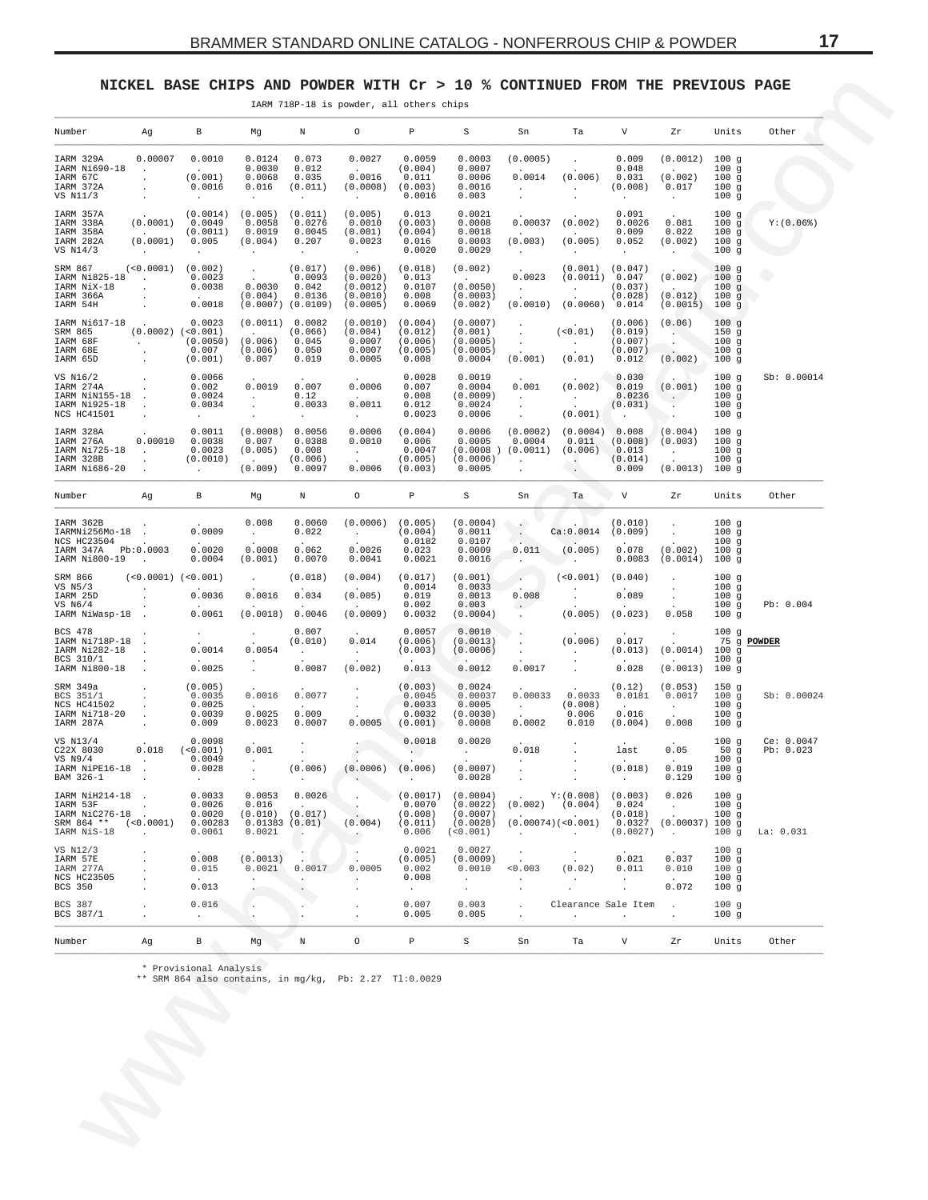## NICKEL BASE CHIPS AND POWDER WITH Cr > 10 % CONTINUED FROM THE PREVIOUS PAGE

IARM 718P-18 is powder, all others chips

| Number | Ag | B | Mg | N | O | P | S | Sn | Ta | V | Zr | Units | Other |
|---|---|---|---|---|---|---|---|---|---|---|---|---|---|
| IARM 329A | 0.00007 | 0.0010 | 0.0124 | 0.073 | 0.0027 | 0.0059 | 0.0003 | (0.0005) | . | 0.009 | (0.0012) | 100 g | |
| IARM Ni690-18 | . | . | 0.0030 | 0.012 | . | (0.004) | 0.0007 | . | . | 0.048 | . | 100 g | |
| IARM 67C | . | (0.001) | 0.0068 | 0.035 | 0.0016 | 0.011 | 0.0006 | 0.0014 | (0.006) | 0.031 | (0.002) | 100 g | |
| IARM 372A | . | 0.0016 | 0.016 | (0.011) | (0.0008) | (0.003) | 0.0016 | . | . | (0.008) | 0.017 | 100 g | |
| VS N11/3 | . | . | . | . | . | 0.0016 | 0.003 | . | . | . | . | 100 g | |
| IARM 357A | . | (0.0014) | (0.005) | (0.011) | (0.005) | 0.013 | 0.0021 | . | . | 0.091 | . | 100 g | |
| IARM 338A | (0.0001) | 0.0049 | 0.0058 | 0.0276 | 0.0010 | (0.003) | 0.0008 | 0.00037 | (0.002) | 0.0026 | 0.081 | 100 g | Y:(0.06%) |
| IARM 358A | . | (0.0011) | 0.0019 | 0.0045 | (0.001) | (0.004) | 0.0018 | . | . | 0.009 | 0.022 | 100 g | |
| IARM 282A | (0.0001) | 0.005 | (0.004) | 0.207 | 0.0023 | 0.016 | 0.0003 | (0.003) | (0.005) | 0.052 | (0.002) | 100 g | |
| VS N14/3 | . | . | . | . | . | 0.0020 | 0.0029 | . | . | . | . | 100 g | |
| SRM 867 | (<0.0001) | (0.002) | . | (0.017) | (0.006) | (0.018) | (0.002) | . | (0.001) | (0.047) | . | 100 g | |
| IARM Ni825-18 | . | 0.0023 | . | 0.0093 | (0.0020) | 0.013 | . | 0.0023 | (0.0011) | 0.047 | (0.002) | 100 g | |
| IARM NiX-18 | . | 0.0038 | 0.0030 | 0.042 | (0.0012) | 0.0107 | (0.0050) | . | . | (0.037) | . | 100 g | |
| IARM 366A | . | . | (0.004) | 0.0136 | (0.0010) | 0.008 | (0.0003) | . | . | (0.028) | (0.012) | 100 g | |
| IARM 54H | . | 0.0018 | (0.0007) | (0.0109) | (0.0005) | 0.0069 | (0.002) | (0.0010) | (0.0060) | 0.014 | (0.0015) | 100 g | |
| IARM Ni617-18 | . | 0.0023 | (0.0011) | 0.0082 | (0.0010) | (0.004) | (0.0007) | . | . | (0.006) | (0.06) | 100 g | |
| SRM 865 | (0.0002) | (<0.001) | . | (0.066) | (0.004) | (0.012) | (0.001) | . | (<0.01) | (0.019) | . | 150 g | |
| IARM 68F | . | (0.0050) | (0.006) | 0.045 | 0.0007 | (0.006) | (0.0005) | . | . | (0.007) | . | 100 g | |
| IARM 68E | . | 0.007 | (0.006) | 0.050 | 0.0007 | (0.005) | (0.0005) | . | . | (0.007) | . | 100 g | |
| IARM 65D | . | (0.001) | 0.007 | 0.019 | 0.0005 | 0.008 | 0.0004 | (0.001) | (0.01) | 0.012 | (0.002) | 100 g | |
| VS N16/2 | . | 0.0066 | . | . | . | 0.0028 | 0.0019 | . | . | 0.030 | . | 100 g | Sb: 0.00014 |
| IARM 274A | . | 0.002 | 0.0019 | 0.007 | 0.0006 | 0.007 | 0.0004 | 0.001 | (0.002) | 0.019 | (0.001) | 100 g | |
| IARM NiN155-18 | . | 0.0024 | . | 0.12 | . | 0.008 | (0.0009) | . | . | 0.0236 | . | 100 g | |
| IARM Ni925-18 | . | 0.0034 | . | 0.0033 | 0.0011 | 0.012 | 0.0024 | . | . | (0.031) | . | 100 g | |
| NCS HC41501 | . | . | . | . | . | 0.0023 | 0.0006 | . | (0.001) | . | . | 100 g | |
| IARM 328A | . | 0.0011 | (0.0008) | 0.0056 | 0.0006 | (0.004) | 0.0006 | (0.0002) | (0.0004) | 0.008 | (0.004) | 100 g | |
| IARM 276A | 0.00010 | 0.0038 | 0.007 | 0.0388 | 0.0010 | 0.006 | 0.0005 | 0.0004 | 0.011 | (0.008) | (0.003) | 100 g | |
| IARM Ni725-18 | . | 0.0023 | (0.005) | 0.008 | . | 0.0047 | (0.0008) | (0.0011) | (0.006) | 0.013 | . | 100 g | |
| IARM 328B | . | (0.0010) | . | (0.006) | . | (0.005) | (0.0006) | . | . | (0.014) | . | 100 g | |
| IARM Ni686-20 | . | . | (0.009) | 0.0097 | 0.0006 | (0.003) | 0.0005 | . | . | 0.009 | (0.0013) | 100 g | |

| Number | Ag | B | Mg | N | O | P | S | Sn | Ta | V | Zr | Units | Other |
|---|---|---|---|---|---|---|---|---|---|---|---|---|---|
| IARM 362B | . | . | 0.008 | 0.0060 | (0.0006) | (0.005) | (0.0004) | . | . | (0.010) | . | 100 g | |
| IARMNi256Mo-18 | . | 0.0009 | . | 0.022 | . | (0.004) | 0.0011 | . | Ca:0.0014 | (0.009) | . | 100 g | |
| NCS HC23504 | . | . | . | . | . | 0.0182 | 0.0107 | . | . | . | . | 100 g | |
| IARM 347A | Pb:0.0003 | 0.0020 | 0.0008 | 0.062 | 0.0026 | 0.023 | 0.0009 | 0.011 | (0.005) | 0.078 | (0.002) | 100 g | |
| IARM Ni800-19 | . | 0.0004 | (0.001) | 0.0070 | 0.0041 | 0.0021 | 0.0016 | . | . | 0.0083 | (0.0014) | 100 g | |
| SRM 866 | (<0.0001) | (<0.001) | . | (0.018) | (0.004) | (0.017) | (0.001) | . | (<0.001) | (0.040) | . | 100 g | |
| VS N5/3 | . | . | . | . | . | 0.0014 | 0.0033 | . | . | . | . | 100 g | |
| IARM 25D | . | 0.0036 | 0.0016 | 0.034 | (0.005) | 0.019 | 0.0013 | 0.008 | . | 0.089 | . | 100 g | |
| VS N6/4 | . | . | . | . | . | 0.002 | 0.003 | . | . | . | . | 100 g | Pb: 0.004 |
| IARM NiWasp-18 | . | 0.0061 | (0.0018) | 0.0046 | (0.0009) | 0.0032 | (0.0004) | . | (0.005) | (0.023) | 0.058 | 100 g | |
| BCS 478 | . | . | . | 0.007 | . | 0.0057 | 0.0010 | . | . | . | . | 100 g | |
| IARM Ni718P-18 | . | . | . | (0.010) | 0.014 | (0.006) | (0.0013) | . | (0.006) | 0.017 | . | 75 g | **POWDER** |
| IARM Ni282-18 | . | 0.0014 | 0.0054 | . | . | (0.003) | (0.0006) | . | . | (0.013) | (0.0014) | 100 g | |
| BCS 310/1 | . | . | . | . | . | . | . | . | . | . | . | 100 g | |
| IARM Ni800-18 | . | 0.0025 | . | 0.0087 | (0.002) | 0.013 | 0.0012 | 0.0017 | . | 0.028 | (0.0013) | 100 g | |
| SRM 349a | . | (0.005) | . | . | . | (0.003) | 0.0024 | . | . | (0.12) | (0.053) | 150 g | |
| BCS 351/1 | . | 0.0035 | 0.0016 | 0.0077 | . | 0.0045 | 0.00037 | 0.00033 | 0.0033 | 0.0181 | 0.0017 | 100 g | Sb: 0.00024 |
| NCS HC41502 | . | 0.0025 | . | . | . | 0.0033 | 0.0005 | . | (0.008) | . | . | 100 g | |
| IARM Ni718-20 | . | 0.0039 | 0.0025 | 0.009 | . | 0.0032 | (0.0030) | . | 0.006 | 0.016 | . | 100 g | |
| IARM 287A | . | 0.009 | 0.0023 | 0.0007 | 0.0005 | (0.001) | 0.0008 | 0.0002 | 0.010 | (0.004) | 0.008 | 100 g | |
| VS N13/4 | . | 0.0098 | . | . | . | 0.0018 | 0.0020 | . | . | . | . | 100 g | Ce: 0.0047 |
| C22X 8030 | 0.018 | (<0.001) | 0.001 | . | . | . | . | 0.018 | . | last | 0.05 | 50 g | Pb: 0.023 |
| VS N9/4 | . | 0.0049 | . | . | . | . | . | . | . | . | . | 100 g | |
| IARM NiPE16-18 | . | 0.0028 | . | (0.006) | (0.0006) | (0.006) | (0.0007) | . | . | (0.018) | 0.019 | 100 g | |
| BAM 326-1 | . | . | . | . | . | . | 0.0028 | . | . | . | 0.129 | 100 g | |
| IARM NiH214-18 | . | 0.0033 | 0.0053 | 0.0026 | . | (0.0017) | (0.0004) | . | Y:(0.008) | (0.003) | 0.026 | 100 g | |
| IARM 53F | . | 0.0026 | 0.016 | . | . | 0.0070 | (0.0022) | (0.002) | (0.004) | 0.024 | . | 100 g | |
| IARM NiC276-18 | . | 0.0020 | (0.010) | (0.017) | . | (0.008) | (0.0007) | . | . | (0.018) | . | 100 g | |
| SRM 864 ** | (<0.0001) | 0.00283 | 0.01383 | (0.01) | (0.004) | (0.011) | (0.0028) | (0.00074) | (<0.001) | 0.0327 | (0.00037) | 100 g | |
| IARM NiS-18 | . | 0.0061 | 0.0021 | . | . | 0.006 | (<0.001) | . | . | (0.0027) | . | 100 g | La: 0.031 |
| VS N12/3 | . | . | . | . | . | 0.0021 | 0.0027 | . | . | . | . | 100 g | |
| IARM 57E | . | 0.008 | (0.0013) | . | . | (0.005) | (0.0009) | . | . | 0.021 | 0.037 | 100 g | |
| IARM 277A | . | 0.015 | 0.0021 | 0.0017 | 0.0005 | 0.002 | 0.0010 | <0.003 | (0.02) | 0.011 | 0.010 | 100 g | |
| NCS HC23505 | . | . | . | . | . | 0.008 | . | . | . | . | . | 100 g | |
| BCS 350 | . | 0.013 | . | . | . | . | . | . | . | . | 0.072 | 100 g | |
| BCS 387 | . | 0.016 | . | . | . | 0.007 | 0.003 | . | Clearance Sale Item | | . | 100 g | |
| BCS 387/1 | . | . | . | . | . | 0.005 | 0.005 | . | . | . | . | 100 g | |

\* Provisional Analysis
\*\* SRM 864 also contains, in mg/kg, Pb: 2.27 Tl:0.0029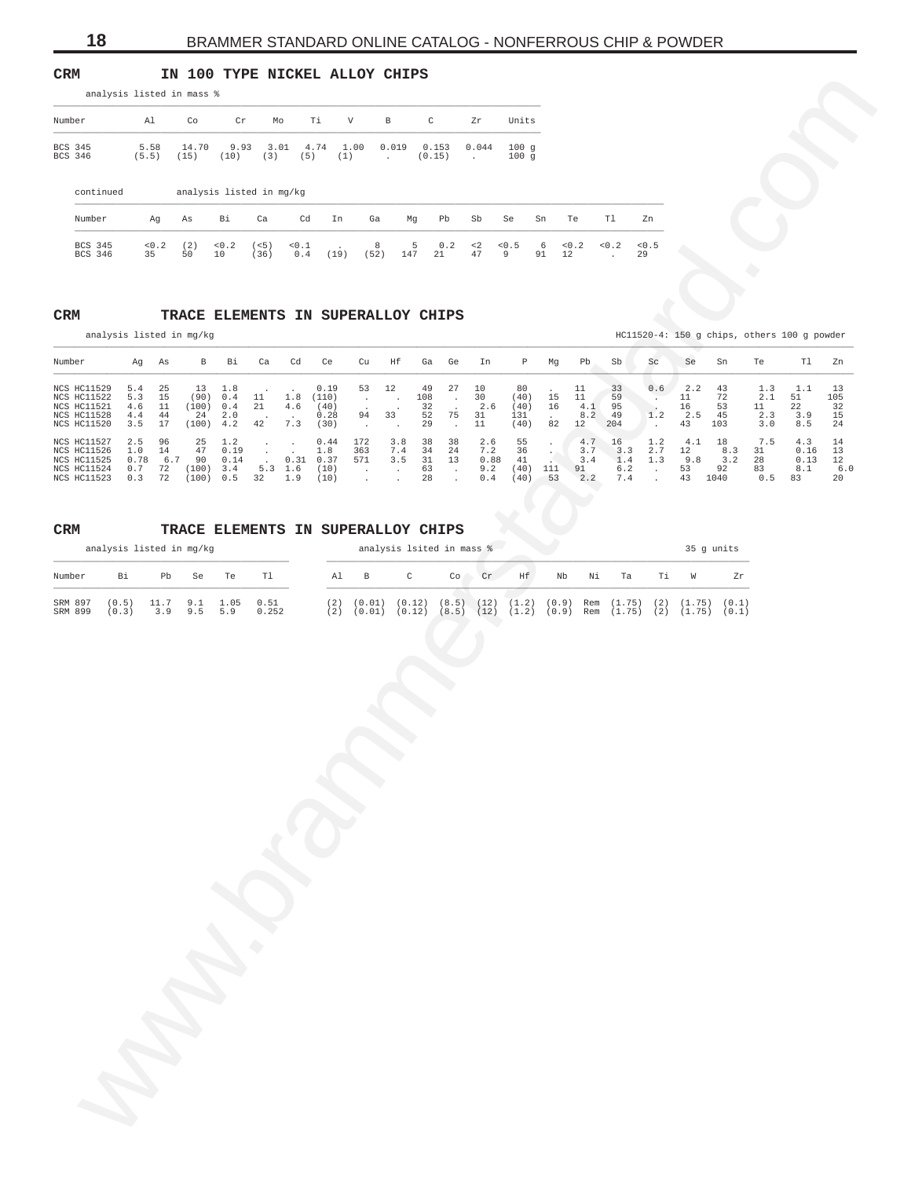## CRM IN 100 TYPE NICKEL ALLOY CHIPS

analysis listed in mass %

| Number | Al | Co | Cr | Mo | Ti | V | B | C | Zr | Units |
|---|---|---|---|---|---|---|---|---|---|---|
| BCS 345 | 5.58 | 14.70 | 9.93 | 3.01 | 4.74 | 1.00 | 0.019 | 0.153 | 0.044 | 100 g |
| BCS 346 | (5.5) | (15) | (10) | (3) | (5) | (1) | . | (0.15) | . | 100 g |

continued — analysis listed in mg/kg

| Number | Ag | As | Bi | Ca | Cd | In | Ga | Mg | Pb | Sb | Se | Sn | Te | Tl | Zn |
|---|---|---|---|---|---|---|---|---|---|---|---|---|---|---|---|
| BCS 345 | <0.2 | (2) | <0.2 | (<5) | <0.1 | . | 8 | 5 | 0.2 | <2 | <0.5 | 6 | <0.2 | <0.2 | <0.5 |
| BCS 346 | 35 | 50 | 10 | (36) | 0.4 | (19) | (52) | 147 | 21 | 47 | 9 | 91 | 12 | . | 29 |

## CRM TRACE ELEMENTS IN SUPERALLOY CHIPS

analysis listed in mg/kg — HC11520-4: 150 g chips, others 100 g powder

| Number | Ag | As | B | Bi | Ca | Cd | Ce | Cu | Hf | Ga | Ge | In | P | Mg | Pb | Sb | Sc | Se | Sn | Te | Tl | Zn |
|---|---|---|---|---|---|---|---|---|---|---|---|---|---|---|---|---|---|---|---|---|---|---|
| NCS HC11529 | 5.4 | 25 | 13 | 1.8 | . | . | 0.19 | 53 | 12 | 49 | 27 | 10 | 80 | . | 11 | 33 | 0.6 | 2.2 | 43 | 1.3 | 1.1 | 13 |
| NCS HC11522 | 5.3 | 15 | (90) | 0.4 | 11 | 1.8 | (110) | . | . | 108 | . | 30 | (40) | 15 | 11 | 59 | . | 11 | 72 | 2.1 | 51 | 105 |
| NCS HC11521 | 4.6 | 11 | (100) | 0.4 | 21 | 4.6 | (40) | . | . | 32 | . | 2.6 | (40) | 16 | 4.1 | 95 | . | 16 | 53 | 11 | 22 | 32 |
| NCS HC11528 | 4.4 | 44 | 24 | 2.0 | . | . | 0.28 | 94 | 33 | 52 | 75 | 31 | 131 | . | 8.2 | 49 | 1.2 | 2.5 | 45 | 2.3 | 3.9 | 15 |
| NCS HC11520 | 3.5 | 17 | (100) | 4.2 | 42 | 7.3 | (30) | . | . | 29 | . | 11 | (40) | 82 | 12 | 204 | . | 43 | 103 | 3.0 | 8.5 | 24 |
| NCS HC11527 | 2.5 | 96 | 25 | 1.2 | . | . | 0.44 | 172 | 3.8 | 38 | 38 | 2.6 | 55 | . | 4.7 | 16 | 1.2 | 4.1 | 18 | 7.5 | 4.3 | 14 |
| NCS HC11526 | 1.0 | 14 | 47 | 0.19 | . | . | 1.8 | 363 | 7.4 | 34 | 24 | 7.2 | 36 | . | 3.7 | 3.3 | 2.7 | 12 | 8.3 | 31 | 0.16 | 13 |
| NCS HC11525 | 0.78 | 6.7 | 90 | 0.14 | . | 0.31 | 0.37 | 571 | 3.5 | 31 | 13 | 0.88 | 41 | . | 3.4 | 1.4 | 1.3 | 9.8 | 3.2 | 28 | 0.13 | 12 |
| NCS HC11524 | 0.7 | 72 | (100) | 3.4 | 5.3 | 1.6 | (10) | . | . | 63 | . | 9.2 | (40) | 111 | 91 | 6.2 | . | 53 | 92 | 83 | 8.1 | 6.0 |
| NCS HC11523 | 0.3 | 72 | (100) | 0.5 | 32 | 1.9 | (10) | . | . | 28 | . | 0.4 | (40) | 53 | 2.2 | 7.4 | . | 43 | 1040 | 0.5 | 83 | 20 |

## CRM TRACE ELEMENTS IN SUPERALLOY CHIPS

| | analysis listed in mg/kg | | | | | analysis lsited in mass % | | | | | | | | | | | 35 g units | |
|---|---|---|---|---|---|---|---|---|---|---|---|---|---|---|---|---|---|---|
| Number | Bi | Pb | Se | Te | Tl | Al | B | C | Co | Cr | Hf | Nb | Ni | Ta | Ti | W | Zr |
| SRM 897 | (0.5) | 11.7 | 9.1 | 1.05 | 0.51 | (2) | (0.01) | (0.12) | (8.5) | (12) | (1.2) | (0.9) | Rem | (1.75) | (2) | (1.75) | (0.1) |
| SRM 899 | (0.3) | 3.9 | 9.5 | 5.9 | 0.252 | (2) | (0.01) | (0.12) | (8.5) | (12) | (1.2) | (0.9) | Rem | (1.75) | (2) | (1.75) | (0.1) |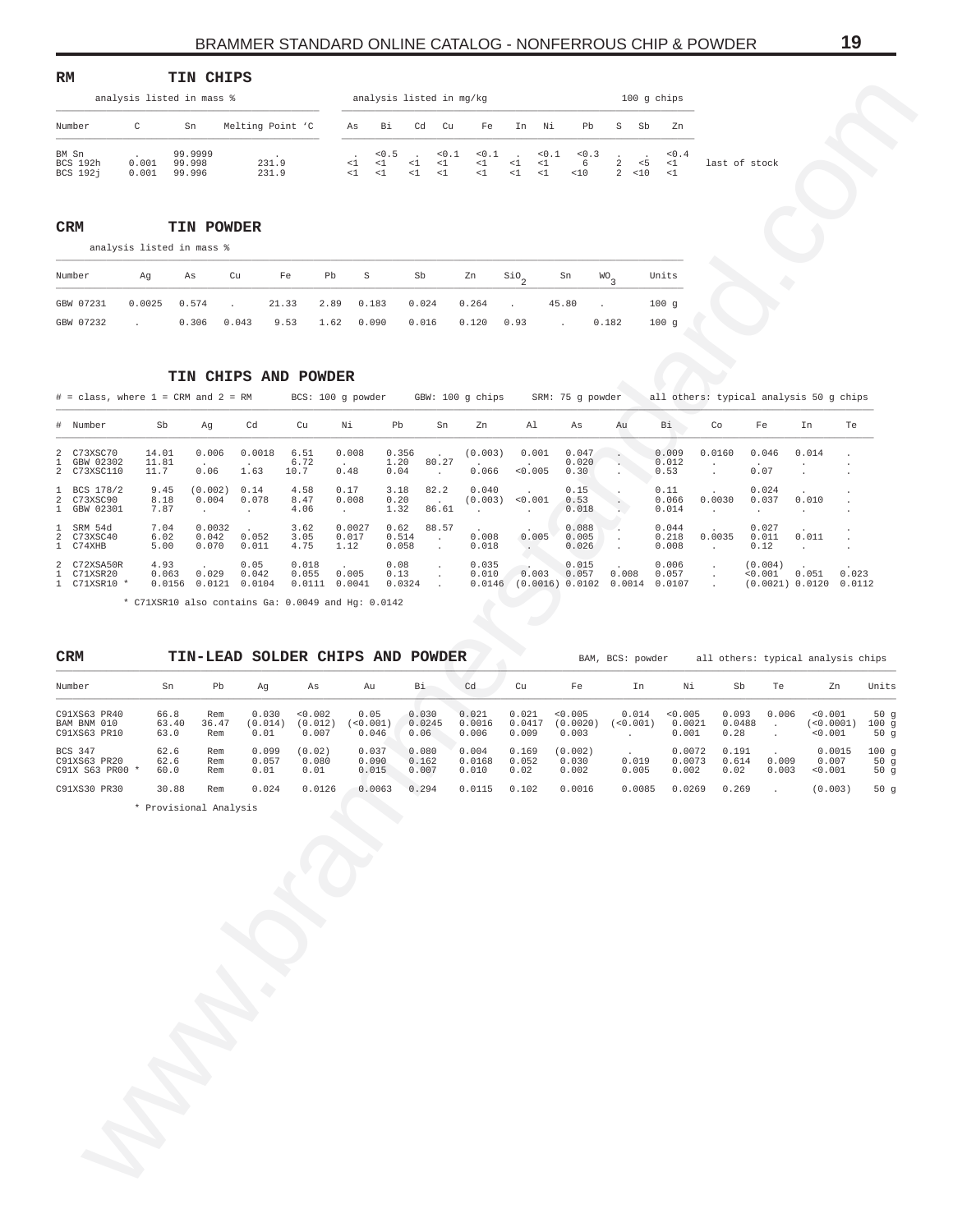## RM TIN CHIPS

| | analysis listed in mass % | | | analysis listed in mg/kg | | | | | | | | | | | 100 g chips | |
|---|---|---|---|---|---|---|---|---|---|---|---|---|---|---|---|---|
| Number | C | Sn | Melting Point 'C | As | Bi | Cd | Cu | Fe | In | Ni | Pb | S | Sb | Zn | | |
| BM Sn | . | 99.9999 | . | . | <0.5 | . | <0.1 | <0.1 | . | <0.1 | <0.3 | . | . | <0.4 | | |
| BCS 192h | 0.001 | 99.998 | 231.9 | <1 | <1 | <1 | <1 | <1 | <1 | <1 | 6 | 2 | <5 | <1 | last of stock | |
| BCS 192j | 0.001 | 99.996 | 231.9 | <1 | <1 | <1 | <1 | <1 | <1 | <1 | <10 | 2 | <10 | <1 | | |

## CRM TIN POWDER

analysis listed in mass %

| Number | Ag | As | Cu | Fe | Pb | S | Sb | Zn | $SiO_2$ | Sn | $WO_3$ | Units |
|---|---|---|---|---|---|---|---|---|---|---|---|---|
| GBW 07231 | 0.0025 | 0.574 | . | 21.33 | 2.89 | 0.183 | 0.024 | 0.264 | . | 45.80 | . | 100 g |
| GBW 07232 | . | 0.306 | 0.043 | 9.53 | 1.62 | 0.090 | 0.016 | 0.120 | 0.93 | . | 0.182 | 100 g |

## TIN CHIPS AND POWDER

# = class, where 1 = CRM and 2 = RM    BCS: 100 g powder    GBW: 100 g chips    SRM: 75 g powder    all others: typical analysis 50 g chips

| # | Number | Sb | Ag | Cd | Cu | Ni | Pb | Sn | Zn | Al | As | Au | Bi | Co | Fe | In | Te |
|---|---|---|---|---|---|---|---|---|---|---|---|---|---|---|---|---|---|
| 2 | C73XSC70 | 14.01 | 0.006 | 0.0018 | 6.51 | 0.008 | 0.356 | . | (0.003) | 0.001 | 0.047 | . | 0.009 | 0.0160 | 0.046 | 0.014 | . |
| 1 | GBW 02302 | 11.81 | . | . | 6.72 | . | 1.20 | 80.27 | . | . | 0.020 | . | 0.012 | . | . | . | . |
| 2 | C73XSC110 | 11.7 | 0.06 | 1.63 | 10.7 | 0.48 | 0.04 | . | 0.066 | <0.005 | 0.30 | . | 0.53 | . | 0.07 | . | . |
| 1 | BCS 178/2 | 9.45 | (0.002) | 0.14 | 4.58 | 0.17 | 3.18 | 82.2 | 0.040 | . | 0.15 | . | 0.11 | . | 0.024 | . | . |
| 2 | C73XSC90 | 8.18 | 0.004 | 0.078 | 8.47 | 0.008 | 0.20 | . | (0.003) | <0.001 | 0.53 | . | 0.066 | 0.0030 | 0.037 | 0.010 | . |
| 1 | GBW 02301 | 7.87 | . | . | 4.06 | . | 1.32 | 86.61 | . | . | 0.018 | . | 0.014 | . | . | . | . |
| 1 | SRM 54d | 7.04 | 0.0032 | . | 3.62 | 0.0027 | 0.62 | 88.57 | . | . | 0.088 | . | 0.044 | . | 0.027 | . | . |
| 2 | C73XSC40 | 6.02 | 0.042 | 0.052 | 3.05 | 0.017 | 0.514 | . | 0.008 | 0.005 | 0.005 | . | 0.218 | 0.0035 | 0.011 | 0.011 | . |
| 1 | C74XHB | 5.00 | 0.070 | 0.011 | 4.75 | 1.12 | 0.058 | . | 0.018 | . | 0.026 | . | 0.008 | . | 0.12 | . | . |
| 2 | C72XSA50R | 4.93 | . | 0.05 | 0.018 | . | 0.08 | . | 0.035 | . | 0.015 | . | 0.006 | . | (0.004) | . | . |
| 1 | C71XSR20 | 0.063 | 0.029 | 0.042 | 0.055 | 0.005 | 0.13 | . | 0.010 | 0.003 | 0.057 | 0.008 | 0.057 | . | <0.001 | 0.051 | 0.023 |
| 1 | C71XSR10 * | 0.0156 | 0.0121 | 0.0104 | 0.0111 | 0.0041 | 0.0324 | . | 0.0146 | (0.0016) | 0.0102 | 0.0014 | 0.0107 | . | (0.0021) | 0.0120 | 0.0112 |

* C71XSR10 also contains Ga: 0.0049 and Hg: 0.0142

## CRM TIN-LEAD SOLDER CHIPS AND POWDER

BAM, BCS: powder    all others: typical analysis chips

| Number | Sn | Pb | Ag | As | Au | Bi | Cd | Cu | Fe | In | Ni | Sb | Te | Zn | Units |
|---|---|---|---|---|---|---|---|---|---|---|---|---|---|---|---|
| C91XS63 PR40 | 66.8 | Rem | 0.030 | <0.002 | 0.05 | 0.030 | 0.021 | 0.021 | <0.005 | 0.014 | <0.005 | 0.093 | 0.006 | <0.001 | 50 g |
| BAM BNM 010 | 63.40 | 36.47 | (0.014) | (0.012) | (<0.001) | 0.0245 | 0.0016 | 0.0417 | (0.0020) | (<0.001) | 0.0021 | 0.0488 | . | (<0.0001) | 100 g |
| C91XS63 PR10 | 63.0 | Rem | 0.01 | 0.007 | 0.046 | 0.06 | 0.006 | 0.009 | 0.003 | . | 0.001 | 0.28 | . | <0.001 | 50 g |
| BCS 347 | 62.6 | Rem | 0.099 | (0.02) | 0.037 | 0.080 | 0.004 | 0.169 | (0.002) | . | 0.0072 | 0.191 | . | 0.0015 | 100 g |
| C91XS63 PR20 | 62.6 | Rem | 0.057 | 0.080 | 0.090 | 0.162 | 0.0168 | 0.052 | 0.030 | 0.019 | 0.0073 | 0.614 | 0.009 | 0.007 | 50 g |
| C91X S63 PR00 * | 60.0 | Rem | 0.01 | 0.01 | 0.015 | 0.007 | 0.010 | 0.02 | 0.002 | 0.005 | 0.002 | 0.02 | 0.003 | <0.001 | 50 g |
| C91XS30 PR30 | 30.88 | Rem | 0.024 | 0.0126 | 0.0063 | 0.294 | 0.0115 | 0.102 | 0.0016 | 0.0085 | 0.0269 | 0.269 | . | (0.003) | 50 g |

* Provisional Analysis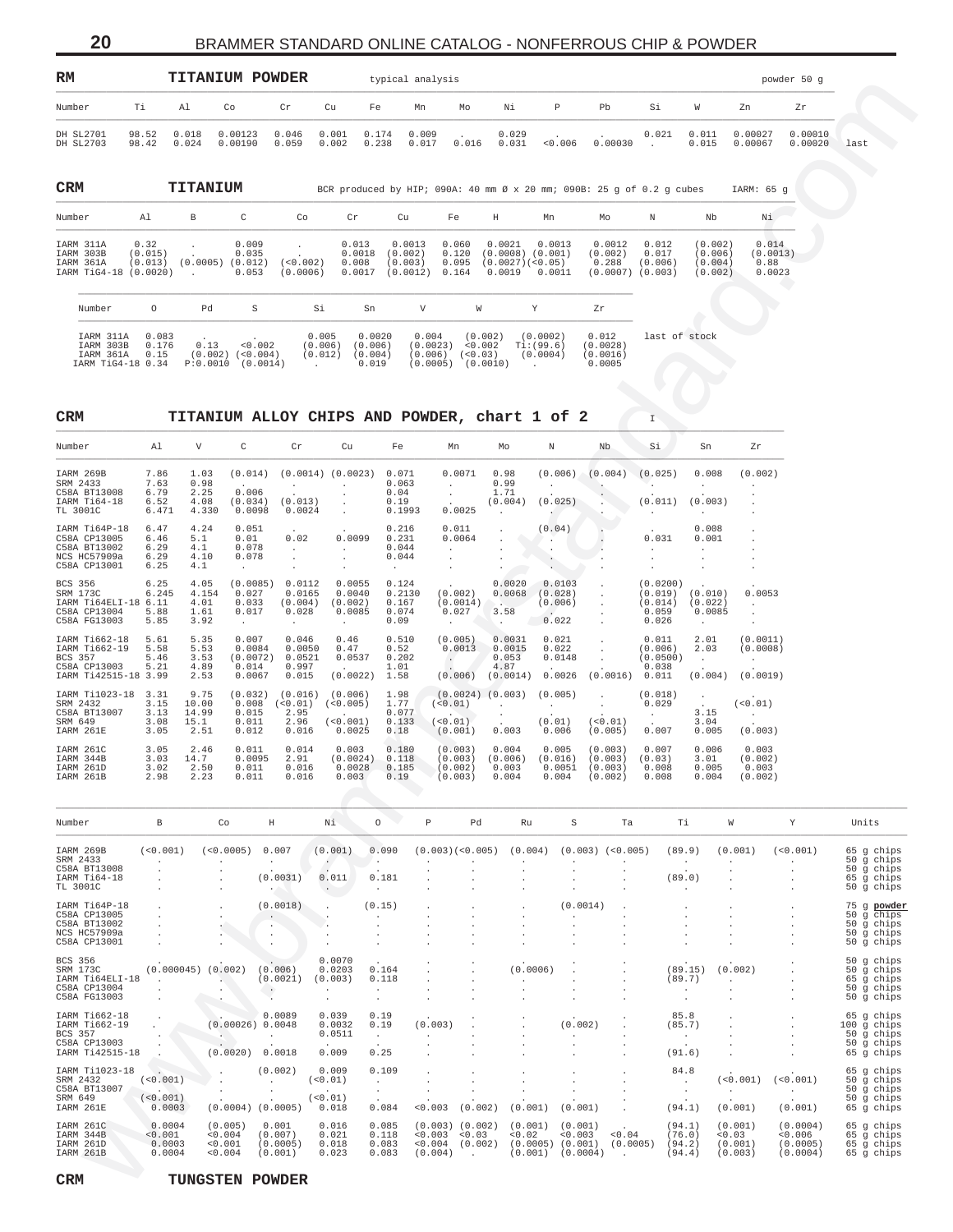## RM TITANIUM POWDER

typical analysis — powder 50 g

| Number | Ti | Al | Co | Cr | Cu | Fe | Mn | Mo | Ni | P | Pb | Si | W | Zn | Zr | |
|---|---|---|---|---|---|---|---|---|---|---|---|---|---|---|---|---|
| DH SL2701 | 98.52 | 0.018 | 0.00123 | 0.046 | 0.001 | 0.174 | 0.009 | . | 0.029 | . | . | 0.021 | 0.011 | 0.00027 | 0.00010 | |
| DH SL2703 | 98.42 | 0.024 | 0.00190 | 0.059 | 0.002 | 0.238 | 0.017 | 0.016 | 0.031 | <0.006 | 0.00030 | . | 0.015 | 0.00067 | 0.00020 | last |

## CRM TITANIUM

BCR produced by HIP; 090A: 40 mm Ø x 20 mm; 090B: 25 g of 0.2 g cubes — IARM: 65 g

| Number | Al | B | C | Co | Cr | Cu | Fe | H | Mn | Mo | N | Nb | Ni |
|---|---|---|---|---|---|---|---|---|---|---|---|---|---|
| IARM 311A | 0.32 | . | 0.009 | . | 0.013 | 0.0013 | 0.060 | 0.0021 | 0.0013 | 0.0012 | 0.012 | (0.002) | 0.014 |
| IARM 303B | (0.015) | . | 0.035 | . | 0.0018 | (0.002) | 0.120 | (0.0008) | (0.001) | (0.002) | 0.017 | (0.006) | (0.0013) |
| IARM 361A | (0.013) | (0.0005) | (0.012) | (<0.002) | 0.008 | (0.003) | 0.095 | (0.0027) | (<0.05) | 0.288 | (0.006) | (0.004) | 0.88 |
| IARM TiG4-18 | (0.0020) | . | 0.053 | (0.0006) | 0.0017 | (0.0012) | 0.164 | 0.0019 | 0.0011 | (0.0007) | (0.003) | (0.002) | 0.0023 |

| Number | O | Pd | S | Si | Sn | V | W | Y | Zr | |
|---|---|---|---|---|---|---|---|---|---|---|
| IARM 311A | 0.083 | . | . | 0.005 | 0.0020 | 0.004 | (0.002) | (0.0002) | 0.012 | last of stock |
| IARM 303B | 0.176 | 0.13 | <0.002 | (0.006) | (0.006) | (0.0023) | <0.002 | Ti:(99.6) | (0.0028) | |
| IARM 361A | 0.15 | (0.002) | (<0.004) | (0.012) | (0.004) | (0.006) | (<0.03) | (0.0004) | (0.0016) | |
| IARM TiG4-18 | 0.34 | P:0.0010 | (0.0014) | . | 0.019 | (0.0005) | (0.0010) | . | 0.0005 | |

## CRM TITANIUM ALLOY CHIPS AND POWDER, chart 1 of 2

| Number | Al | V | C | Cr | Cu | Fe | Mn | Mo | N | Nb | Si | Sn | Zr |
|---|---|---|---|---|---|---|---|---|---|---|---|---|---|
| IARM 269B | 7.86 | 1.03 | (0.014) | (0.0014) | (0.0023) | 0.071 | 0.0071 | 0.98 | (0.006) | (0.004) | (0.025) | 0.008 | (0.002) |
| SRM 2433 | 7.63 | 0.98 | . | . | . | 0.063 | . | 0.99 | . | . | . | . | . |
| C58A BT13008 | 6.79 | 2.25 | 0.006 | . | . | 0.04 | . | 1.71 | . | . | . | . | . |
| IARM Ti64-18 | 6.52 | 4.08 | (0.034) | (0.013) | . | 0.19 | . | (0.004) | (0.025) | . | (0.011) | (0.003) | . |
| TL 3001C | 6.471 | 4.330 | 0.0098 | 0.0024 | . | 0.1993 | 0.0025 | . | . | . | . | . | . |
| IARM Ti64P-18 | 6.47 | 4.24 | 0.051 | . | . | 0.216 | 0.011 | . | (0.04) | . | . | 0.008 | . |
| C58A CP13005 | 6.46 | 5.1 | 0.01 | 0.02 | 0.0099 | 0.231 | 0.0064 | . | . | . | 0.031 | 0.001 | . |
| C58A BT13002 | 6.29 | 4.1 | 0.078 | . | . | 0.044 | . | . | . | . | . | . | . |
| NCS HC57909a | 6.29 | 4.10 | 0.078 | . | . | 0.044 | . | . | . | . | . | . | . |
| C58A CP13001 | 6.25 | 4.1 | . | . | . | . | . | . | . | . | . | . | . |
| BCS 356 | 6.25 | 4.05 | (0.0085) | 0.0112 | 0.0055 | 0.124 | . | 0.0020 | 0.0103 | . | (0.0200) | . | . |
| SRM 173C | 6.245 | 4.154 | 0.027 | 0.0165 | 0.0040 | 0.2130 | (0.002) | 0.0068 | (0.028) | . | (0.019) | (0.010) | 0.0053 |
| IARM Ti64ELI-18 | 6.11 | 4.01 | 0.033 | (0.004) | (0.002) | 0.167 | (0.0014) | . | (0.006) | . | (0.014) | (0.022) | . |
| C58A CP13004 | 5.88 | 1.61 | 0.017 | 0.028 | 0.0085 | 0.074 | 0.027 | 3.58 | . | . | 0.059 | 0.0085 | . |
| C58A FG13003 | 5.85 | 3.92 | . | . | . | 0.09 | . | . | 0.022 | . | 0.026 | . | . |
| IARM Ti662-18 | 5.61 | 5.35 | 0.007 | 0.046 | 0.46 | 0.510 | (0.005) | 0.0031 | 0.021 | . | 0.011 | 2.01 | (0.0011) |
| IARM Ti662-19 | 5.58 | 5.53 | 0.0084 | 0.0050 | 0.47 | 0.52 | 0.0013 | 0.0015 | 0.022 | . | (0.006) | 2.03 | (0.0008) |
| BCS 357 | 5.46 | 3.53 | (0.0072) | 0.0521 | 0.0537 | 0.202 | . | 0.053 | 0.0148 | . | (0.0500) | . | . |
| C58A CP13003 | 5.21 | 4.89 | 0.014 | 0.997 | . | 1.01 | . | 4.87 | . | . | 0.038 | . | . |
| IARM Ti42515-18 | 3.99 | 2.53 | 0.0067 | 0.015 | (0.0022) | 1.58 | (0.006) | (0.0014) | 0.0026 | (0.0016) | 0.011 | (0.004) | (0.0019) |
| IARM Ti1023-18 | 3.31 | 9.75 | (0.032) | (0.016) | (0.006) | 1.98 | (0.0024) | (0.003) | (0.005) | . | (0.018) | . | . |
| SRM 2432 | 3.15 | 10.00 | 0.008 | (<0.01) | (<0.005) | 1.77 | (<0.01) | . | . | . | 0.029 | . | (<0.01) |
| C58A BT13007 | 3.13 | 14.99 | 0.015 | 2.95 | . | 0.077 | . | . | . | . | . | 3.15 | . |
| SRM 649 | 3.08 | 15.1 | 0.011 | 2.96 | (<0.001) | 0.133 | (<0.01) | . | (0.01) | (<0.01) | . | 3.04 | . |
| IARM 261E | 3.05 | 2.51 | 0.012 | 0.016 | 0.0025 | 0.18 | (0.001) | 0.003 | 0.006 | (0.005) | 0.007 | 0.005 | (0.003) |
| IARM 261C | 3.05 | 2.46 | 0.011 | 0.014 | 0.003 | 0.180 | (0.003) | 0.004 | 0.005 | (0.003) | 0.007 | 0.006 | 0.003 |
| IARM 344B | 3.03 | 14.7 | 0.0095 | 2.91 | (0.0024) | 0.118 | (0.003) | (0.006) | (0.016) | (0.003) | (0.03) | 3.01 | (0.002) |
| IARM 261D | 3.02 | 2.50 | 0.011 | 0.016 | 0.0028 | 0.185 | (0.002) | 0.003 | 0.0051 | (0.003) | 0.008 | 0.005 | 0.003 |
| IARM 261B | 2.98 | 2.23 | 0.011 | 0.016 | 0.003 | 0.19 | (0.003) | 0.004 | 0.004 | (0.002) | 0.008 | 0.004 | (0.002) |

| Number | B | Co | H | Ni | O | P | Pd | Ru | S | Ta | Ti | W | Y | Units |
|---|---|---|---|---|---|---|---|---|---|---|---|---|---|---|
| IARM 269B | (<0.001) | (<0.0005) | 0.007 | (0.001) | 0.090 | (0.003) | (<0.005) | (0.004) | (0.003) | (<0.005) | (89.9) | (0.001) | (<0.001) | 65 g chips |
| SRM 2433 | . | . | . | . | . | . | . | . | . | . | . | . | . | 50 g chips |
| C58A BT13008 | . | . | . | . | . | . | . | . | . | . | . | . | . | 50 g chips |
| IARM Ti64-18 | . | . | (0.0031) | 0.011 | 0.181 | . | . | . | . | . | (89.0) | . | . | 65 g chips |
| TL 3001C | . | . | . | . | . | . | . | . | . | . | . | . | . | 50 g chips |
| IARM Ti64P-18 | . | . | (0.0018) | . | (0.15) | . | . | . | (0.0014) | . | . | . | . | 75 g **powder** |
| C58A CP13005 | . | . | . | . | . | . | . | . | . | . | . | . | . | 50 g chips |
| C58A BT13002 | . | . | . | . | . | . | . | . | . | . | . | . | . | 50 g chips |
| NCS HC57909a | . | . | . | . | . | . | . | . | . | . | . | . | . | 50 g chips |
| C58A CP13001 | . | . | . | . | . | . | . | . | . | . | . | . | . | 50 g chips |
| BCS 356 | . | . | . | 0.0070 | . | . | . | . | . | . | . | . | . | 50 g chips |
| SRM 173C | (0.000045) | (0.002) | (0.006) | 0.0203 | 0.164 | . | . | (0.0006) | . | . | (89.15) | (0.002) | . | 50 g chips |
| IARM Ti64ELI-18 | . | . | (0.0021) | (0.003) | 0.118 | . | . | . | . | . | (89.7) | . | . | 65 g chips |
| C58A CP13004 | . | . | . | . | . | . | . | . | . | . | . | . | . | 50 g chips |
| C58A FG13003 | . | . | . | . | . | . | . | . | . | . | . | . | . | 50 g chips |
| IARM Ti662-18 | . | . | 0.0089 | 0.039 | 0.19 | . | . | . | . | . | 85.8 | . | . | 65 g chips |
| IARM Ti662-19 | . | (0.00026) | 0.0048 | 0.0032 | 0.19 | (0.003) | . | . | (0.002) | . | (85.7) | . | . | 100 g chips |
| BCS 357 | . | . | . | 0.0511 | . | . | . | . | . | . | . | . | . | 50 g chips |
| C58A CP13003 | . | . | . | . | . | . | . | . | . | . | . | . | . | 50 g chips |
| IARM Ti42515-18 | . | (0.0020) | 0.0018 | 0.009 | 0.25 | . | . | . | . | . | (91.6) | . | . | 65 g chips |
| IARM Ti1023-18 | . | . | (0.002) | 0.009 | 0.109 | . | . | . | . | . | 84.8 | . | . | 65 g chips |
| SRM 2432 | (<0.001) | . | . | (<0.01) | . | . | . | . | . | . | . | (<0.001) | (<0.001) | 50 g chips |
| C58A BT13007 | . | . | . | . | . | . | . | . | . | . | . | . | . | 50 g chips |
| SRM 649 | (<0.001) | . | . | (<0.01) | . | . | . | . | . | . | . | . | . | 50 g chips |
| IARM 261E | 0.0003 | (0.0004) | (0.0005) | 0.018 | 0.084 | <0.003 | (0.002) | (0.001) | (0.001) | . | (94.1) | (0.001) | (0.001) | 65 g chips |
| IARM 261C | 0.0004 | (0.005) | 0.001 | 0.016 | 0.085 | (0.003) | (0.002) | (0.001) | (0.001) | . | (94.1) | (0.001) | (0.0004) | 65 g chips |
| IARM 344B | <0.001 | <0.004 | (0.007) | 0.021 | 0.118 | <0.003 | <0.03 | <0.02 | <0.003 | <0.04 | (76.0) | <0.03 | <0.006 | 65 g chips |
| IARM 261D | 0.0003 | <0.001 | (0.0005) | 0.018 | 0.083 | <0.004 | (0.002) | (0.0005) | (0.001) | (0.0005) | (94.2) | (0.001) | (0.0005) | 65 g chips |
| IARM 261B | 0.0004 | <0.004 | (0.001) | 0.023 | 0.083 | (0.004) | . | (0.001) | (0.0004) | . | (94.4) | (0.003) | (0.0004) | 65 g chips |

## CRM TUNGSTEN POWDER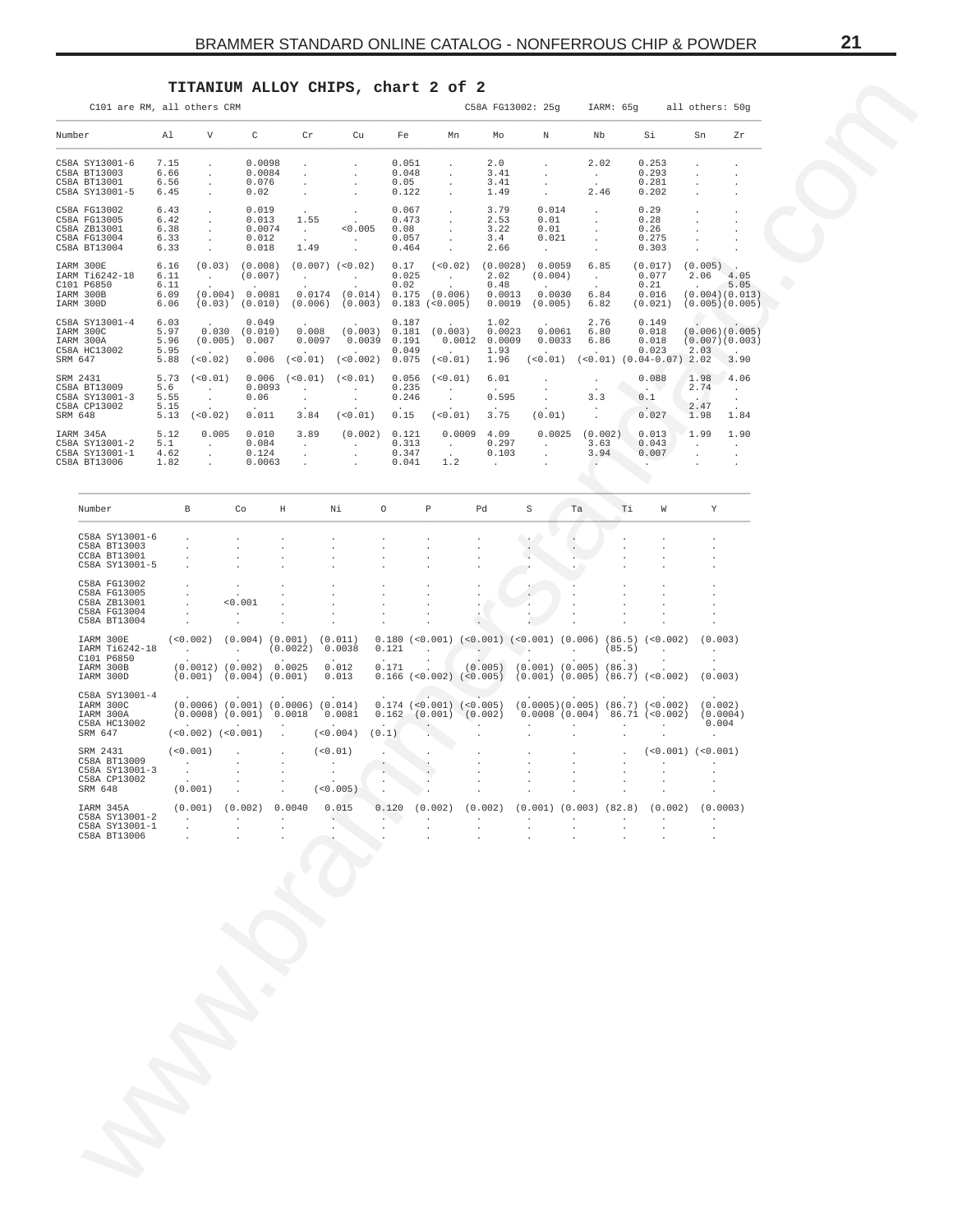## TITANIUM ALLOY CHIPS, chart 2 of 2

C101 are RM, all others CRM — C58A FG13002: 25g — IARM: 65g — all others: 50g

| Number | Al | V | C | Cr | Cu | Fe | Mn | Mo | N | Nb | Si | Sn | Zr |
|---|---|---|---|---|---|---|---|---|---|---|---|---|---|
| C58A SY13001-6 | 7.15 | . | 0.0098 | . | . | 0.051 | . | 2.0 | . | 2.02 | 0.253 | . | . |
| C58A BT13003 | 6.66 | . | 0.0084 | . | . | 0.048 | . | 3.41 | . | . | 0.293 | . | . |
| C58A BT13001 | 6.56 | . | 0.076 | . | . | 0.05 | . | 3.41 | . | . | 0.281 | . | . |
| C58A SY13001-5 | 6.45 | . | 0.02 | . | . | 0.122 | . | 1.49 | . | 2.46 | 0.202 | . | . |
| C58A FG13002 | 6.43 | . | 0.019 | . | . | 0.067 | . | 3.79 | 0.014 | . | 0.29 | . | . |
| C58A FG13005 | 6.42 | . | 0.013 | 1.55 | . | 0.473 | . | 2.53 | 0.01 | . | 0.28 | . | . |
| C58A ZB13001 | 6.38 | . | 0.0074 | . | <0.005 | 0.08 | . | 3.22 | 0.01 | . | 0.26 | . | . |
| C58A FG13004 | 6.33 | . | 0.012 | . | . | 0.057 | . | 3.4 | 0.021 | . | 0.275 | . | . |
| C58A BT13004 | 6.33 | . | 0.018 | 1.49 | . | 0.464 | . | 2.66 | . | . | 0.303 | . | . |
| IARM 300E | 6.16 | (0.03) | (0.008) | (0.007) | (<0.02) | 0.17 | (<0.02) | (0.0028) | 0.0059 | 6.85 | (0.017) | (0.005) | . |
| IARM Ti6242-18 | 6.11 | . | (0.007) | . | . | 0.025 | . | 2.02 | (0.004) | . | 0.077 | 2.06 | 4.05 |
| C101 P6850 | 6.11 | . | . | . | . | 0.02 | . | 0.48 | . | . | 0.21 | . | 5.05 |
| IARM 300B | 6.09 | (0.004) | 0.0081 | 0.0174 | (0.014) | 0.175 | (0.006) | 0.0013 | 0.0030 | 6.84 | 0.016 | (0.004) | (0.013) |
| IARM 300D | 6.06 | (0.03) | (0.010) | (0.006) | (0.003) | 0.183 | (<0.005) | 0.0019 | (0.005) | 6.82 | (0.021) | (0.005) | (0.005) |
| C58A SY13001-4 | 6.03 | . | 0.049 | . | . | 0.187 | . | 1.02 | . | 2.76 | 0.149 | . | . |
| IARM 300C | 5.97 | 0.030 | (0.010) | 0.008 | (0.003) | 0.181 | (0.003) | 0.0023 | 0.0061 | 6.80 | 0.018 | (0.006) | (0.005) |
| IARM 300A | 5.96 | (0.005) | 0.007 | 0.0097 | 0.0039 | 0.191 | 0.0012 | 0.0009 | 0.0033 | 6.86 | 0.018 | (0.007) | (0.003) |
| C58A HC13002 | 5.95 | . | . | . | . | 0.049 | . | 1.93 | . | . | 0.023 | 2.03 | . |
| SRM 647 | 5.88 | (<0.02) | 0.006 | (<0.01) | (<0.002) | 0.075 | (<0.01) | 1.96 | (<0.01) | (<0.01) | (0.04-0.07) | 2.02 | 3.90 |
| SRM 2431 | 5.73 | (<0.01) | 0.006 | (<0.01) | (<0.01) | 0.056 | (<0.01) | 6.01 | . | . | 0.088 | 1.98 | 4.06 |
| C58A BT13009 | 5.6 | . | 0.0093 | . | . | 0.235 | . | . | . | . | . | 2.74 | . |
| C58A SY13001-3 | 5.55 | . | 0.06 | . | . | 0.246 | . | 0.595 | . | 3.3 | 0.1 | . | . |
| C58A CP13002 | 5.15 | . | . | . | . | . | . | . | . | . | . | 2.47 | . |
| SRM 648 | 5.13 | (<0.02) | 0.011 | 3.84 | (<0.01) | 0.15 | (<0.01) | 3.75 | (0.01) | . | 0.027 | 1.98 | 1.84 |
| IARM 345A | 5.12 | 0.005 | 0.010 | 3.89 | (0.002) | 0.121 | 0.0009 | 4.09 | 0.0025 | (0.002) | 0.013 | 1.99 | 1.90 |
| C58A SY13001-2 | 5.1 | . | 0.084 | . | . | 0.313 | . | 0.297 | . | 3.63 | 0.043 | . | . |
| C58A SY13001-1 | 4.62 | . | 0.124 | . | . | 0.347 | . | 0.103 | . | 3.94 | 0.007 | . | . |
| C58A BT13006 | 1.82 | . | 0.0063 | . | . | 0.041 | 1.2 | . | . | . | . | . | . |

| Number | B | Co | H | Ni | O | P | Pd | S | Ta | Ti | W | Y |
|---|---|---|---|---|---|---|---|---|---|---|---|---|
| C58A SY13001-6 | . | . | . | . | . | . | . | . | . | . | . | . |
| C58A BT13003 | . | . | . | . | . | . | . | . | . | . | . | . |
| CC8A BT13001 | . | . | . | . | . | . | . | . | . | . | . | . |
| C58A SY13001-5 | . | . | . | . | . | . | . | . | . | . | . | . |
| C58A FG13002 | . | . | . | . | . | . | . | . | . | . | . | . |
| C58A FG13005 | . | . | . | . | . | . | . | . | . | . | . | . |
| C58A ZB13001 | . | <0.001 | . | . | . | . | . | . | . | . | . | . |
| C58A FG13004 | . | . | . | . | . | . | . | . | . | . | . | . |
| C58A BT13004 | . | . | . | . | . | . | . | . | . | . | . | . |
| IARM 300E | (<0.002) | (0.004) | (0.001) | (0.011) | 0.180 | (<0.001) | (<0.001) | (<0.001) | (0.006) | (86.5) | (<0.002) | (0.003) |
| IARM Ti6242-18 | . | . | (0.0022) | 0.0038 | 0.121 | . | . | . | . | (85.5) | . | . |
| C101 P6850 | . | . | . | . | . | . | . | . | . | . | . | . |
| IARM 300B | (0.0012) | (0.002) | 0.0025 | 0.012 | 0.171 | . | (0.005) | (0.001) | (0.005) | (86.3) | . | . |
| IARM 300D | (0.001) | (0.004) | (0.001) | 0.013 | 0.166 | (<0.002) | (<0.005) | (0.001) | (0.005) | (86.7) | (<0.002) | (0.003) |
| C58A SY13001-4 | . | . | . | . | . | . | . | . | . | . | . | . |
| IARM 300C | (0.0006) | (0.001) | (0.0006) | (0.014) | 0.174 | (<0.001) | (<0.005) | (0.0005) | (0.005) | (86.7) | (<0.002) | (0.002) |
| IARM 300A | (0.0008) | (0.001) | 0.0018 | 0.0081 | 0.162 | (0.001) | (0.002) | 0.0008 | (0.004) | 86.71 | (<0.002) | (0.0004) |
| C58A HC13002 | . | . | . | . | . | . | . | . | . | . | . | 0.004 |
| SRM 647 | (<0.002) | (<0.001) | . | (<0.004) | (0.1) | . | . | . | . | . | . | . |
| SRM 2431 | (<0.001) | . | . | (<0.01) | . | . | . | . | . | . | (<0.001) | (<0.001) |
| C58A BT13009 | . | . | . | . | . | . | . | . | . | . | . | . |
| C58A SY13001-3 | . | . | . | . | . | . | . | . | . | . | . | . |
| C58A CP13002 | . | . | . | . | . | . | . | . | . | . | . | . |
| SRM 648 | (0.001) | . | . | (<0.005) | . | . | . | . | . | . | . | . |
| IARM 345A | (0.001) | (0.002) | 0.0040 | 0.015 | 0.120 | (0.002) | (0.002) | (0.001) | (0.003) | (82.8) | (0.002) | (0.0003) |
| C58A SY13001-2 | . | . | . | . | . | . | . | . | . | . | . | . |
| C58A SY13001-1 | . | . | . | . | . | . | . | . | . | . | . | . |
| C58A BT13006 | . | . | . | . | . | . | . | . | . | . | . | . |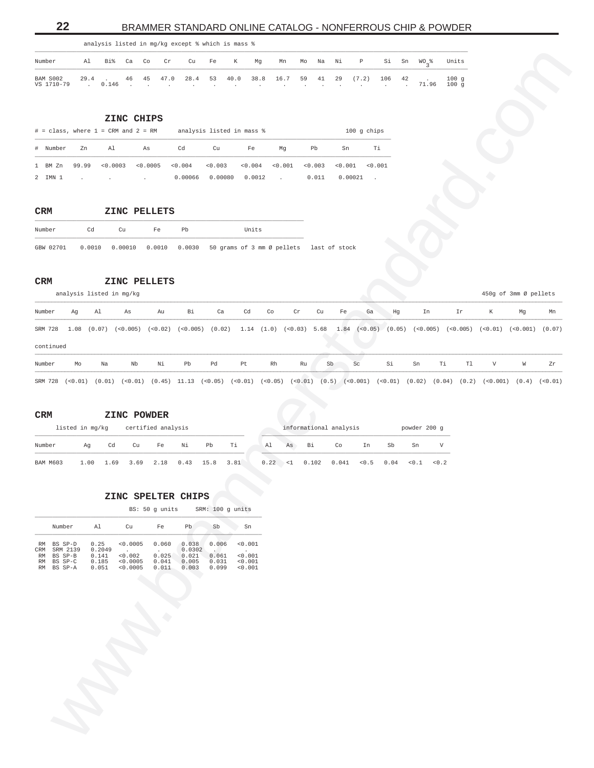analysis listed in mg/kg except % which is mass %

| Number | Al | Bi% | Ca | Co | Cr | Cu | Fe | K | Mg | Mn | Mo | Na | Ni | P | Si | Sn | $WO_3$% | Units |
|---|---|---|---|---|---|---|---|---|---|---|---|---|---|---|---|---|---|---|
| BAM S002 | 29.4 | . | 46 | 45 | 47.0 | 28.4 | 53 | 40.0 | 38.8 | 16.7 | 59 | 41 | 29 | (7.2) | 106 | 42 | . | 100 g |
| VS 1710-79 | . | 0.146 | . | . | . | . | . | . | . | . | . | . | . | . | . | . | 71.96 | 100 g |

## ZINC CHIPS

# = class, where 1 = CRM and 2 = RM — analysis listed in mass % — 100 g chips

| # | Number | Zn | Al | As | Cd | Cu | Fe | Mg | Pb | Sn | Ti |
|---|---|---|---|---|---|---|---|---|---|---|---|
| 1 | BM Zn | 99.99 | <0.0003 | <0.0005 | <0.004 | <0.003 | <0.004 | <0.001 | <0.003 | <0.001 | <0.001 |
| 2 | IMN 1 | . | . | . | 0.00066 | 0.00080 | 0.0012 | . | 0.011 | 0.00021 | . |

## CRM ZINC PELLETS

| Number | Cd | Cu | Fe | Pb | Units | |
|---|---|---|---|---|---|---|
| GBW 02701 | 0.0010 | 0.00010 | 0.0010 | 0.0030 | 50 grams of 3 mm Ø pellets | last of stock |

## CRM ZINC PELLETS

analysis listed in mg/kg — 450g of 3mm Ø pellets

| Number | Ag | Al | As | Au | Bi | Ca | Cd | Co | Cr | Cu | Fe | Ga | Hg | In | Ir | K | Mg | Mn |
|---|---|---|---|---|---|---|---|---|---|---|---|---|---|---|---|---|---|---|
| SRM 728 | 1.08 | (0.07) | (<0.005) | (<0.02) | (<0.005) | (0.02) | 1.14 | (1.0) | (<0.03) | 5.68 | 1.84 | (<0.05) | (0.05) | (<0.005) | (<0.005) | (<0.01) | (<0.001) | (0.07) |

continued

| Number | Mo | Na | Nb | Ni | Pb | Pd | Pt | Rh | Ru | Sb | Sc | Si | Sn | Ti | Tl | V | W | Zr |
|---|---|---|---|---|---|---|---|---|---|---|---|---|---|---|---|---|---|---|
| SRM 728 | (<0.01) | (0.01) | (<0.01) | (0.45) | 11.13 | (<0.05) | (<0.01) | (<0.05) | (<0.01) | (0.5) | (<0.001) | (<0.01) | (0.02) | (0.04) | (0.2) | (<0.001) | (0.4) | (<0.01) |

## CRM ZINC POWDER

listed in mg/kg — powder 200 g

| | certified analysis | | | | | | | informational analysis | | | | | | | |
|---|---|---|---|---|---|---|---|---|---|---|---|---|---|---|---|
| Number | Ag | Cd | Cu | Fe | Ni | Pb | Ti | Al | As | Bi | Co | In | Sb | Sn | V |
| BAM M603 | 1.00 | 1.69 | 3.69 | 2.18 | 0.43 | 15.8 | 3.81 | 0.22 | <1 | 0.102 | 0.041 | <0.5 | 0.04 | <0.1 | <0.2 |

## ZINC SPELTER CHIPS

BS: 50 g units — SRM: 100 g units

| | Number | Al | Cu | Fe | Pb | Sb | Sn |
|---|---|---|---|---|---|---|---|
| RM | BS SP-D | 0.25 | <0.0005 | 0.060 | 0.038 | 0.006 | <0.001 |
| CRM | SRM 2139 | 0.2049 | . | . | 0.0302 | . | . |
| RM | BS SP-B | 0.141 | <0.002 | 0.025 | 0.021 | 0.061 | <0.001 |
| RM | BS SP-C | 0.185 | <0.0005 | 0.041 | 0.005 | 0.031 | <0.001 |
| RM | BS SP-A | 0.051 | <0.0005 | 0.011 | 0.003 | 0.099 | <0.001 |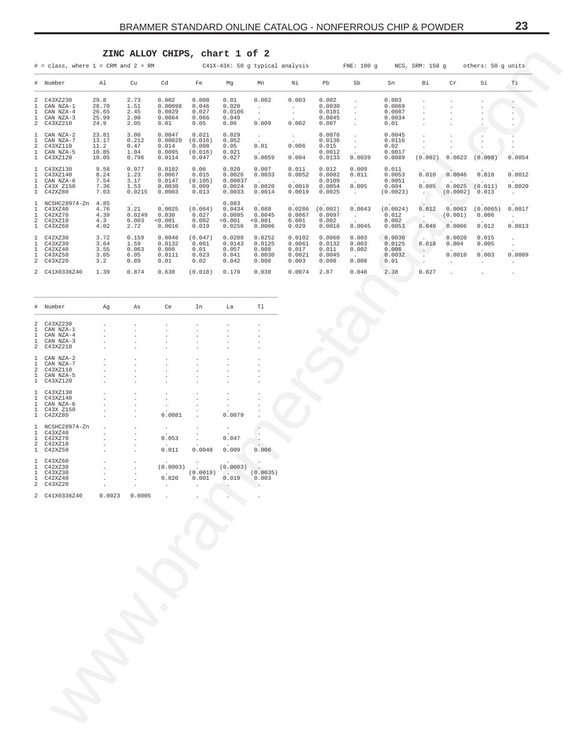## ZINC ALLOY CHIPS, chart 1 of 2

# = class, where 1 = CRM and 2 = RM     C41X-43X: 50 g typical analysis     FNE: 100 g     NCS, SRM: 150 g     others: 50 g units

| # | Number | Al | Cu | Cd | Fe | Mg | Mn | Ni | Pb | Sb | Sn | Bi | Cr | Si | Ti |
|---|---|---|---|---|---|---|---|---|---|---|---|---|---|---|---|
| 2 | C43XZ230 | 29.8 | 2.73 | 0.002 | 0.008 | 0.01 | 0.002 | 0.003 | 0.002 | . | 0.003 | . | . | . | . |
| 1 | CAN NZA-1 | 28.70 | 1.51 | 0.00098 | 0.046 | 0.020 | . | . | 0.0030 | . | 0.0069 | . | . | . | . |
| 1 | CAN NZA-4 | 26.65 | 2.45 | 0.0029 | 0.027 | 0.0106 | . | . | 0.0101 | . | 0.0087 | . | . | . | . |
| 1 | CAN NZA-3 | 25.99 | 2.00 | 0.0064 | 0.066 | 0.049 | . | . | 0.0045 | . | 0.0034 | . | . | . | . |
| 2 | C43XZ210 | 24.9 | 2.05 | 0.01 | 0.05 | 0.06 | 0.009 | 0.002 | 0.007 | . | 0.01 | . | . | . | . |
| 1 | CAN NZA-2 | 23.81 | 3.00 | 0.0047 | 0.021 | 0.029 | . | . | 0.0076 | . | 0.0045 | . | . | . | . |
| 1 | CAN NZA-7 | 13.17 | 0.212 | 0.00020 | (0.016) | 0.052 | . | . | 0.0136 | . | 0.0116 | . | . | . | . |
| 2 | C43XZ110 | 11.2 | 0.47 | 0.014 | 0.008 | 0.05 | 0.01 | 0.006 | 0.015 | . | 0.02 | . | . | . | . |
| 1 | CAN NZA-5 | 10.85 | 1.04 | 0.0095 | (0.016) | 0.021 | . | . | 0.0012 | . | 0.0017 | . | . | . | . |
| 1 | C43XZ120 | 10.05 | 0.796 | 0.0114 | 0.047 | 0.027 | 0.0059 | 0.004 | 0.0133 | 0.0039 | 0.0089 | (0.002) | 0.0023 | (0.008) | 0.0054 |
| 1 | C43XZ130 | 9.58 | 0.977 | 0.0102 | 0.06 | 0.020 | 0.007 | 0.011 | 0.012 | 0.009 | 0.011 | . | . | . | . |
| 1 | C43XZ140 | 8.24 | 1.23 | 0.0067 | 0.015 | 0.0026 | 0.0033 | 0.0052 | 0.0082 | 0.011 | 0.0053 | 0.010 | 0.0046 | 0.010 | 0.0012 |
| 1 | CAN NZA-6 | 7.54 | 3.17 | 0.0147 | (0.105) | 0.00037 | . | . | 0.0109 | . | 0.0051 | . | . | . | . |
| 1 | C43X Z150 | 7.36 | 1.53 | 0.0030 | 0.009 | 0.0024 | 0.0020 | 0.0019 | 0.0054 | 0.005 | 0.004 | 0.005 | 0.0025 | (0.011) | 0.0020 |
| 1 | C42XZ80 | 7.03 | 0.0215 | 0.0003 | 0.013 | 0.0033 | 0.0014 | 0.0019 | 0.0025 | . | (0.0023) | . | (0.0002) | 0.013 | . |
| 1 | NCSHC28974-Zn | 4.85 | . | . | . | 0.083 | . | . | . | . | . | . | . | . | . |
| 1 | C43XZ40 | 4.76 | 3.21 | 0.0025 | (0.064) | 0.0434 | 0.088 | 0.0286 | (0.002) | 0.0043 | (0.0024) | 0.012 | 0.0063 | (0.0065) | 0.0017 |
| 1 | C42XZ70 | 4.39 | 0.0249 | 0.030 | 0.027 | 0.0095 | 0.0045 | 0.0067 | 0.0097 | . | 0.012 | . | (0.001) | 0.006 | . |
| 2 | C42XZ10 | 4.3 | 0.003 | <0.001 | 0.002 | <0.001 | <0.001 | 0.001 | 0.002 | . | 0.002 | . | . | . | . |
| 1 | C43XZ60 | 4.02 | 2.72 | 0.0016 | 0.019 | 0.0256 | 0.0006 | 0.029 | 0.0016 | 0.0045 | 0.0053 | 0.049 | 0.0006 | 0.012 | 0.0013 |
| 1 | C42XZ30 | 3.72 | 0.159 | 0.0048 | (0.047) | 0.0288 | 0.0252 | 0.0102 | 0.0060 | 0.003 | 0.0030 | . | 0.0020 | 0.015 | . |
| 1 | C43XZ30 | 3.64 | 1.59 | 0.0132 | 0.061 | 0.0143 | 0.0125 | 0.0061 | 0.0132 | 0.003 | 0.0125 | 0.018 | 0.004 | 0.005 | . |
| 1 | C42XZ40 | 3.55 | 0.063 | 0.008 | 0.01 | 0.057 | 0.008 | 0.017 | 0.011 | 0.002 | 0.006 | . | . | . | . |
| 1 | C43XZ50 | 3.05 | 6.05 | 0.0111 | 0.023 | 0.041 | 0.0030 | 0.0021 | 0.0045 | . | 0.0032 | . | 0.0010 | 0.003 | 0.0009 |
| 2 | C43XZ20 | 3.2 | 0.89 | 0.01 | 0.02 | 0.042 | 0.008 | 0.003 | 0.008 | 0.008 | 0.01 | . | . | . | . |
| 2 | C41X0336Z40 | 1.39 | 0.874 | 0.638 | (0.018) | 0.179 | 0.038 | 0.0074 | 2.87 | 0.048 | 2.38 | 0.027 | . | . | . |

| # | Number | Ag | As | Ce | In | La | Tl |
|---|---|---|---|---|---|---|---|
| 2 | C43XZ230 | . | . | . | . | . | . |
| 1 | CAN NZA-1 | . | . | . | . | . | . |
| 1 | CAN NZA-4 | . | . | . | . | . | . |
| 1 | CAN NZA-3 | . | . | . | . | . | . |
| 2 | C43XZ210 | . | . | . | . | . | . |
| 1 | CAN NZA-2 | . | . | . | . | . | . |
| 1 | CAN NZA-7 | . | . | . | . | . | . |
| 2 | C43XZ110 | . | . | . | . | . | . |
| 1 | CAN NZA-5 | . | . | . | . | . | . |
| 1 | C43XZ120 | . | . | . | . | . | . |
| 1 | C43XZ130 | . | . | . | . | . | . |
| 1 | C43XZ140 | . | . | . | . | . | . |
| 1 | CAN NZA-6 | . | . | . | . | . | . |
| 1 | C43X Z150 | . | . | . | . | . | . |
| 1 | C42XZ80 | . | . | 0.0081 | . | 0.0079 | . |
| 1 | NCSHC28974-Zn | . | . | . | . | . | . |
| 1 | C43XZ40 | . | . | . | . | . | . |
| 1 | C42XZ70 | . | . | 0.053 | . | 0.047 | . |
| 2 | C42XZ10 | . | . | . | . | . | . |
| 1 | C42XZ50 | . | . | 0.011 | 0.0048 | 0.009 | 0.006 |
| 1 | C43XZ60 | . | . | . | . | . | . |
| 1 | C42XZ30 | . | . | (0.0003) | . | (0.0003) | . |
| 1 | C43XZ30 | . | . | . | (0.0019) | . | (0.0035) |
| 1 | C42XZ40 | . | . | 0.020 | 0.001 | 0.019 | 0.003 |
| 2 | C43XZ20 | . | . | . | . | . | . |
| 2 | C41X0336Z40 | 0.0023 | 0.0005 | . | . | . | . |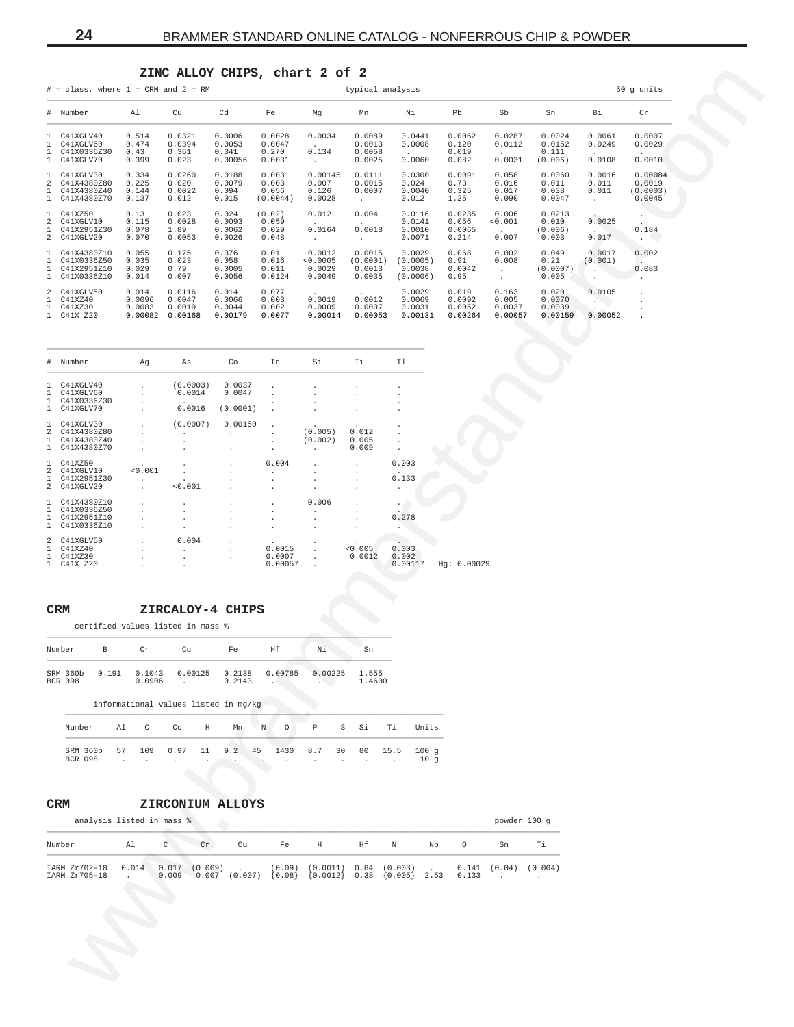## ZINC ALLOY CHIPS, chart 2 of 2

# = class, where 1 = CRM and 2 = RM — typical analysis — 50 g units

| # | Number | Al | Cu | Cd | Fe | Mg | Mn | Ni | Pb | Sb | Sn | Bi | Cr |
|---|---|---|---|---|---|---|---|---|---|---|---|---|---|
| 1 | C41XGLV40 | 0.514 | 0.0321 | 0.0006 | 0.0028 | 0.0034 | 0.0089 | 0.0441 | 0.0062 | 0.0287 | 0.0024 | 0.0061 | 0.0007 |
| 1 | C41XGLV60 | 0.474 | 0.0394 | 0.0053 | 0.0047 | . | 0.0013 | 0.0008 | 0.120 | 0.0112 | 0.0152 | 0.0249 | 0.0029 |
| 1 | C41X0336Z30 | 0.43 | 0.361 | 0.341 | 0.270 | 0.134 | 0.0058 | . | 0.019 | . | 0.111 | . | . |
| 1 | C41XGLV70 | 0.399 | 0.023 | 0.00056 | 0.0031 | . | 0.0025 | 0.0060 | 0.082 | 0.0031 | (0.006) | 0.0108 | 0.0010 |
| 1 | C41XGLV30 | 0.334 | 0.0260 | 0.0188 | 0.0031 | 0.00145 | 0.0111 | 0.0300 | 0.0091 | 0.058 | 0.0060 | 0.0016 | 0.00084 |
| 2 | C41X4380Z80 | 0.225 | 0.020 | 0.0079 | 0.003 | 0.007 | 0.0015 | 0.024 | 0.73 | 0.016 | 0.011 | 0.011 | 0.0019 |
| 1 | C41X4380Z40 | 0.144 | 0.0022 | 0.094 | 0.056 | 0.126 | 0.0007 | 0.0040 | 0.325 | 0.017 | 0.038 | 0.011 | (0.0003) |
| 1 | C41X4380Z70 | 0.137 | 0.012 | 0.015 | (0.0044) | 0.0028 | . | 0.012 | 1.25 | 0.090 | 0.0047 | . | 0.0045 |
| 1 | C41XZ50 | 0.13 | 0.023 | 0.024 | (0.02) | 0.012 | 0.004 | 0.0116 | 0.0235 | 0.006 | 0.0213 | . | . |
| 2 | C41XGLV10 | 0.115 | 0.0028 | 0.0093 | 0.059 | . | . | 0.0141 | 0.056 | <0.001 | 0.010 | 0.0025 | . |
| 1 | C41X2951Z30 | 0.078 | 1.89 | 0.0062 | 0.029 | 0.0164 | 0.0018 | 0.0010 | 0.0065 | . | (0.006) | . | 0.184 |
| 2 | C41XGLV20 | 0.070 | 0.0053 | 0.0026 | 0.048 | . | . | 0.0071 | 0.214 | 0.007 | 0.003 | 0.017 | . |
| 1 | C41X4380Z10 | 0.055 | 0.175 | 0.376 | 0.01 | 0.0012 | 0.0015 | 0.0029 | 0.068 | 0.002 | 0.049 | 0.0017 | 0.002 |
| 1 | C41X0336Z50 | 0.035 | 0.023 | 0.058 | 0.016 | <0.0005 | (0.0001) | (0.0005) | 0.91 | 0.008 | 0.21 | (0.001) | . |
| 1 | C41X2951Z10 | 0.029 | 0.79 | 0.0005 | 0.011 | 0.0029 | 0.0013 | 0.0038 | 0.0042 | . | (0.0007) | . | 0.083 |
| 1 | C41X0336Z10 | 0.014 | 0.007 | 0.0056 | 0.0124 | 0.0049 | 0.0035 | (0.0006) | 0.95 | . | 0.005 | . | . |
| 2 | C41XGLV50 | 0.014 | 0.0116 | 0.014 | 0.077 | . | . | 0.0029 | 0.019 | 0.163 | 0.020 | 0.0105 | . |
| 1 | C41XZ40 | 0.0096 | 0.0047 | 0.0066 | 0.003 | 0.0019 | 0.0012 | 0.0069 | 0.0092 | 0.005 | 0.0070 | . | . |
| 1 | C41XZ30 | 0.0083 | 0.0019 | 0.0044 | 0.002 | 0.0009 | 0.0007 | 0.0031 | 0.0052 | 0.0037 | 0.0039 | . | . |
| 1 | C41X Z20 | 0.00082 | 0.00168 | 0.00179 | 0.0077 | 0.00014 | 0.00053 | 0.00131 | 0.00264 | 0.00057 | 0.00159 | 0.00052 | . |

| # | Number | Ag | As | Co | In | Si | Ti | Tl | |
|---|---|---|---|---|---|---|---|---|---|
| 1 | C41XGLV40 | . | (0.0003) | 0.0037 | . | . | . | . | |
| 1 | C41XGLV60 | . | 0.0014 | 0.0047 | . | . | . | . | |
| 1 | C41X0336Z30 | . | . | . | . | . | . | . | |
| 1 | C41XGLV70 | . | 0.0016 | (0.0001) | . | . | . | . | |
| 1 | C41XGLV30 | . | (0.0007) | 0.00150 | . | . | . | . | |
| 2 | C41X4380Z80 | . | . | . | . | (0.005) | 0.012 | . | |
| 1 | C41X4380Z40 | . | . | . | . | (0.002) | 0.005 | . | |
| 1 | C41X4380Z70 | . | . | . | . | . | 0.009 | . | |
| 1 | C41XZ50 | . | . | . | 0.004 | . | . | 0.003 | |
| 2 | C41XGLV10 | <0.001 | . | . | . | . | . | . | |
| 1 | C41X2951Z30 | . | . | . | . | . | . | 0.133 | |
| 2 | C41XGLV20 | . | <0.001 | . | . | . | . | . | |
| 1 | C41X4380Z10 | . | . | . | . | 0.006 | . | . | |
| 1 | C41X0336Z50 | . | . | . | . | . | . | . | |
| 1 | C41X2951Z10 | . | . | . | . | . | . | 0.278 | |
| 1 | C41X0336Z10 | . | . | . | . | . | . | . | |
| 2 | C41XGLV50 | . | 0.004 | . | . | . | . | . | |
| 1 | C41XZ40 | . | . | . | 0.0015 | . | <0.005 | 0.003 | |
| 1 | C41XZ30 | . | . | . | 0.0007 | . | 0.0012 | 0.002 | |
| 1 | C41X Z20 | . | . | . | 0.00057 | . | . | 0.00117 | Hg: 0.00029 |

## CRM ZIRCALOY-4 CHIPS

certified values listed in mass %

| Number | B | Cr | Cu | Fe | Hf | Ni | Sn |
|---|---|---|---|---|---|---|---|
| SRM 360b | 0.191 | 0.1043 | 0.00125 | 0.2138 | 0.00785 | 0.00225 | 1.555 |
| BCR 098 | . | 0.0906 | . | 0.2143 | . | . | 1.4600 |

informational values listed in mg/kg

| Number | Al | C | Co | H | Mn | N | O | P | S | Si | Ti | Units |
|---|---|---|---|---|---|---|---|---|---|---|---|---|
| SRM 360b | 57 | 109 | 0.97 | 11 | 9.2 | 45 | 1430 | 8.7 | 30 | 80 | 15.5 | 100 g |
| BCR 098 | . | . | . | . | . | . | . | . | . | . | . | 10 g |

## CRM ZIRCONIUM ALLOYS

analysis listed in mass % — powder 100 g

| Number | Al | C | Cr | Cu | Fe | H | Hf | N | Nb | O | Sn | Ti |
|---|---|---|---|---|---|---|---|---|---|---|---|---|
| IARM Zr702-18 | 0.014 | 0.017 | (0.009) | . | (0.09) | (0.0011) | 0.84 | (0.003) | . | 0.141 | (0.04) | (0.004) |
| IARM Zr705-18 | . | 0.009 | 0.007 | (0.007) | {0.08} | {0.0012} | 0.38 | {0.005} | 2.53 | 0.133 | . | . |